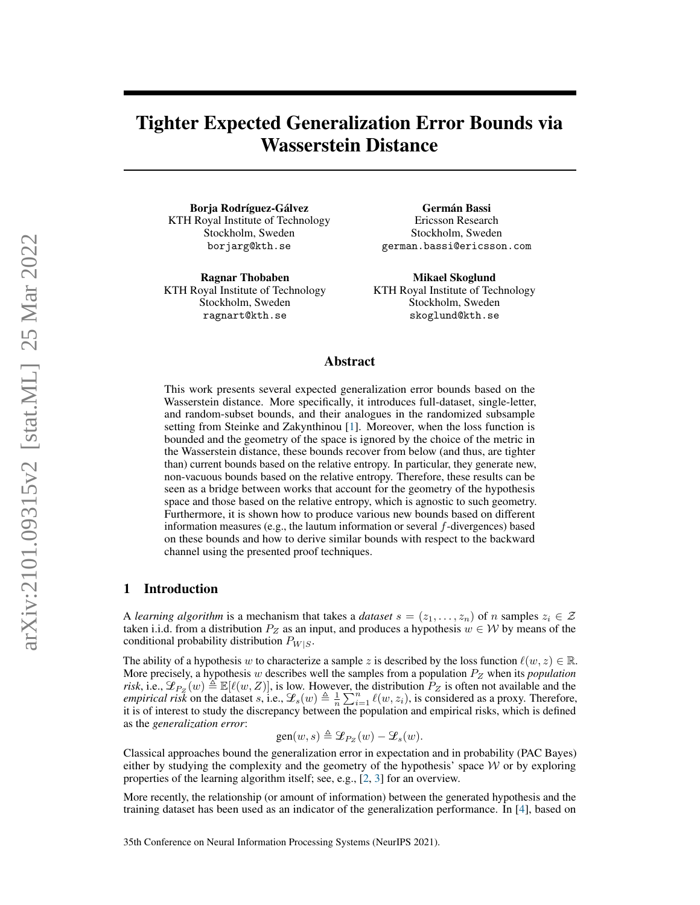# Tighter Expected Generalization Error Bounds via Wasserstein Distance

**Borja Rodríguez-Gálvez**
KTH Royal Institute of Technology
Stockholm, Sweden
borjarg@kth.se

**Germán Bassi**
Ericsson Research
Stockholm, Sweden
german.bassi@ericsson.com

**Ragnar Thobaben**
KTH Royal Institute of Technology
Stockholm, Sweden
ragnart@kth.se

**Mikael Skoglund**
KTH Royal Institute of Technology
Stockholm, Sweden
skoglund@kth.se

## Abstract

This work presents several expected generalization error bounds based on the Wasserstein distance. More specifically, it introduces full-dataset, single-letter, and random-subset bounds, and their analogues in the randomized subsample setting from Steinke and Zakynthinou [1]. Moreover, when the loss function is bounded and the geometry of the space is ignored by the choice of the metric in the Wasserstein distance, these bounds recover from below (and thus, are tighter than) current bounds based on the relative entropy. In particular, they generate new, non-vacuous bounds based on the relative entropy. Therefore, these results can be seen as a bridge between works that account for the geometry of the hypothesis space and those based on the relative entropy, which is agnostic to such geometry. Furthermore, it is shown how to produce various new bounds based on different information measures (e.g., the lautum information or several $f$-divergences) based on these bounds and how to derive similar bounds with respect to the backward channel using the presented proof techniques.

## 1 Introduction

A *learning algorithm* is a mechanism that takes a *dataset* $s = (z_1, \ldots, z_n)$ of $n$ samples $z_i \in \mathcal{Z}$ taken i.i.d. from a distribution $P_Z$ as an input, and produces a hypothesis $w \in \mathcal{W}$ by means of the conditional probability distribution $P_{W|S}$.

The ability of a hypothesis $w$ to characterize a sample $z$ is described by the loss function $\ell(w, z) \in \mathbb{R}$. More precisely, a hypothesis $w$ describes well the samples from a population $P_Z$ when its *population risk*, i.e., $\mathscr{L}_{P_Z}(w) \triangleq \mathbb{E}[\ell(w, Z)]$, is low. However, the distribution $P_Z$ is often not available and the *empirical risk* on the dataset $s$, i.e., $\mathscr{L}_s(w) \triangleq \frac{1}{n}\sum_{i=1}^{n} \ell(w, z_i)$, is considered as a proxy. Therefore, it is of interest to study the discrepancy between the population and empirical risks, which is defined as the *generalization error*:

$$\text{gen}(w, s) \triangleq \mathscr{L}_{P_Z}(w) - \mathscr{L}_s(w).$$

Classical approaches bound the generalization error in expectation and in probability (PAC Bayes) either by studying the complexity and the geometry of the hypothesis' space $\mathcal{W}$ or by exploring properties of the learning algorithm itself; see, e.g., [2, 3] for an overview.

More recently, the relationship (or amount of information) between the generated hypothesis and the training dataset has been used as an indicator of the generalization performance. In [4], based on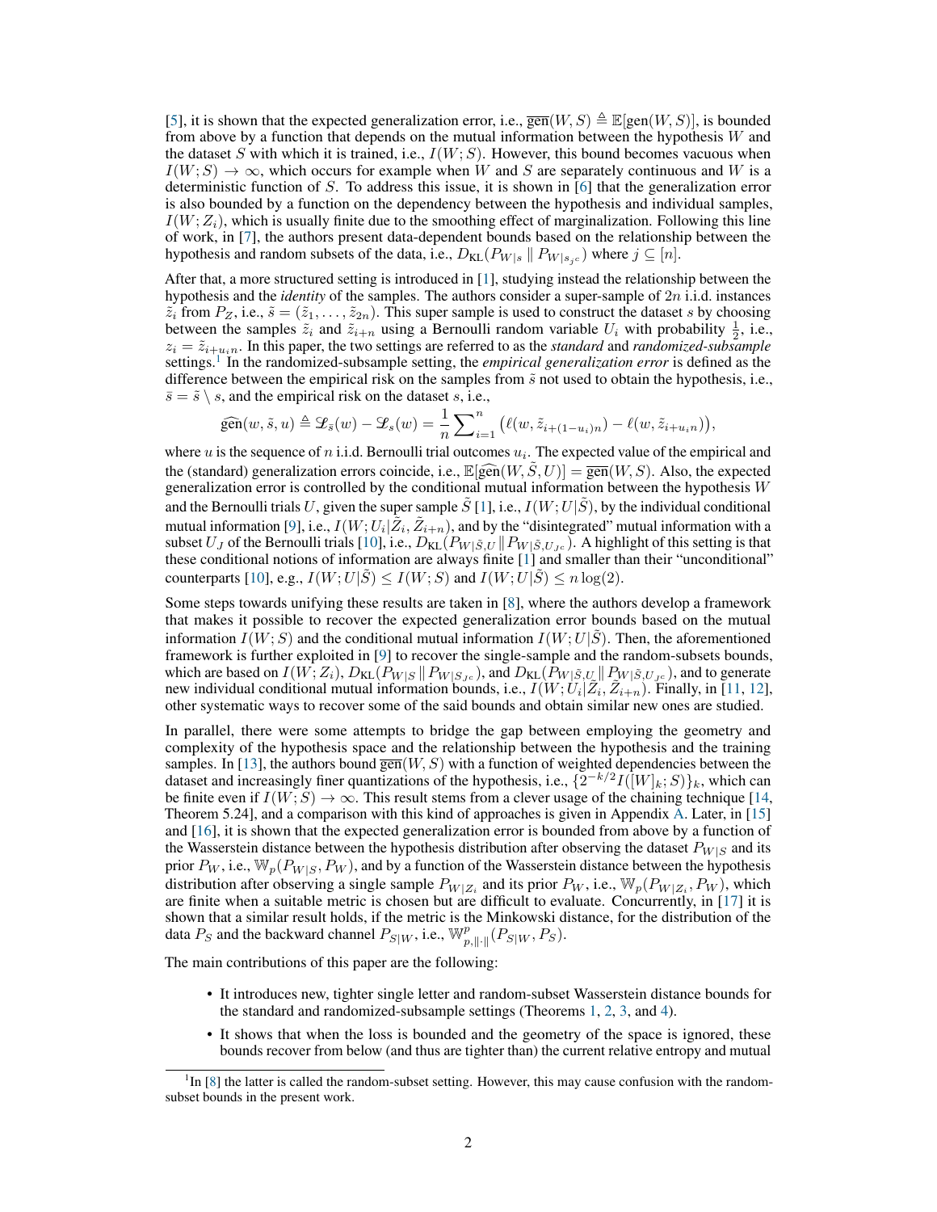[5], it is shown that the expected generalization error, i.e., $\overline{\text{gen}}(W, S) \triangleq \mathbb{E}[\text{gen}(W, S)]$, is bounded from above by a function that depends on the mutual information between the hypothesis $W$ and the dataset $S$ with which it is trained, i.e., $I(W; S)$. However, this bound becomes vacuous when $I(W; S) \to \infty$, which occurs for example when $W$ and $S$ are separately continuous and $W$ is a deterministic function of $S$. To address this issue, it is shown in [6] that the generalization error is also bounded by a function on the dependency between the hypothesis and individual samples, $I(W; Z_i)$, which is usually finite due to the smoothing effect of marginalization. Following this line of work, in [7], the authors present data-dependent bounds based on the relationship between the hypothesis and random subsets of the data, i.e., $D_{\text{KL}}(P_{W|s} \,\|\, P_{W|s_{j^c}})$ where $j \subseteq [n]$.

After that, a more structured setting is introduced in [1], studying instead the relationship between the hypothesis and the *identity* of the samples. The authors consider a super-sample of $2n$ i.i.d. instances $\tilde{z}_i$ from $P_Z$, i.e., $\tilde{s} = (\tilde{z}_1, \ldots, \tilde{z}_{2n})$. This super sample is used to construct the dataset $s$ by choosing between the samples $\tilde{z}_i$ and $\tilde{z}_{i+n}$ using a Bernoulli random variable $U_i$ with probability $\frac{1}{2}$, i.e., $z_i = \tilde{z}_{i+u_i n}$. In this paper, the two settings are referred to as the *standard* and *randomized-subsample* settings.[1] In the randomized-subsample setting, the *empirical generalization error* is defined as the difference between the empirical risk on the samples from $\tilde{s}$ not used to obtain the hypothesis, i.e., $\bar{s} = \tilde{s} \setminus s$, and the empirical risk on the dataset $s$, i.e.,

$$\widehat{\text{gen}}(w, \tilde{s}, u) \triangleq \mathscr{L}_{\bar{s}}(w) - \mathscr{L}_s(w) = \frac{1}{n} \sum\nolimits_{i=1}^{n} \big( \ell(w, \tilde{z}_{i+(1-u_i)n}) - \ell(w, \tilde{z}_{i+u_i n}) \big),$$

where $u$ is the sequence of $n$ i.i.d. Bernoulli trial outcomes $u_i$. The expected value of the empirical and the (standard) generalization errors coincide, i.e., $\mathbb{E}[\widehat{\text{gen}}(W, \tilde{S}, U)] = \overline{\text{gen}}(W, S)$. Also, the expected generalization error is controlled by the conditional mutual information between the hypothesis $W$ and the Bernoulli trials $U$, given the super sample $\tilde{S}$ [1], i.e., $I(W; U|\tilde{S})$, by the individual conditional mutual information [9], i.e., $I(W; U_i|\tilde{Z}_i, \tilde{Z}_{i+n})$, and by the "disintegrated" mutual information with a subset $U_J$ of the Bernoulli trials [10], i.e., $D_{\text{KL}}(P_{W|\tilde{S},U} \,\|\, P_{W|\tilde{S},U_{J^c}})$. A highlight of this setting is that these conditional notions of information are always finite [1] and smaller than their "unconditional" counterparts [10], e.g., $I(W; U|\tilde{S}) \leq I(W; S)$ and $I(W; U|\tilde{S}) \leq n \log(2)$.

Some steps towards unifying these results are taken in [8], where the authors develop a framework that makes it possible to recover the expected generalization error bounds based on the mutual information $I(W; S)$ and the conditional mutual information $I(W; U|\tilde{S})$. Then, the aforementioned framework is further exploited in [9] to recover the single-sample and the random-subsets bounds, which are based on $I(W; Z_i)$, $D_{\text{KL}}(P_{W|S} \,\|\, P_{W|S_{J^c}})$, and $D_{\text{KL}}(P_{W|\tilde{S},U} \,\|\, P_{W|\tilde{S},U_{J^c}})$, and to generate new individual conditional mutual information bounds, i.e., $I(W; U_i|\tilde{Z}_i, \tilde{Z}_{i+n})$. Finally, in [11, 12], other systematic ways to recover some of the said bounds and obtain similar new ones are studied.

In parallel, there were some attempts to bridge the gap between employing the geometry and complexity of the hypothesis space and the relationship between the hypothesis and the training samples. In [13], the authors bound $\overline{\text{gen}}(W, S)$ with a function of weighted dependencies between the dataset and increasingly finer quantizations of the hypothesis, i.e., $\{2^{-k/2} I([W]_k; S)\}_k$, which can be finite even if $I(W; S) \to \infty$. This result stems from a clever usage of the chaining technique [14, Theorem 5.24], and a comparison with this kind of approaches is given in Appendix A. Later, in [15] and [16], it is shown that the expected generalization error is bounded from above by a function of the Wasserstein distance between the hypothesis distribution after observing the dataset $P_{W|S}$ and its prior $P_W$, i.e., $\mathbb{W}_p(P_{W|S}, P_W)$, and by a function of the Wasserstein distance between the hypothesis distribution after observing a single sample $P_{W|Z_i}$ and its prior $P_W$, i.e., $\mathbb{W}_p(P_{W|Z_i}, P_W)$, which are finite when a suitable metric is chosen but are difficult to evaluate. Concurrently, in [17] it is shown that a similar result holds, if the metric is the Minkowski distance, for the distribution of the data $P_S$ and the backward channel $P_{S|W}$, i.e., $\mathbb{W}^p_{p,\|\cdot\|}(P_{S|W}, P_S)$.

The main contributions of this paper are the following:

- It introduces new, tighter single letter and random-subset Wasserstein distance bounds for the standard and randomized-subsample settings (Theorems 1, 2, 3, and 4).
- It shows that when the loss is bounded and the geometry of the space is ignored, these bounds recover from below (and thus are tighter than) the current relative entropy and mutual

[1] In [8] the latter is called the random-subset setting. However, this may cause confusion with the random-subset bounds in the present work.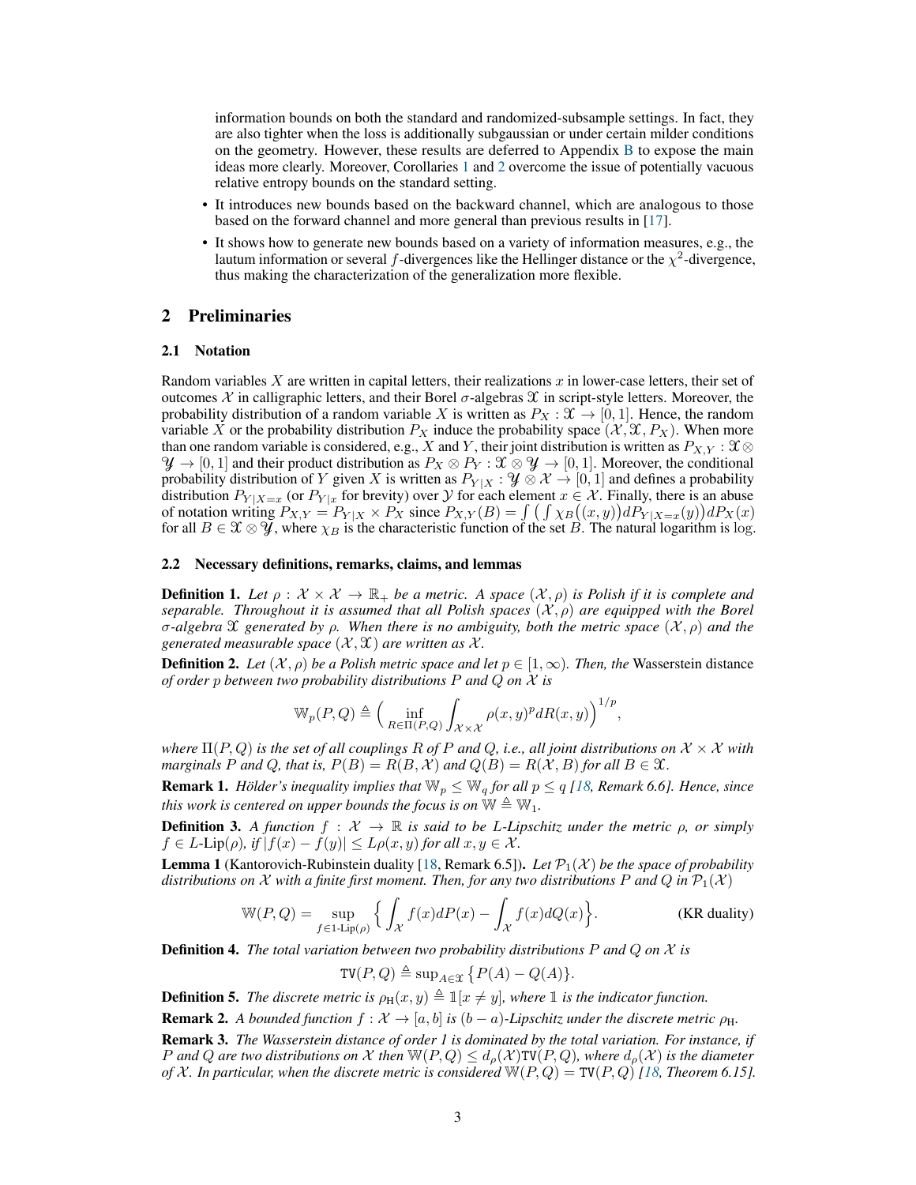information bounds on both the standard and randomized-subsample settings. In fact, they are also tighter when the loss is additionally subgaussian or under certain milder conditions on the geometry. However, these results are deferred to Appendix B to expose the main ideas more clearly. Moreover, Corollaries 1 and 2 overcome the issue of potentially vacuous relative entropy bounds on the standard setting.

- It introduces new bounds based on the backward channel, which are analogous to those based on the forward channel and more general than previous results in [17].
- It shows how to generate new bounds based on a variety of information measures, e.g., the lautum information or several $f$-divergences like the Hellinger distance or the $\chi^2$-divergence, thus making the characterization of the generalization more flexible.

## 2 Preliminaries

### 2.1 Notation

Random variables $X$ are written in capital letters, their realizations $x$ in lower-case letters, their set of outcomes $\mathcal{X}$ in calligraphic letters, and their Borel $\sigma$-algebras $\mathscr{X}$ in script-style letters. Moreover, the probability distribution of a random variable $X$ is written as $P_X : \mathscr{X} \to [0, 1]$. Hence, the random variable $X$ or the probability distribution $P_X$ induce the probability space $(\mathcal{X}, \mathscr{X}, P_X)$. When more than one random variable is considered, e.g., $X$ and $Y$, their joint distribution is written as $P_{X,Y} : \mathscr{X} \otimes \mathscr{Y} \to [0, 1]$ and their product distribution as $P_X \otimes P_Y : \mathscr{X} \otimes \mathscr{Y} \to [0, 1]$. Moreover, the conditional probability distribution of $Y$ given $X$ is written as $P_{Y|X} : \mathscr{Y} \otimes \mathcal{X} \to [0, 1]$ and defines a probability distribution $P_{Y|X=x}$ (or $P_{Y|x}$ for brevity) over $\mathcal{Y}$ for each element $x \in \mathcal{X}$. Finally, there is an abuse of notation writing $P_{X,Y} = P_{Y|X} \times P_X$ since $P_{X,Y}(B) = \int \big( \int \chi_B\big((x, y)\big) dP_{Y|X=x}(y)\big) dP_X(x)$ for all $B \in \mathscr{X} \otimes \mathscr{Y}$, where $\chi_B$ is the characteristic function of the set $B$. The natural logarithm is $\log$.

### 2.2 Necessary definitions, remarks, claims, and lemmas

**Definition 1.** *Let $\rho : \mathcal{X} \times \mathcal{X} \to \mathbb{R}_+$ be a metric. A space $(\mathcal{X}, \rho)$ is Polish if it is complete and separable. Throughout it is assumed that all Polish spaces $(\mathcal{X}, \rho)$ are equipped with the Borel $\sigma$-algebra $\mathscr{X}$ generated by $\rho$. When there is no ambiguity, both the metric space $(\mathcal{X}, \rho)$ and the generated measurable space $(\mathcal{X}, \mathscr{X})$ are written as $\mathcal{X}$.*

**Definition 2.** *Let $(\mathcal{X}, \rho)$ be a Polish metric space and let $p \in [1, \infty)$. Then, the* Wasserstein distance *of order $p$ between two probability distributions $P$ and $Q$ on $\mathcal{X}$ is*

$$\mathbb{W}_p(P, Q) \triangleq \Big( \inf_{R \in \Pi(P,Q)} \int_{\mathcal{X}\times\mathcal{X}} \rho(x, y)^p dR(x, y) \Big)^{1/p},$$

*where $\Pi(P, Q)$ is the set of all couplings $R$ of $P$ and $Q$, i.e., all joint distributions on $\mathcal{X} \times \mathcal{X}$ with marginals $P$ and $Q$, that is, $P(B) = R(B, \mathcal{X})$ and $Q(B) = R(\mathcal{X}, B)$ for all $B \in \mathscr{X}$.*

**Remark 1.** *Hölder's inequality implies that $\mathbb{W}_p \leq \mathbb{W}_q$ for all $p \leq q$ [18, Remark 6.6]. Hence, since this work is centered on upper bounds the focus is on $\mathbb{W} \triangleq \mathbb{W}_1$.*

**Definition 3.** *A function $f : \mathcal{X} \to \mathbb{R}$ is said to be $L$-Lipschitz under the metric $\rho$, or simply $f \in L\text{-Lip}(\rho)$, if $|f(x) - f(y)| \leq L\rho(x, y)$ for all $x, y \in \mathcal{X}$.*

**Lemma 1** (Kantorovich-Rubinstein duality [18, Remark 6.5])**.** *Let $\mathcal{P}_1(\mathcal{X})$ be the space of probability distributions on $\mathcal{X}$ with a finite first moment. Then, for any two distributions $P$ and $Q$ in $\mathcal{P}_1(\mathcal{X})$*

$$\mathbb{W}(P, Q) = \sup_{f \in 1\text{-Lip}(\rho)} \Big\{ \int_{\mathcal{X}} f(x) dP(x) - \int_{\mathcal{X}} f(x) dQ(x) \Big\}. \qquad \text{(KR duality)}$$

**Definition 4.** *The total variation between two probability distributions $P$ and $Q$ on $\mathcal{X}$ is*

$$\mathtt{TV}(P, Q) \triangleq \sup_{A \in \mathscr{X}} \big\{ P(A) - Q(A) \big\}.$$

**Definition 5.** *The discrete metric is $\rho_{\mathrm{H}}(x, y) \triangleq \mathbb{1}[x \neq y]$, where $\mathbb{1}$ is the indicator function.*

**Remark 2.** *A bounded function $f : \mathcal{X} \to [a, b]$ is $(b - a)$-Lipschitz under the discrete metric $\rho_{\mathrm{H}}$.*

**Remark 3.** *The Wasserstein distance of order 1 is dominated by the total variation. For instance, if $P$ and $Q$ are two distributions on $\mathcal{X}$ then $\mathbb{W}(P, Q) \leq d_\rho(\mathcal{X})\mathtt{TV}(P, Q)$, where $d_\rho(\mathcal{X})$ is the diameter of $\mathcal{X}$. In particular, when the discrete metric is considered $\mathbb{W}(P, Q) = \mathtt{TV}(P, Q)$ [18, Theorem 6.15].*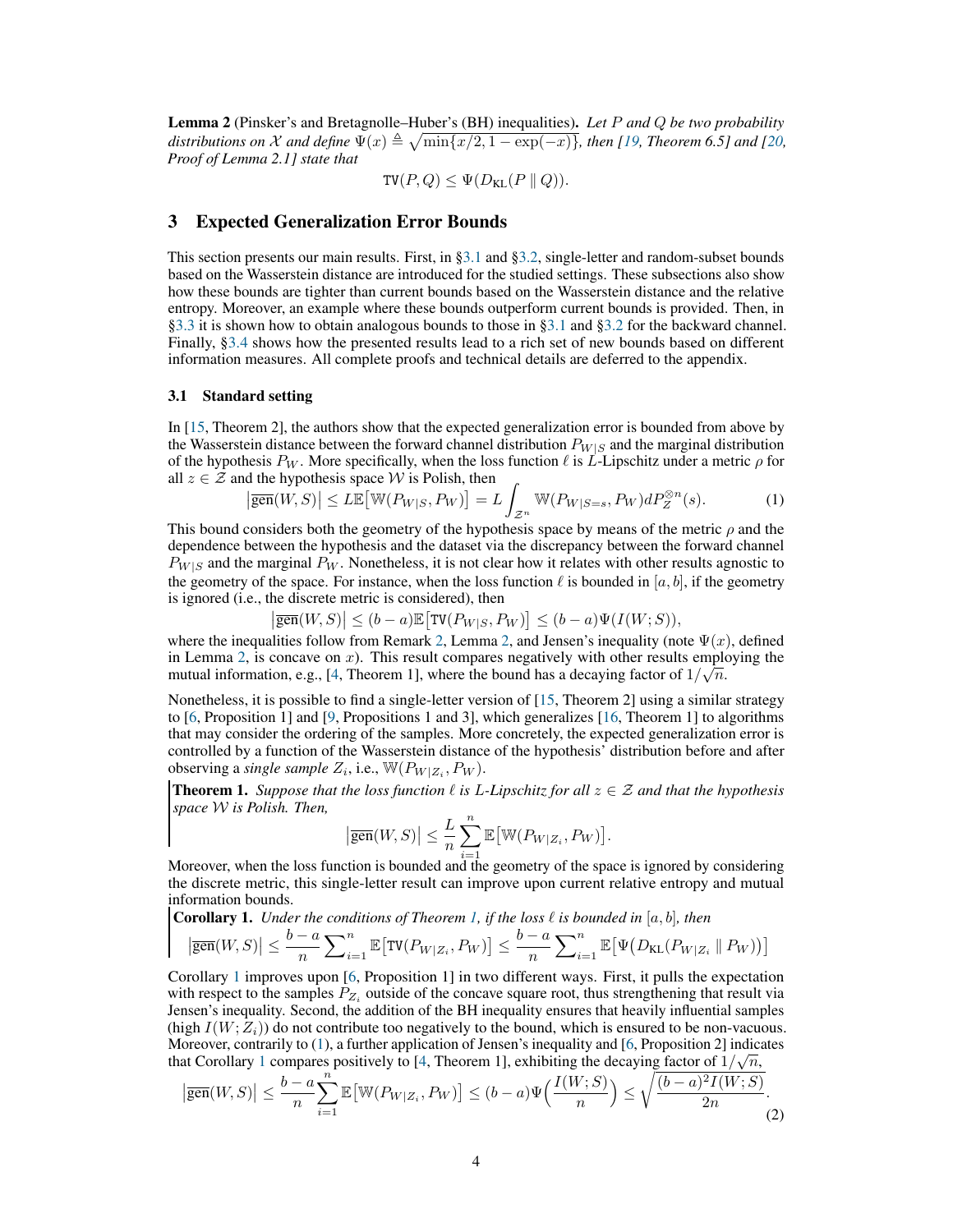**Lemma 2** (Pinsker's and Bretagnolle–Huber's (BH) inequalities)**.** *Let $P$ and $Q$ be two probability distributions on $\mathcal{X}$ and define $\Psi(x) \triangleq \sqrt{\min\{x/2, 1-\exp(-x)\}}$, then [19, Theorem 6.5] and [20, Proof of Lemma 2.1] state that*

$$\mathtt{TV}(P,Q) \leq \Psi(D_{\mathrm{KL}}(P \,\|\, Q)).$$

## 3 Expected Generalization Error Bounds

This section presents our main results. First, in §3.1 and §3.2, single-letter and random-subset bounds based on the Wasserstein distance are introduced for the studied settings. These subsections also show how these bounds are tighter than current bounds based on the Wasserstein distance and the relative entropy. Moreover, an example where these bounds outperform current bounds is provided. Then, in §3.3 it is shown how to obtain analogous bounds to those in §3.1 and §3.2 for the backward channel. Finally, §3.4 shows how the presented results lead to a rich set of new bounds based on different information measures. All complete proofs and technical details are deferred to the appendix.

### 3.1 Standard setting

In [15, Theorem 2], the authors show that the expected generalization error is bounded from above by the Wasserstein distance between the forward channel distribution $P_{W|S}$ and the marginal distribution of the hypothesis $P_W$. More specifically, when the loss function $\ell$ is $L$-Lipschitz under a metric $\rho$ for all $z \in \mathcal{Z}$ and the hypothesis space $\mathcal{W}$ is Polish, then

$$\left|\overline{\mathrm{gen}}(W,S)\right| \leq L\mathbb{E}\big[\mathbb{W}(P_{W|S}, P_W)\big] = L\int_{\mathcal{Z}^n} \mathbb{W}(P_{W|S=s}, P_W)dP_Z^{\otimes n}(s). \tag{1}$$

This bound considers both the geometry of the hypothesis space by means of the metric $\rho$ and the dependence between the hypothesis and the dataset via the discrepancy between the forward channel $P_{W|S}$ and the marginal $P_W$. Nonetheless, it is not clear how it relates with other results agnostic to the geometry of the space. For instance, when the loss function $\ell$ is bounded in $[a,b]$, if the geometry is ignored (i.e., the discrete metric is considered), then

$$\left|\overline{\mathrm{gen}}(W,S)\right| \leq (b-a)\mathbb{E}\big[\mathtt{TV}(P_{W|S}, P_W)\big] \leq (b-a)\Psi(I(W;S)),$$

where the inequalities follow from Remark 2, Lemma 2, and Jensen's inequality (note $\Psi(x)$, defined in Lemma 2, is concave on $x$). This result compares negatively with other results employing the mutual information, e.g., [4, Theorem 1], where the bound has a decaying factor of $1/\sqrt{n}$.

Nonetheless, it is possible to find a single-letter version of [15, Theorem 2] using a similar strategy to [6, Proposition 1] and [9, Propositions 1 and 3], which generalizes [16, Theorem 1] to algorithms that may consider the ordering of the samples. More concretely, the expected generalization error is controlled by a function of the Wasserstein distance of the hypothesis' distribution before and after observing a *single sample* $Z_i$, i.e., $\mathbb{W}(P_{W|Z_i}, P_W)$.

**Theorem 1.** *Suppose that the loss function $\ell$ is $L$-Lipschitz for all $z \in \mathcal{Z}$ and that the hypothesis space $\mathcal{W}$ is Polish. Then,*

$$\left|\overline{\mathrm{gen}}(W,S)\right| \leq \frac{L}{n}\sum_{i=1}^{n} \mathbb{E}\big[\mathbb{W}(P_{W|Z_i}, P_W)\big].$$

Moreover, when the loss function is bounded and the geometry of the space is ignored by considering the discrete metric, this single-letter result can improve upon current relative entropy and mutual information bounds.

**Corollary 1.** *Under the conditions of Theorem 1, if the loss $\ell$ is bounded in $[a,b]$, then*

$$\left|\overline{\mathrm{gen}}(W,S)\right| \leq \frac{b-a}{n}\sum_{i=1}^{n} \mathbb{E}\big[\mathtt{TV}(P_{W|Z_i}, P_W)\big] \leq \frac{b-a}{n}\sum_{i=1}^{n} \mathbb{E}\big[\Psi\big(D_{\mathrm{KL}}(P_{W|Z_i} \,\|\, P_W)\big)\big]$$

Corollary 1 improves upon [6, Proposition 1] in two different ways. First, it pulls the expectation with respect to the samples $P_{Z_i}$ outside of the concave square root, thus strengthening that result via Jensen's inequality. Second, the addition of the BH inequality ensures that heavily influential samples (high $I(W;Z_i)$) do not contribute too negatively to the bound, which is ensured to be non-vacuous. Moreover, contrarily to (1), a further application of Jensen's inequality and [6, Proposition 2] indicates that Corollary 1 compares positively to [4, Theorem 1], exhibiting the decaying factor of $1/\sqrt{n}$,

$$\left|\overline{\mathrm{gen}}(W,S)\right| \leq \frac{b-a}{n}\sum_{i=1}^{n} \mathbb{E}\big[\mathbb{W}(P_{W|Z_i}, P_W)\big] \leq (b-a)\Psi\Big(\frac{I(W;S)}{n}\Big) \leq \sqrt{\frac{(b-a)^2 I(W;S)}{2n}}. \tag{2}$$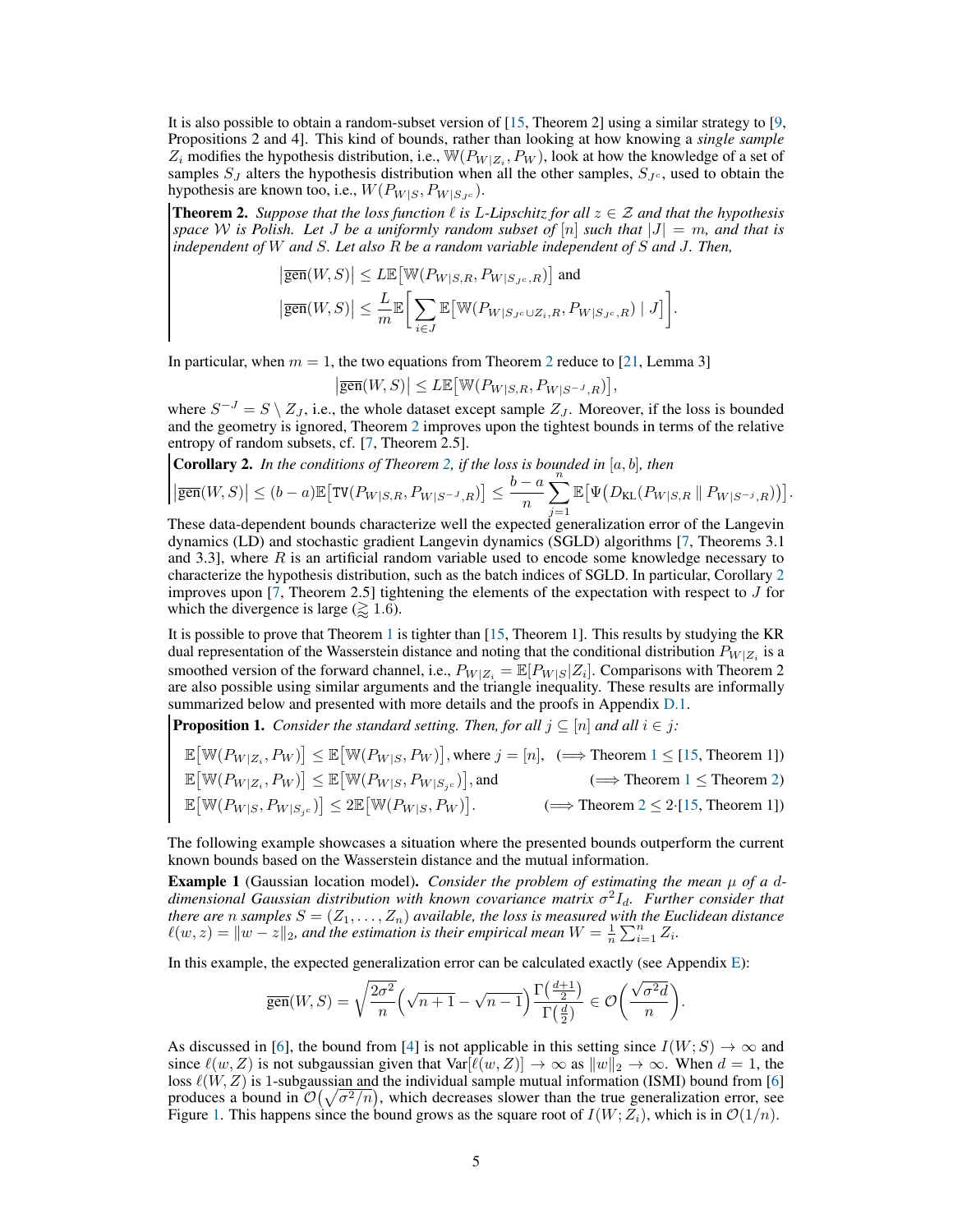It is also possible to obtain a random-subset version of [15, Theorem 2] using a similar strategy to [9, Propositions 2 and 4]. This kind of bounds, rather than looking at how knowing a *single sample* $Z_i$ modifies the hypothesis distribution, i.e., $\mathbb{W}(P_{W|Z_i}, P_W)$, look at how the knowledge of a set of samples $S_J$ alters the hypothesis distribution when all the other samples, $S_{J^c}$, used to obtain the hypothesis are known too, i.e., $W(P_{W|S}, P_{W|S_{J^c}})$.

**Theorem 2.** *Suppose that the loss function $\ell$ is $L$-Lipschitz for all $z \in \mathcal{Z}$ and that the hypothesis space $\mathcal{W}$ is Polish. Let $J$ be a uniformly random subset of $[n]$ such that $|J| = m$, and that is independent of $W$ and $S$. Let also $R$ be a random variable independent of $S$ and $J$. Then,*

$$\left|\overline{\mathrm{gen}}(W,S)\right| \leq L\mathbb{E}\left[\mathbb{W}(P_{W|S,R}, P_{W|S_{J^c},R})\right] \text{ and}$$

$$\left|\overline{\mathrm{gen}}(W,S)\right| \leq \frac{L}{m}\mathbb{E}\left[\sum_{i \in J}\mathbb{E}\left[\mathbb{W}(P_{W|S_{J^c}\cup Z_i,R}, P_{W|S_{J^c},R}) \mid J\right]\right].$$

In particular, when $m = 1$, the two equations from Theorem 2 reduce to [21, Lemma 3]

$$\left|\overline{\mathrm{gen}}(W,S)\right| \leq L\mathbb{E}\left[\mathbb{W}(P_{W|S,R}, P_{W|S^{-J},R})\right],$$

where $S^{-J} = S \setminus Z_J$, i.e., the whole dataset except sample $Z_J$. Moreover, if the loss is bounded and the geometry is ignored, Theorem 2 improves upon the tightest bounds in terms of the relative entropy of random subsets, cf. [7, Theorem 2.5].

**Corollary 2.** *In the conditions of Theorem 2, if the loss is bounded in $[a,b]$, then*

$$\left|\overline{\mathrm{gen}}(W,S)\right| \leq (b-a)\mathbb{E}\left[\mathtt{TV}(P_{W|S,R}, P_{W|S^{-J},R})\right] \leq \frac{b-a}{n}\sum_{j=1}^{n}\mathbb{E}\left[\Psi\big(D_{\mathrm{KL}}(P_{W|S,R} \,\|\, P_{W|S^{-j},R})\big)\right].$$

These data-dependent bounds characterize well the expected generalization error of the Langevin dynamics (LD) and stochastic gradient Langevin dynamics (SGLD) algorithms [7, Theorems 3.1 and 3.3], where $R$ is an artificial random variable used to encode some knowledge necessary to characterize the hypothesis distribution, such as the batch indices of SGLD. In particular, Corollary 2 improves upon [7, Theorem 2.5] tightening the elements of the expectation with respect to $J$ for which the divergence is large ($\gtrsim 1.6$).

It is possible to prove that Theorem 1 is tighter than [15, Theorem 1]. This results by studying the KR dual representation of the Wasserstein distance and noting that the conditional distribution $P_{W|Z_i}$ is a smoothed version of the forward channel, i.e., $P_{W|Z_i} = \mathbb{E}[P_{W|S}|Z_i]$. Comparisons with Theorem 2 are also possible using similar arguments and the triangle inequality. These results are informally summarized below and presented with more details and the proofs in Appendix D.1.

**Proposition 1.** *Consider the standard setting. Then, for all $j \subseteq [n]$ and all $i \in j$:*

$$\mathbb{E}\left[\mathbb{W}(P_{W|Z_i}, P_W)\right] \leq \mathbb{E}\left[\mathbb{W}(P_{W|S}, P_W)\right], \text{where } j = [n], \quad (\Longrightarrow \text{Theorem 1} \leq \text{[15, Theorem 1]})$$

$$\mathbb{E}\left[\mathbb{W}(P_{W|Z_i}, P_W)\right] \leq \mathbb{E}\left[\mathbb{W}(P_{W|S}, P_{W|S_{j^c}})\right], \text{and} \quad (\Longrightarrow \text{Theorem 1} \leq \text{Theorem 2})$$

$$\mathbb{E}\left[\mathbb{W}(P_{W|S}, P_{W|S_{j^c}})\right] \leq 2\mathbb{E}\left[\mathbb{W}(P_{W|S}, P_W)\right]. \quad (\Longrightarrow \text{Theorem 2} \leq 2\cdot\text{[15, Theorem 1]})$$

The following example showcases a situation where the presented bounds outperform the current known bounds based on the Wasserstein distance and the mutual information.

**Example 1** (Gaussian location model). *Consider the problem of estimating the mean $\mu$ of a $d$-dimensional Gaussian distribution with known covariance matrix $\sigma^2 I_d$. Further consider that there are $n$ samples $S = (Z_1, \ldots, Z_n)$ available, the loss is measured with the Euclidean distance $\ell(w,z) = \|w - z\|_2$, and the estimation is their empirical mean $W = \frac{1}{n}\sum_{i=1}^{n} Z_i$.*

In this example, the expected generalization error can be calculated exactly (see Appendix E):

$$\overline{\mathrm{gen}}(W,S) = \sqrt{\frac{2\sigma^2}{n}}\left(\sqrt{n+1} - \sqrt{n-1}\right)\frac{\Gamma\left(\frac{d+1}{2}\right)}{\Gamma\left(\frac{d}{2}\right)} \in \mathcal{O}\left(\frac{\sqrt{\sigma^2 d}}{n}\right).$$

As discussed in [6], the bound from [4] is not applicable in this setting since $I(W;S) \to \infty$ and since $\ell(w,Z)$ is not subgaussian given that $\mathrm{Var}[\ell(w,Z)] \to \infty$ as $\|w\|_2 \to \infty$. When $d = 1$, the loss $\ell(W,Z)$ is 1-subgaussian and the individual sample mutual information (ISMI) bound from [6] produces a bound in $\mathcal{O}\big(\sqrt{\sigma^2/n}\big)$, which decreases slower than the true generalization error, see Figure 1. This happens since the bound grows as the square root of $I(W;Z_i)$, which is in $\mathcal{O}(1/n)$.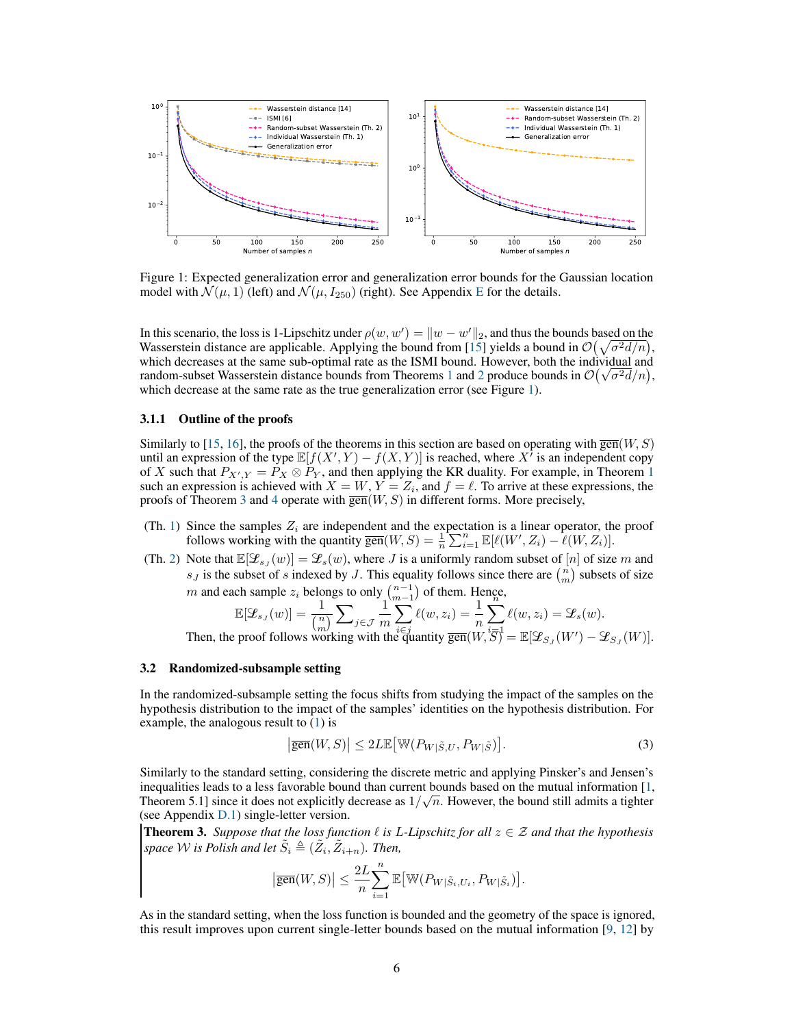Figure 1: Expected generalization error and generalization error bounds for the Gaussian location model with $\mathcal{N}(\mu, 1)$ (left) and $\mathcal{N}(\mu, I_{250})$ (right). See Appendix E for the details.

In this scenario, the loss is 1-Lipschitz under $\rho(w, w') = \|w - w'\|_2$, and thus the bounds based on the Wasserstein distance are applicable. Applying the bound from [15] yields a bound in $\mathcal{O}\big(\sqrt{\sigma^2 d/n}\big)$, which decreases at the same sub-optimal rate as the ISMI bound. However, both the individual and random-subset Wasserstein distance bounds from Theorems 1 and 2 produce bounds in $\mathcal{O}\big(\sqrt{\sigma^2 d}/n\big)$, which decrease at the same rate as the true generalization error (see Figure 1).

### 3.1.1 Outline of the proofs

Similarly to [15, 16], the proofs of the theorems in this section are based on operating with $\overline{\mathrm{gen}}(W, S)$ until an expression of the type $\mathbb{E}[f(X', Y) - f(X, Y)]$ is reached, where $X'$ is an independent copy of $X$ such that $P_{X', Y} = P_X \otimes P_Y$, and then applying the KR duality. For example, in Theorem 1 such an expression is achieved with $X = W, Y = Z_i$, and $f = \ell$. To arrive at these expressions, the proofs of Theorem 3 and 4 operate with $\overline{\mathrm{gen}}(W, S)$ in different forms. More precisely,

- (Th. 1) Since the samples $Z_i$ are independent and the expectation is a linear operator, the proof follows working with the quantity $\overline{\mathrm{gen}}(W, S) = \frac{1}{n}\sum_{i=1}^n \mathbb{E}[\ell(W', Z_i) - \ell(W, Z_i)]$.
- (Th. 2) Note that $\mathbb{E}[\mathscr{L}_{s_J}(w)] = \mathscr{L}_s(w)$, where $J$ is a uniformly random subset of $[n]$ of size $m$ and $s_J$ is the subset of $s$ indexed by $J$. This equality follows since there are $\binom{n}{m}$ subsets of size $m$ and each sample $z_i$ belongs to only $\binom{n-1}{m-1}$ of them. Hence,
$$\mathbb{E}[\mathscr{L}_{s_J}(w)] = \frac{1}{\binom{n}{m}} \sum_{j \in \mathcal{J}} \frac{1}{m} \sum_{i \in j} \ell(w, z_i) = \frac{1}{n} \sum_{i=1}^n \ell(w, z_i) = \mathscr{L}_s(w).$$
Then, the proof follows working with the quantity $\overline{\mathrm{gen}}(W, S) = \mathbb{E}[\mathscr{L}_{S_J}(W') - \mathscr{L}_{S_J}(W)]$.

### 3.2 Randomized-subsample setting

In the randomized-subsample setting the focus shifts from studying the impact of the samples on the hypothesis distribution to the impact of the samples' identities on the hypothesis distribution. For example, the analogous result to (1) is

$$\big|\overline{\mathrm{gen}}(W, S)\big| \leq 2L\mathbb{E}\big[\mathbb{W}(P_{W|\tilde{S}, U}, P_{W|\tilde{S}})\big]. \tag{3}$$

Similarly to the standard setting, considering the discrete metric and applying Pinsker's and Jensen's inequalities leads to a less favorable bound than current bounds based on the mutual information [1, Theorem 5.1] since it does not explicitly decrease as $1/\sqrt{n}$. However, the bound still admits a tighter (see Appendix D.1) single-letter version.

**Theorem 3.** *Suppose that the loss function $\ell$ is $L$-Lipschitz for all $z \in \mathcal{Z}$ and that the hypothesis space $\mathcal{W}$ is Polish and let $\tilde{S}_i \triangleq (\tilde{Z}_i, \tilde{Z}_{i+n})$. Then,*

$$\big|\overline{\mathrm{gen}}(W, S)\big| \leq \frac{2L}{n} \sum_{i=1}^n \mathbb{E}\big[\mathbb{W}(P_{W|\tilde{S}_i, U_i}, P_{W|\tilde{S}_i})\big].$$

As in the standard setting, when the loss function is bounded and the geometry of the space is ignored, this result improves upon current single-letter bounds based on the mutual information [9, 12] by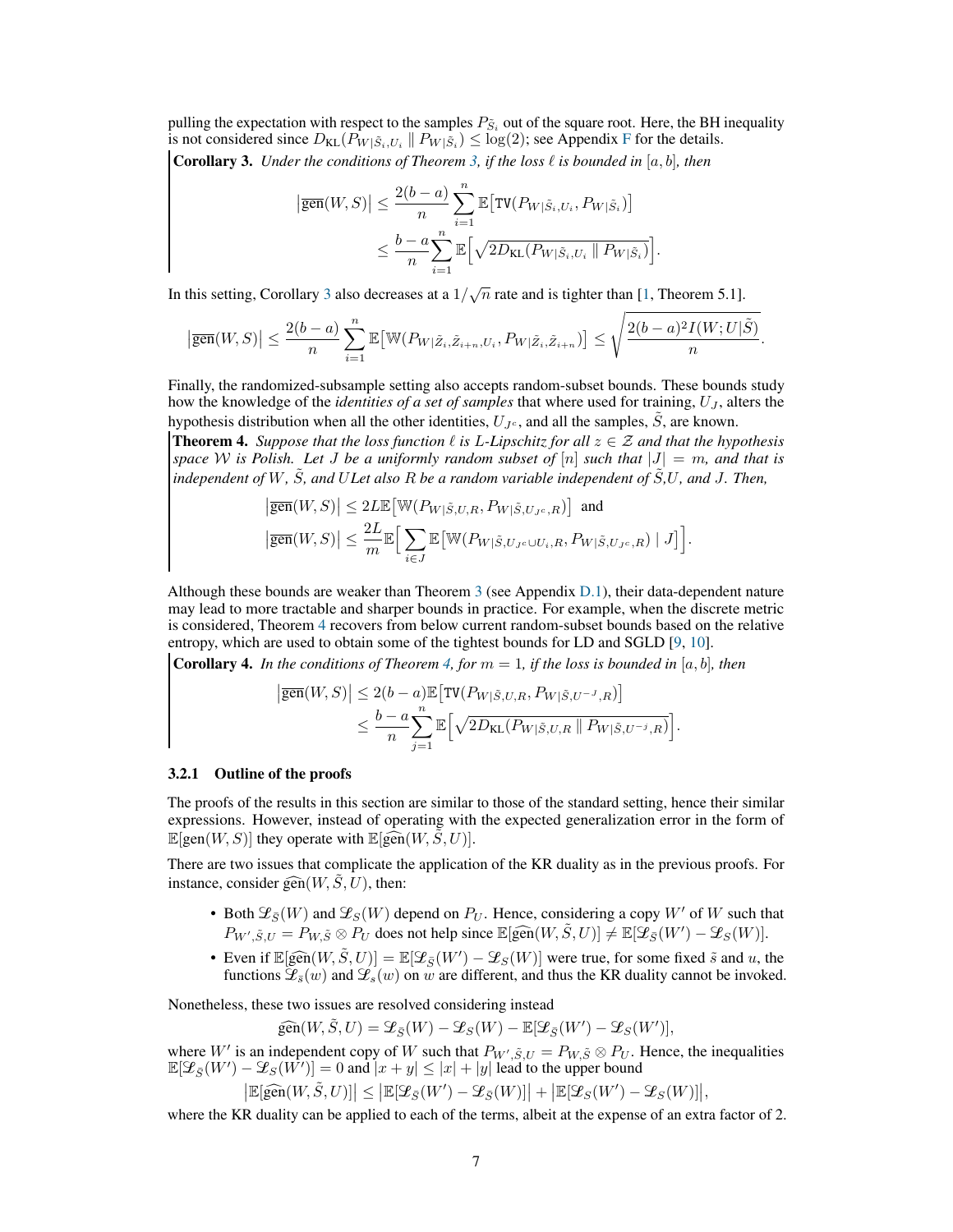pulling the expectation with respect to the samples $P_{\tilde{S}_i}$ out of the square root. Here, the BH inequality is not considered since $D_{\mathrm{KL}}(P_{W|\tilde{S}_i,U_i} \,\|\, P_{W|\tilde{S}_i}) \leq \log(2)$; see Appendix F for the details.

**Corollary 3.** *Under the conditions of Theorem 3, if the loss $\ell$ is bounded in $[a,b]$, then*

$$\left|\overline{\mathrm{gen}}(W,S)\right| \leq \frac{2(b-a)}{n}\sum_{i=1}^{n}\mathbb{E}\big[\mathtt{TV}(P_{W|\tilde{S}_i,U_i}, P_{W|\tilde{S}_i})\big]$$
$$\leq \frac{b-a}{n}\sum_{i=1}^{n}\mathbb{E}\Big[\sqrt{2D_{\mathrm{KL}}(P_{W|\tilde{S}_i,U_i} \,\|\, P_{W|\tilde{S}_i})}\Big].$$

In this setting, Corollary 3 also decreases at a $1/\sqrt{n}$ rate and is tighter than [1, Theorem 5.1].

$$\left|\overline{\mathrm{gen}}(W,S)\right| \leq \frac{2(b-a)}{n}\sum_{i=1}^{n}\mathbb{E}\big[\mathbb{W}(P_{W|\tilde{Z}_i,\tilde{Z}_{i+n},U_i}, P_{W|\tilde{Z}_i,\tilde{Z}_{i+n}})\big] \leq \sqrt{\frac{2(b-a)^2 I(W;U|\tilde{S})}{n}}.$$

Finally, the randomized-subsample setting also accepts random-subset bounds. These bounds study how the knowledge of the *identities of a set of samples* that where used for training, $U_J$, alters the hypothesis distribution when all the other identities, $U_{J^c}$, and all the samples, $\tilde{S}$, are known.

**Theorem 4.** *Suppose that the loss function $\ell$ is L-Lipschitz for all $z \in \mathcal{Z}$ and that the hypothesis space $\mathcal{W}$ is Polish. Let $J$ be a uniformly random subset of $[n]$ such that $|J| = m$, and that is independent of $W$, $\tilde{S}$, and $U$Let also $R$ be a random variable independent of $\tilde{S}$,$U$, and $J$. Then,*

$$\left|\overline{\mathrm{gen}}(W,S)\right| \leq 2L\mathbb{E}\big[\mathbb{W}(P_{W|\tilde{S},U,R}, P_{W|\tilde{S},U_{J^c},R})\big] \quad \text{and}$$
$$\left|\overline{\mathrm{gen}}(W,S)\right| \leq \frac{2L}{m}\mathbb{E}\Big[\sum_{i\in J}\mathbb{E}\big[\mathbb{W}(P_{W|\tilde{S},U_{J^c}\cup U_i,R}, P_{W|\tilde{S},U_{J^c},R}) \mid J\big]\Big].$$

Although these bounds are weaker than Theorem 3 (see Appendix D.1), their data-dependent nature may lead to more tractable and sharper bounds in practice. For example, when the discrete metric is considered, Theorem 4 recovers from below current random-subset bounds based on the relative entropy, which are used to obtain some of the tightest bounds for LD and SGLD [9, 10].

**Corollary 4.** *In the conditions of Theorem 4, for $m = 1$, if the loss is bounded in $[a,b]$, then*

$$\left|\overline{\mathrm{gen}}(W,S)\right| \leq 2(b-a)\mathbb{E}\big[\mathtt{TV}(P_{W|\tilde{S},U,R}, P_{W|\tilde{S},U^{-J},R})\big]$$
$$\leq \frac{b-a}{n}\sum_{j=1}^{n}\mathbb{E}\Big[\sqrt{2D_{\mathrm{KL}}(P_{W|\tilde{S},U,R} \,\|\, P_{W|\tilde{S},U^{-j},R})}\Big].$$

### 3.2.1 Outline of the proofs

The proofs of the results in this section are similar to those of the standard setting, hence their similar expressions. However, instead of operating with the expected generalization error in the form of $\mathbb{E}[\mathrm{gen}(W,S)]$ they operate with $\mathbb{E}[\widehat{\mathrm{gen}}(W,\tilde{S},U)]$.

There are two issues that complicate the application of the KR duality as in the previous proofs. For instance, consider $\widehat{\mathrm{gen}}(W,\tilde{S},U)$, then:

- Both $\mathscr{L}_{\bar{S}}(W)$ and $\mathscr{L}_S(W)$ depend on $P_U$. Hence, considering a copy $W'$ of $W$ such that $P_{W',\tilde{S},U} = P_{W,\tilde{S}} \otimes P_U$ does not help since $\mathbb{E}[\widehat{\mathrm{gen}}(W,\tilde{S},U)] \neq \mathbb{E}[\mathscr{L}_{\bar{S}}(W') - \mathscr{L}_S(W)]$.
- Even if $\mathbb{E}[\widehat{\mathrm{gen}}(W,\tilde{S},U)] = \mathbb{E}[\mathscr{L}_{\bar{S}}(W') - \mathscr{L}_S(W)]$ were true, for some fixed $\tilde{s}$ and $u$, the functions $\mathscr{L}_{\bar{s}}(w)$ and $\mathscr{L}_s(w)$ on $w$ are different, and thus the KR duality cannot be invoked.

Nonetheless, these two issues are resolved considering instead

$$\widehat{\mathrm{gen}}(W,\tilde{S},U) = \mathscr{L}_{\bar{S}}(W) - \mathscr{L}_S(W) - \mathbb{E}[\mathscr{L}_{\bar{S}}(W') - \mathscr{L}_S(W')],$$

where $W'$ is an independent copy of $W$ such that $P_{W',\tilde{S},U} = P_{W,\tilde{S}} \otimes P_U$. Hence, the inequalities $\mathbb{E}[\mathscr{L}_{\bar{S}}(W') - \mathscr{L}_S(W')] = 0$ and $|x+y| \leq |x| + |y|$ lead to the upper bound

$$\left|\mathbb{E}[\widehat{\mathrm{gen}}(W,\tilde{S},U)]\right| \leq \left|\mathbb{E}[\mathscr{L}_{\bar{S}}(W') - \mathscr{L}_S(W)]\right| + \left|\mathbb{E}[\mathscr{L}_S(W') - \mathscr{L}_S(W)]\right|,$$

where the KR duality can be applied to each of the terms, albeit at the expense of an extra factor of 2.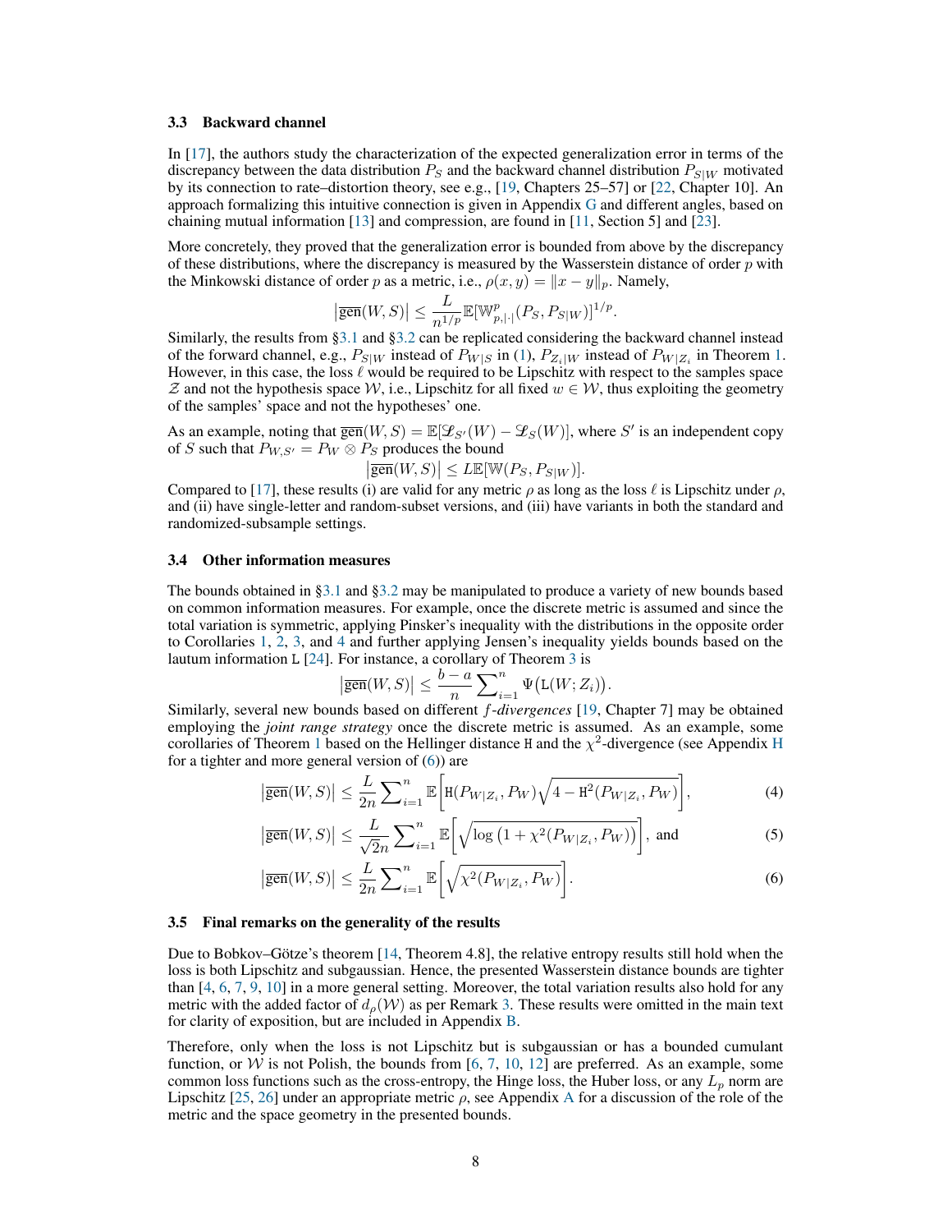### 3.3 Backward channel

In [17], the authors study the characterization of the expected generalization error in terms of the discrepancy between the data distribution $P_S$ and the backward channel distribution $P_{S|W}$ motivated by its connection to rate–distortion theory, see e.g., [19, Chapters 25–57] or [22, Chapter 10]. An approach formalizing this intuitive connection is given in Appendix G and different angles, based on chaining mutual information [13] and compression, are found in [11, Section 5] and [23].

More concretely, they proved that the generalization error is bounded from above by the discrepancy of these distributions, where the discrepancy is measured by the Wasserstein distance of order $p$ with the Minkowski distance of order $p$ as a metric, i.e., $\rho(x, y) = \|x - y\|_p$. Namely,

$$\left|\overline{\mathrm{gen}}(W, S)\right| \leq \frac{L}{n^{1/p}} \mathbb{E}[\mathbb{W}^p_{p,|\cdot|}(P_S, P_{S|W})]^{1/p}.$$

Similarly, the results from §3.1 and §3.2 can be replicated considering the backward channel instead of the forward channel, e.g., $P_{S|W}$ instead of $P_{W|S}$ in (1), $P_{Z_i|W}$ instead of $P_{W|Z_i}$ in Theorem 1. However, in this case, the loss $\ell$ would be required to be Lipschitz with respect to the samples space $\mathcal{Z}$ and not the hypothesis space $\mathcal{W}$, i.e., Lipschitz for all fixed $w \in \mathcal{W}$, thus exploiting the geometry of the samples' space and not the hypotheses' one.

As an example, noting that $\overline{\mathrm{gen}}(W, S) = \mathbb{E}[\mathscr{L}_{S'}(W) - \mathscr{L}_S(W)]$, where $S'$ is an independent copy of $S$ such that $P_{W,S'} = P_W \otimes P_S$ produces the bound

$$\left|\overline{\mathrm{gen}}(W, S)\right| \leq L\mathbb{E}[\mathbb{W}(P_S, P_{S|W})].$$

Compared to [17], these results (i) are valid for any metric $\rho$ as long as the loss $\ell$ is Lipschitz under $\rho$, and (ii) have single-letter and random-subset versions, and (iii) have variants in both the standard and randomized-subsample settings.

### 3.4 Other information measures

The bounds obtained in §3.1 and §3.2 may be manipulated to produce a variety of new bounds based on common information measures. For example, once the discrete metric is assumed and since the total variation is symmetric, applying Pinsker's inequality with the distributions in the opposite order to Corollaries 1, 2, 3, and 4 and further applying Jensen's inequality yields bounds based on the lautum information $\mathtt{L}$ [24]. For instance, a corollary of Theorem 3 is

$$\left|\overline{\mathrm{gen}}(W, S)\right| \leq \frac{b-a}{n} \sum_{i=1}^n \Psi\big(\mathtt{L}(W; Z_i)\big).$$

Similarly, several new bounds based on different *$f$-divergences* [19, Chapter 7] may be obtained employing the *joint range strategy* once the discrete metric is assumed. As an example, some corollaries of Theorem 1 based on the Hellinger distance $\mathtt{H}$ and the $\chi^2$-divergence (see Appendix H for a tighter and more general version of (6)) are

$$\left|\overline{\mathrm{gen}}(W, S)\right| \leq \frac{L}{2n} \sum_{i=1}^n \mathbb{E}\left[\mathtt{H}(P_{W|Z_i}, P_W)\sqrt{4 - \mathtt{H}^2(P_{W|Z_i}, P_W)}\right], \tag{4}$$

$$\left|\overline{\mathrm{gen}}(W, S)\right| \leq \frac{L}{\sqrt{2}n} \sum_{i=1}^n \mathbb{E}\left[\sqrt{\log\left(1 + \chi^2(P_{W|Z_i}, P_W)\right)}\right], \text{ and} \tag{5}$$

$$\left|\overline{\mathrm{gen}}(W, S)\right| \leq \frac{L}{2n} \sum_{i=1}^n \mathbb{E}\left[\sqrt{\chi^2(P_{W|Z_i}, P_W)}\right]. \tag{6}$$

### 3.5 Final remarks on the generality of the results

Due to Bobkov–Götze's theorem [14, Theorem 4.8], the relative entropy results still hold when the loss is both Lipschitz and subgaussian. Hence, the presented Wasserstein distance bounds are tighter than [4, 6, 7, 9, 10] in a more general setting. Moreover, the total variation results also hold for any metric with the added factor of $d_\rho(\mathcal{W})$ as per Remark 3. These results were omitted in the main text for clarity of exposition, but are included in Appendix B.

Therefore, only when the loss is not Lipschitz but is subgaussian or has a bounded cumulant function, or $\mathcal{W}$ is not Polish, the bounds from [6, 7, 10, 12] are preferred. As an example, some common loss functions such as the cross-entropy, the Hinge loss, the Huber loss, or any $L_p$ norm are Lipschitz [25, 26] under an appropriate metric $\rho$, see Appendix A for a discussion of the role of the metric and the space geometry in the presented bounds.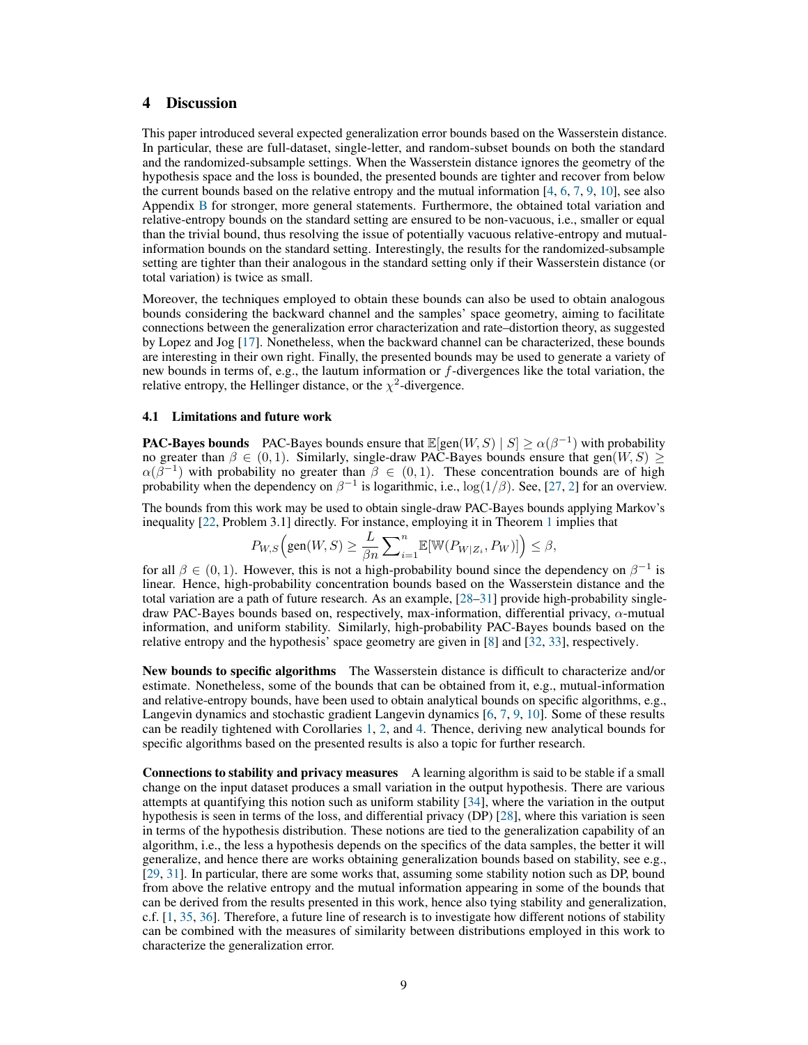# 4 Discussion

This paper introduced several expected generalization error bounds based on the Wasserstein distance. In particular, these are full-dataset, single-letter, and random-subset bounds on both the standard and the randomized-subsample settings. When the Wasserstein distance ignores the geometry of the hypothesis space and the loss is bounded, the presented bounds are tighter and recover from below the current bounds based on the relative entropy and the mutual information [4, 6, 7, 9, 10], see also Appendix B for stronger, more general statements. Furthermore, the obtained total variation and relative-entropy bounds on the standard setting are ensured to be non-vacuous, i.e., smaller or equal than the trivial bound, thus resolving the issue of potentially vacuous relative-entropy and mutual-information bounds on the standard setting. Interestingly, the results for the randomized-subsample setting are tighter than their analogous in the standard setting only if their Wasserstein distance (or total variation) is twice as small.

Moreover, the techniques employed to obtain these bounds can also be used to obtain analogous bounds considering the backward channel and the samples' space geometry, aiming to facilitate connections between the generalization error characterization and rate–distortion theory, as suggested by Lopez and Jog [17]. Nonetheless, when the backward channel can be characterized, these bounds are interesting in their own right. Finally, the presented bounds may be used to generate a variety of new bounds in terms of, e.g., the lautum information or $f$-divergences like the total variation, the relative entropy, the Hellinger distance, or the $\chi^2$-divergence.

## 4.1 Limitations and future work

**PAC-Bayes bounds** PAC-Bayes bounds ensure that $\mathbb{E}[\text{gen}(W, S) \mid S] \geq \alpha(\beta^{-1})$ with probability no greater than $\beta \in (0, 1)$. Similarly, single-draw PAC-Bayes bounds ensure that $\text{gen}(W, S) \geq \alpha(\beta^{-1})$ with probability no greater than $\beta \in (0, 1)$. These concentration bounds are of high probability when the dependency on $\beta^{-1}$ is logarithmic, i.e., $\log(1/\beta)$. See, [27, 2] for an overview.

The bounds from this work may be used to obtain single-draw PAC-Bayes bounds applying Markov's inequality [22, Problem 3.1] directly. For instance, employing it in Theorem 1 implies that

$$P_{W,S}\Big(\text{gen}(W, S) \geq \frac{L}{\beta n} \sum\nolimits_{i=1}^{n} \mathbb{E}[\mathbb{W}(P_{W|Z_i}, P_W)]\Big) \leq \beta,$$

for all $\beta \in (0, 1)$. However, this is not a high-probability bound since the dependency on $\beta^{-1}$ is linear. Hence, high-probability concentration bounds based on the Wasserstein distance and the total variation are a path of future research. As an example, [28–31] provide high-probability single-draw PAC-Bayes bounds based on, respectively, max-information, differential privacy, $\alpha$-mutual information, and uniform stability. Similarly, high-probability PAC-Bayes bounds based on the relative entropy and the hypothesis' space geometry are given in [8] and [32, 33], respectively.

**New bounds to specific algorithms** The Wasserstein distance is difficult to characterize and/or estimate. Nonetheless, some of the bounds that can be obtained from it, e.g., mutual-information and relative-entropy bounds, have been used to obtain analytical bounds on specific algorithms, e.g., Langevin dynamics and stochastic gradient Langevin dynamics [6, 7, 9, 10]. Some of these results can be readily tightened with Corollaries 1, 2, and 4. Thence, deriving new analytical bounds for specific algorithms based on the presented results is also a topic for further research.

**Connections to stability and privacy measures** A learning algorithm is said to be stable if a small change on the input dataset produces a small variation in the output hypothesis. There are various attempts at quantifying this notion such as uniform stability [34], where the variation in the output hypothesis is seen in terms of the loss, and differential privacy (DP) [28], where this variation is seen in terms of the hypothesis distribution. These notions are tied to the generalization capability of an algorithm, i.e., the less a hypothesis depends on the specifics of the data samples, the better it will generalize, and hence there are works obtaining generalization bounds based on stability, see e.g., [29, 31]. In particular, there are some works that, assuming some stability notion such as DP, bound from above the relative entropy and the mutual information appearing in some of the bounds that can be derived from the results presented in this work, hence also tying stability and generalization, c.f. [1, 35, 36]. Therefore, a future line of research is to investigate how different notions of stability can be combined with the measures of similarity between distributions employed in this work to characterize the generalization error.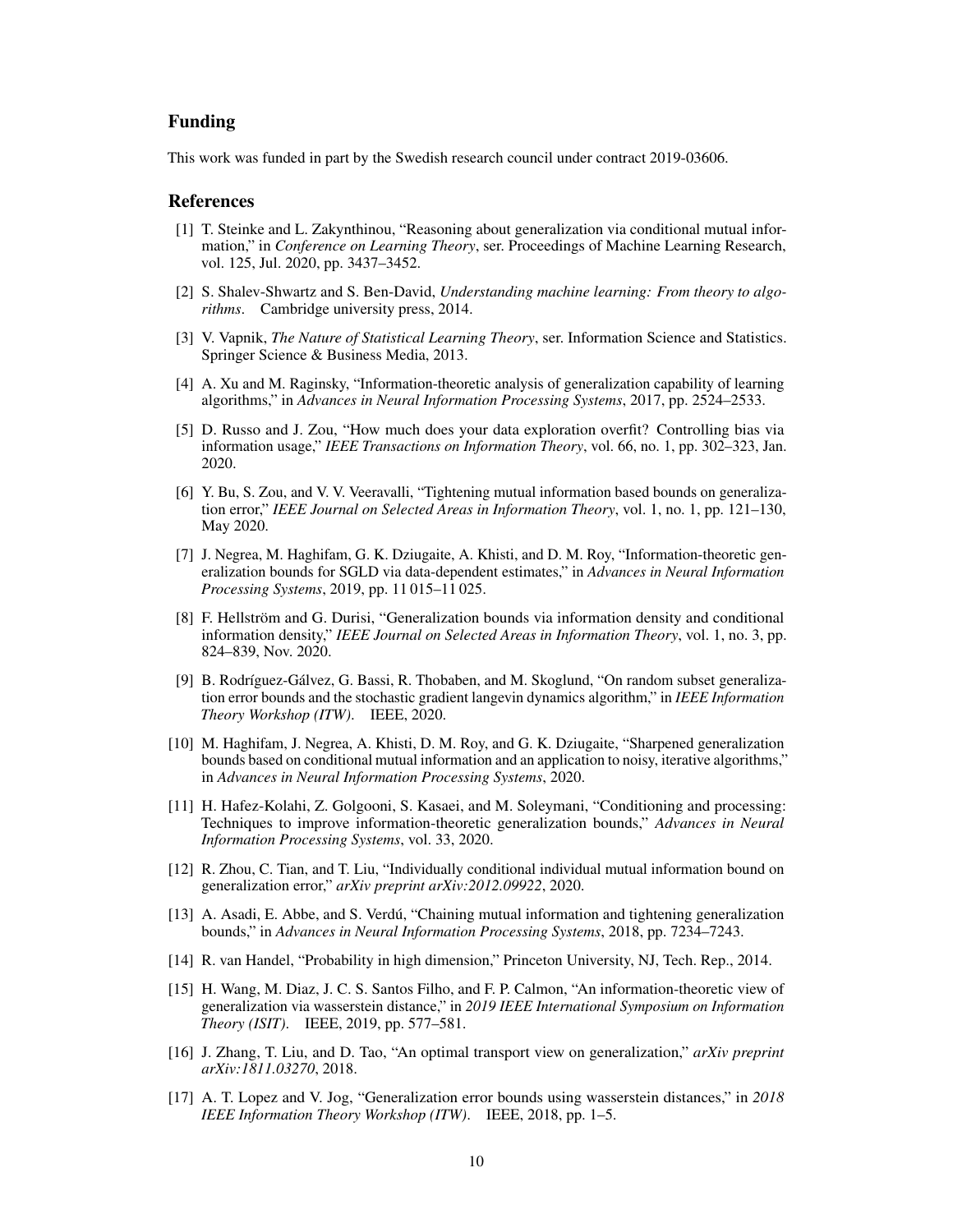## Funding

This work was funded in part by the Swedish research council under contract 2019-03606.

## References

[1] T. Steinke and L. Zakynthinou, "Reasoning about generalization via conditional mutual information," in *Conference on Learning Theory*, ser. Proceedings of Machine Learning Research, vol. 125, Jul. 2020, pp. 3437–3452.

[2] S. Shalev-Shwartz and S. Ben-David, *Understanding machine learning: From theory to algorithms*. Cambridge university press, 2014.

[3] V. Vapnik, *The Nature of Statistical Learning Theory*, ser. Information Science and Statistics. Springer Science & Business Media, 2013.

[4] A. Xu and M. Raginsky, "Information-theoretic analysis of generalization capability of learning algorithms," in *Advances in Neural Information Processing Systems*, 2017, pp. 2524–2533.

[5] D. Russo and J. Zou, "How much does your data exploration overfit? Controlling bias via information usage," *IEEE Transactions on Information Theory*, vol. 66, no. 1, pp. 302–323, Jan. 2020.

[6] Y. Bu, S. Zou, and V. V. Veeravalli, "Tightening mutual information based bounds on generalization error," *IEEE Journal on Selected Areas in Information Theory*, vol. 1, no. 1, pp. 121–130, May 2020.

[7] J. Negrea, M. Haghifam, G. K. Dziugaite, A. Khisti, and D. M. Roy, "Information-theoretic generalization bounds for SGLD via data-dependent estimates," in *Advances in Neural Information Processing Systems*, 2019, pp. 11 015–11 025.

[8] F. Hellström and G. Durisi, "Generalization bounds via information density and conditional information density," *IEEE Journal on Selected Areas in Information Theory*, vol. 1, no. 3, pp. 824–839, Nov. 2020.

[9] B. Rodríguez-Gálvez, G. Bassi, R. Thobaben, and M. Skoglund, "On random subset generalization error bounds and the stochastic gradient langevin dynamics algorithm," in *IEEE Information Theory Workshop (ITW)*. IEEE, 2020.

[10] M. Haghifam, J. Negrea, A. Khisti, D. M. Roy, and G. K. Dziugaite, "Sharpened generalization bounds based on conditional mutual information and an application to noisy, iterative algorithms," in *Advances in Neural Information Processing Systems*, 2020.

[11] H. Hafez-Kolahi, Z. Golgooni, S. Kasaei, and M. Soleymani, "Conditioning and processing: Techniques to improve information-theoretic generalization bounds," *Advances in Neural Information Processing Systems*, vol. 33, 2020.

[12] R. Zhou, C. Tian, and T. Liu, "Individually conditional individual mutual information bound on generalization error," *arXiv preprint arXiv:2012.09922*, 2020.

[13] A. Asadi, E. Abbe, and S. Verdú, "Chaining mutual information and tightening generalization bounds," in *Advances in Neural Information Processing Systems*, 2018, pp. 7234–7243.

[14] R. van Handel, "Probability in high dimension," Princeton University, NJ, Tech. Rep., 2014.

[15] H. Wang, M. Diaz, J. C. S. Santos Filho, and F. P. Calmon, "An information-theoretic view of generalization via wasserstein distance," in *2019 IEEE International Symposium on Information Theory (ISIT)*. IEEE, 2019, pp. 577–581.

[16] J. Zhang, T. Liu, and D. Tao, "An optimal transport view on generalization," *arXiv preprint arXiv:1811.03270*, 2018.

[17] A. T. Lopez and V. Jog, "Generalization error bounds using wasserstein distances," in *2018 IEEE Information Theory Workshop (ITW)*. IEEE, 2018, pp. 1–5.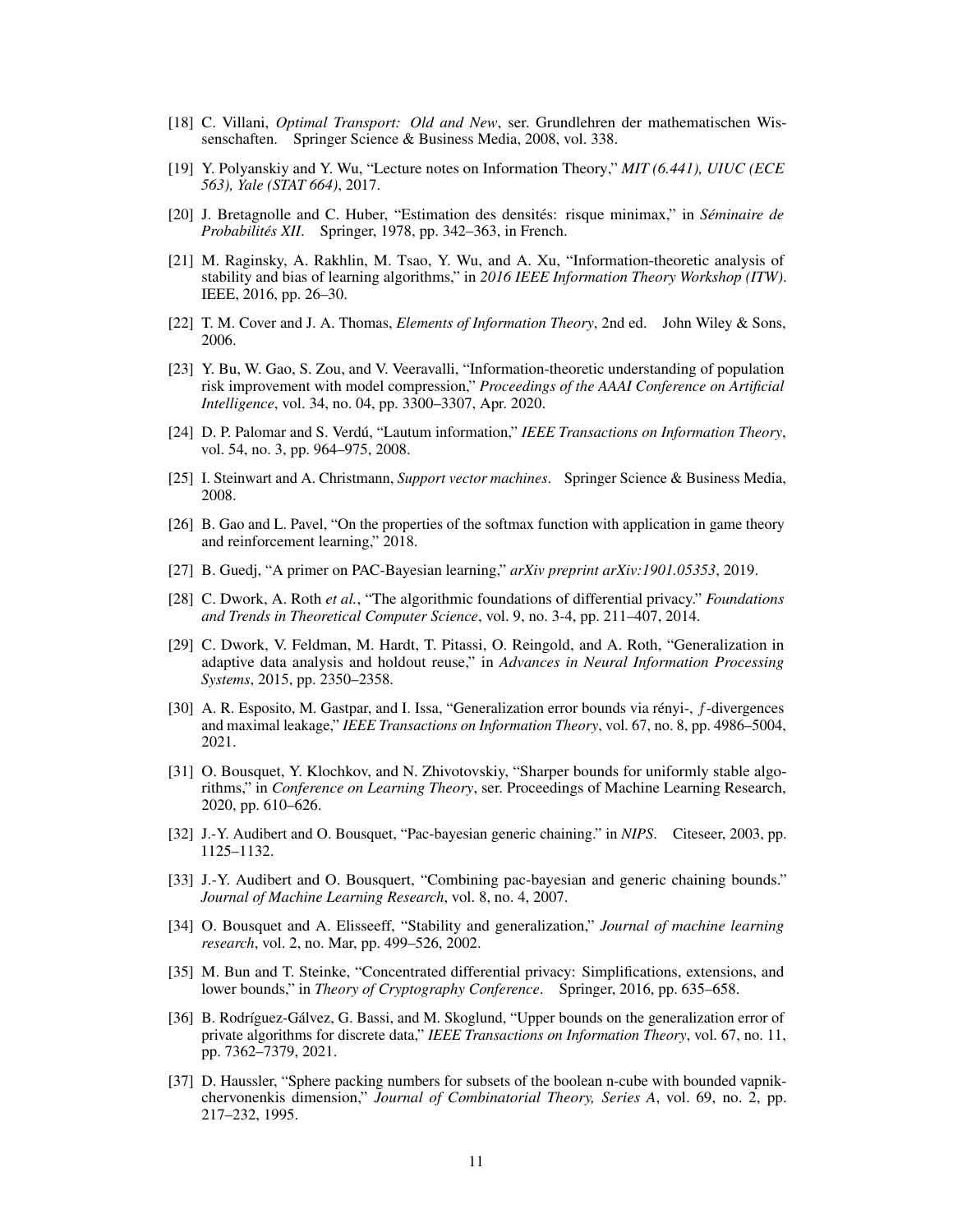[18] C. Villani, *Optimal Transport: Old and New*, ser. Grundlehren der mathematischen Wissenschaften. Springer Science & Business Media, 2008, vol. 338.

[19] Y. Polyanskiy and Y. Wu, "Lecture notes on Information Theory," *MIT (6.441), UIUC (ECE 563), Yale (STAT 664)*, 2017.

[20] J. Bretagnolle and C. Huber, "Estimation des densités: risque minimax," in *Séminaire de Probabilités XII*. Springer, 1978, pp. 342–363, in French.

[21] M. Raginsky, A. Rakhlin, M. Tsao, Y. Wu, and A. Xu, "Information-theoretic analysis of stability and bias of learning algorithms," in *2016 IEEE Information Theory Workshop (ITW)*. IEEE, 2016, pp. 26–30.

[22] T. M. Cover and J. A. Thomas, *Elements of Information Theory*, 2nd ed. John Wiley & Sons, 2006.

[23] Y. Bu, W. Gao, S. Zou, and V. Veeravalli, "Information-theoretic understanding of population risk improvement with model compression," *Proceedings of the AAAI Conference on Artificial Intelligence*, vol. 34, no. 04, pp. 3300–3307, Apr. 2020.

[24] D. P. Palomar and S. Verdú, "Lautum information," *IEEE Transactions on Information Theory*, vol. 54, no. 3, pp. 964–975, 2008.

[25] I. Steinwart and A. Christmann, *Support vector machines*. Springer Science & Business Media, 2008.

[26] B. Gao and L. Pavel, "On the properties of the softmax function with application in game theory and reinforcement learning," 2018.

[27] B. Guedj, "A primer on PAC-Bayesian learning," *arXiv preprint arXiv:1901.05353*, 2019.

[28] C. Dwork, A. Roth *et al.*, "The algorithmic foundations of differential privacy." *Foundations and Trends in Theoretical Computer Science*, vol. 9, no. 3-4, pp. 211–407, 2014.

[29] C. Dwork, V. Feldman, M. Hardt, T. Pitassi, O. Reingold, and A. Roth, "Generalization in adaptive data analysis and holdout reuse," in *Advances in Neural Information Processing Systems*, 2015, pp. 2350–2358.

[30] A. R. Esposito, M. Gastpar, and I. Issa, "Generalization error bounds via rényi-, $f$-divergences and maximal leakage," *IEEE Transactions on Information Theory*, vol. 67, no. 8, pp. 4986–5004, 2021.

[31] O. Bousquet, Y. Klochkov, and N. Zhivotovskiy, "Sharper bounds for uniformly stable algorithms," in *Conference on Learning Theory*, ser. Proceedings of Machine Learning Research, 2020, pp. 610–626.

[32] J.-Y. Audibert and O. Bousquet, "Pac-bayesian generic chaining." in *NIPS*. Citeseer, 2003, pp. 1125–1132.

[33] J.-Y. Audibert and O. Bousquert, "Combining pac-bayesian and generic chaining bounds." *Journal of Machine Learning Research*, vol. 8, no. 4, 2007.

[34] O. Bousquet and A. Elisseeff, "Stability and generalization," *Journal of machine learning research*, vol. 2, no. Mar, pp. 499–526, 2002.

[35] M. Bun and T. Steinke, "Concentrated differential privacy: Simplifications, extensions, and lower bounds," in *Theory of Cryptography Conference*. Springer, 2016, pp. 635–658.

[36] B. Rodríguez-Gálvez, G. Bassi, and M. Skoglund, "Upper bounds on the generalization error of private algorithms for discrete data," *IEEE Transactions on Information Theory*, vol. 67, no. 11, pp. 7362–7379, 2021.

[37] D. Haussler, "Sphere packing numbers for subsets of the boolean n-cube with bounded vapnik-chervonenkis dimension," *Journal of Combinatorial Theory, Series A*, vol. 69, no. 2, pp. 217–232, 1995.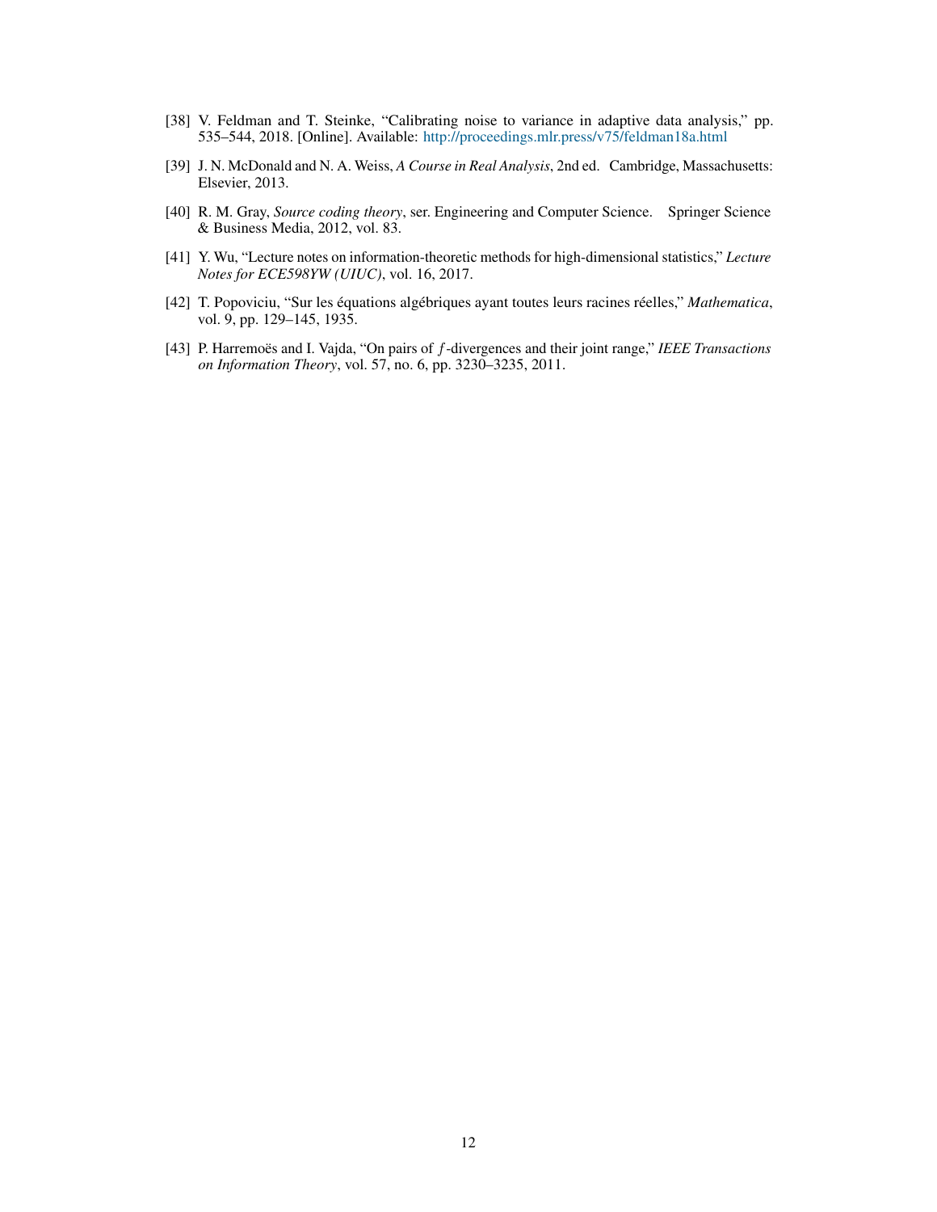[38] V. Feldman and T. Steinke, "Calibrating noise to variance in adaptive data analysis," pp. 535–544, 2018. [Online]. Available: http://proceedings.mlr.press/v75/feldman18a.html

[39] J. N. McDonald and N. A. Weiss, *A Course in Real Analysis*, 2nd ed. Cambridge, Massachusetts: Elsevier, 2013.

[40] R. M. Gray, *Source coding theory*, ser. Engineering and Computer Science. Springer Science & Business Media, 2012, vol. 83.

[41] Y. Wu, "Lecture notes on information-theoretic methods for high-dimensional statistics," *Lecture Notes for ECE598YW (UIUC)*, vol. 16, 2017.

[42] T. Popoviciu, "Sur les équations algébriques ayant toutes leurs racines réelles," *Mathematica*, vol. 9, pp. 129–145, 1935.

[43] P. Harremoës and I. Vajda, "On pairs of $f$-divergences and their joint range," *IEEE Transactions on Information Theory*, vol. 57, no. 6, pp. 3230–3235, 2011.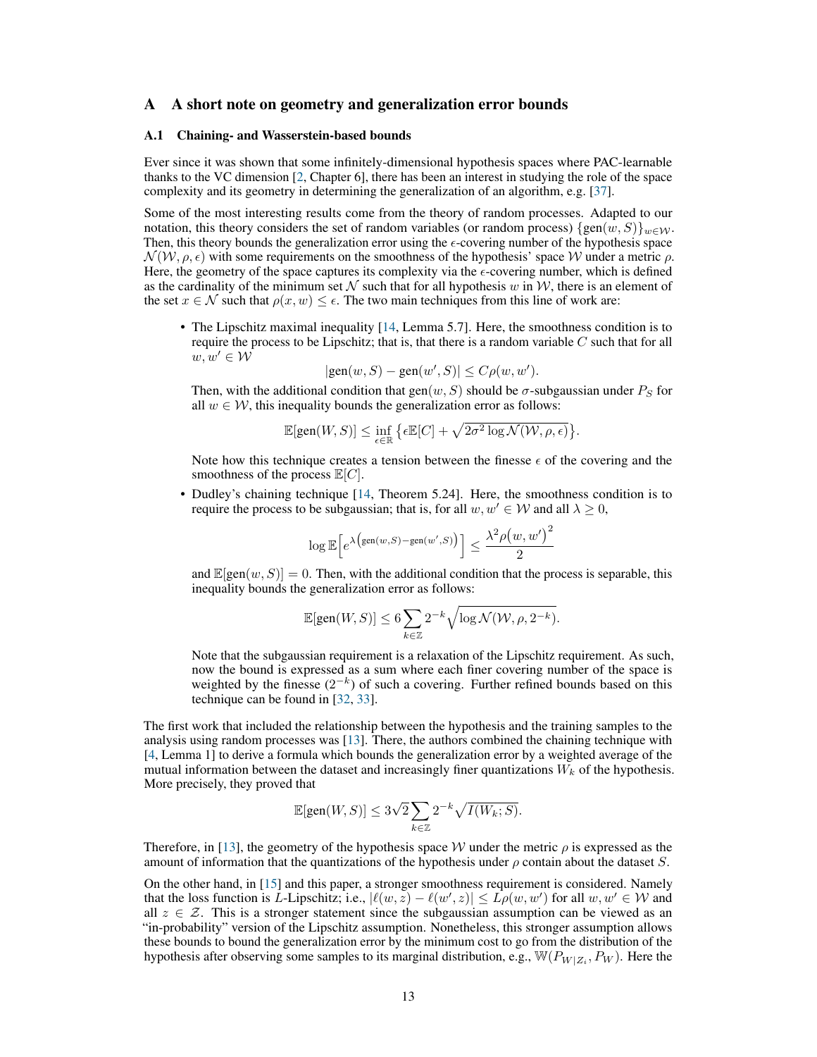# A A short note on geometry and generalization error bounds

## A.1 Chaining- and Wasserstein-based bounds

Ever since it was shown that some infinitely-dimensional hypothesis spaces where PAC-learnable thanks to the VC dimension [2, Chapter 6], there has been an interest in studying the role of the space complexity and its geometry in determining the generalization of an algorithm, e.g. [37].

Some of the most interesting results come from the theory of random processes. Adapted to our notation, this theory considers the set of random variables (or random process) $\{\mathrm{gen}(w, S)\}_{w \in \mathcal{W}}$. Then, this theory bounds the generalization error using the $\epsilon$-covering number of the hypothesis space $\mathcal{N}(\mathcal{W}, \rho, \epsilon)$ with some requirements on the smoothness of the hypothesis' space $\mathcal{W}$ under a metric $\rho$. Here, the geometry of the space captures its complexity via the $\epsilon$-covering number, which is defined as the cardinality of the minimum set $\mathcal{N}$ such that for all hypothesis $w$ in $\mathcal{W}$, there is an element of the set $x \in \mathcal{N}$ such that $\rho(x, w) \leq \epsilon$. The two main techniques from this line of work are:

- The Lipschitz maximal inequality [14, Lemma 5.7]. Here, the smoothness condition is to require the process to be Lipschitz; that is, that there is a random variable $C$ such that for all $w, w' \in \mathcal{W}$
$$|\mathrm{gen}(w, S) - \mathrm{gen}(w', S)| \leq C\rho(w, w').$$
Then, with the additional condition that $\mathrm{gen}(w, S)$ should be $\sigma$-subgaussian under $P_S$ for all $w \in \mathcal{W}$, this inequality bounds the generalization error as follows:
$$\mathbb{E}[\mathrm{gen}(W, S)] \leq \inf_{\epsilon \in \mathbb{R}} \left\{ \epsilon \mathbb{E}[C] + \sqrt{2\sigma^2 \log \mathcal{N}(\mathcal{W}, \rho, \epsilon)} \right\}.$$
Note how this technique creates a tension between the finesse $\epsilon$ of the covering and the smoothness of the process $\mathbb{E}[C]$.
- Dudley's chaining technique [14, Theorem 5.24]. Here, the smoothness condition is to require the process to be subgaussian; that is, for all $w, w' \in \mathcal{W}$ and all $\lambda \geq 0$,
$$\log \mathbb{E}\Big[ e^{\lambda \left( \mathrm{gen}(w,S) - \mathrm{gen}(w',S) \right)} \Big] \leq \frac{\lambda^2 \rho\big(w, w'\big)^2}{2}$$
and $\mathbb{E}[\mathrm{gen}(w, S)] = 0$. Then, with the additional condition that the process is separable, this inequality bounds the generalization error as follows:
$$\mathbb{E}[\mathrm{gen}(W, S)] \leq 6 \sum_{k \in \mathbb{Z}} 2^{-k} \sqrt{\log \mathcal{N}(\mathcal{W}, \rho, 2^{-k})}.$$
Note that the subgaussian requirement is a relaxation of the Lipschitz requirement. As such, now the bound is expressed as a sum where each finer covering number of the space is weighted by the finesse ($2^{-k}$) of such a covering. Further refined bounds based on this technique can be found in [32, 33].

The first work that included the relationship between the hypothesis and the training samples to the analysis using random processes was [13]. There, the authors combined the chaining technique with [4, Lemma 1] to derive a formula which bounds the generalization error by a weighted average of the mutual information between the dataset and increasingly finer quantizations $W_k$ of the hypothesis. More precisely, they proved that

$$\mathbb{E}[\mathrm{gen}(W, S)] \leq 3\sqrt{2} \sum_{k \in \mathbb{Z}} 2^{-k} \sqrt{I(W_k; S)}.$$

Therefore, in [13], the geometry of the hypothesis space $\mathcal{W}$ under the metric $\rho$ is expressed as the amount of information that the quantizations of the hypothesis under $\rho$ contain about the dataset $S$.

On the other hand, in [15] and this paper, a stronger smoothness requirement is considered. Namely that the loss function is $L$-Lipschitz; i.e., $|\ell(w, z) - \ell(w', z)| \leq L\rho(w, w')$ for all $w, w' \in \mathcal{W}$ and all $z \in \mathcal{Z}$. This is a stronger statement since the subgaussian assumption can be viewed as an "in-probability" version of the Lipschitz assumption. Nonetheless, this stronger assumption allows these bounds to bound the generalization error by the minimum cost to go from the distribution of the hypothesis after observing some samples to its marginal distribution, e.g., $\mathbb{W}(P_{W|Z_i}, P_W)$. Here the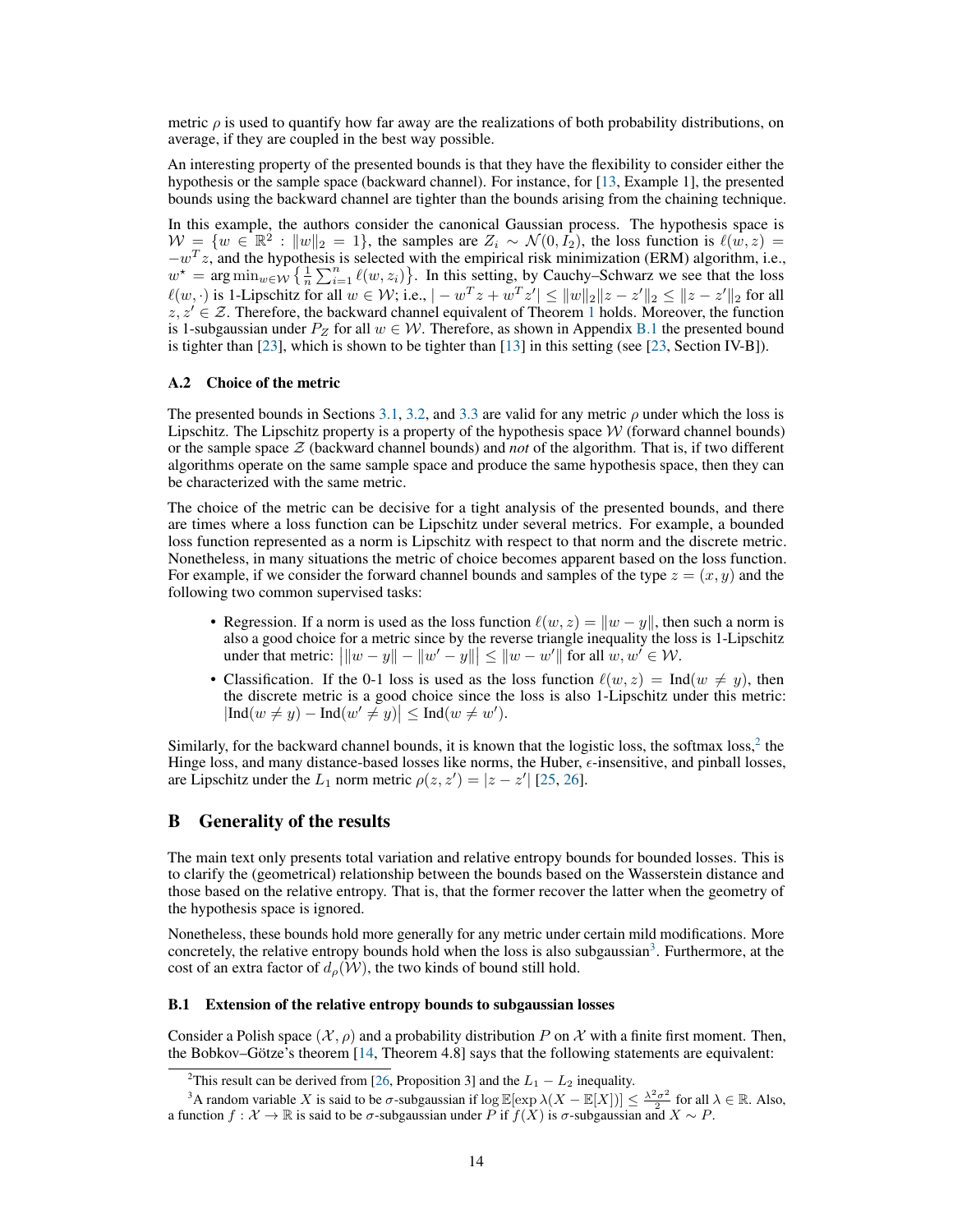metric $\rho$ is used to quantify how far away are the realizations of both probability distributions, on average, if they are coupled in the best way possible.

An interesting property of the presented bounds is that they have the flexibility to consider either the hypothesis or the sample space (backward channel). For instance, for [13, Example 1], the presented bounds using the backward channel are tighter than the bounds arising from the chaining technique.

In this example, the authors consider the canonical Gaussian process. The hypothesis space is $\mathcal{W} = \{w \in \mathbb{R}^2 : \|w\|_2 = 1\}$, the samples are $Z_i \sim \mathcal{N}(0, I_2)$, the loss function is $\ell(w, z) = -w^T z$, and the hypothesis is selected with the empirical risk minimization (ERM) algorithm, i.e., $w^\star = \arg\min_{w \in \mathcal{W}} \left\{ \frac{1}{n} \sum_{i=1}^n \ell(w, z_i) \right\}$. In this setting, by Cauchy–Schwarz we see that the loss $\ell(w, \cdot)$ is 1-Lipschitz for all $w \in \mathcal{W}$; i.e., $|-w^T z + w^T z'| \leq \|w\|_2 \|z - z'\|_2 \leq \|z - z'\|_2$ for all $z, z' \in \mathcal{Z}$. Therefore, the backward channel equivalent of Theorem 1 holds. Moreover, the function is 1-subgaussian under $P_Z$ for all $w \in \mathcal{W}$. Therefore, as shown in Appendix B.1 the presented bound is tighter than [23], which is shown to be tighter than [13] in this setting (see [23, Section IV-B]).

### A.2 Choice of the metric

The presented bounds in Sections 3.1, 3.2, and 3.3 are valid for any metric $\rho$ under which the loss is Lipschitz. The Lipschitz property is a property of the hypothesis space $\mathcal{W}$ (forward channel bounds) or the sample space $\mathcal{Z}$ (backward channel bounds) and *not* of the algorithm. That is, if two different algorithms operate on the same sample space and produce the same hypothesis space, then they can be characterized with the same metric.

The choice of the metric can be decisive for a tight analysis of the presented bounds, and there are times where a loss function can be Lipschitz under several metrics. For example, a bounded loss function represented as a norm is Lipschitz with respect to that norm and the discrete metric. Nonetheless, in many situations the metric of choice becomes apparent based on the loss function. For example, if we consider the forward channel bounds and samples of the type $z = (x, y)$ and the following two common supervised tasks:

- Regression. If a norm is used as the loss function $\ell(w, z) = \|w - y\|$, then such a norm is also a good choice for a metric since by the reverse triangle inequality the loss is 1-Lipschitz under that metric: $\big| \|w - y\| - \|w' - y\| \big| \leq \|w - w'\|$ for all $w, w' \in \mathcal{W}$.
- Classification. If the 0-1 loss is used as the loss function $\ell(w, z) = \mathrm{Ind}(w \neq y)$, then the discrete metric is a good choice since the loss is also 1-Lipschitz under this metric: $\big|\mathrm{Ind}(w \neq y) - \mathrm{Ind}(w' \neq y)\big| \leq \mathrm{Ind}(w \neq w')$.

Similarly, for the backward channel bounds, it is known that the logistic loss, the softmax loss,[2] the Hinge loss, and many distance-based losses like norms, the Huber, $\epsilon$-insensitive, and pinball losses, are Lipschitz under the $L_1$ norm metric $\rho(z, z') = |z - z'|$ [25, 26].

## B Generality of the results

The main text only presents total variation and relative entropy bounds for bounded losses. This is to clarify the (geometrical) relationship between the bounds based on the Wasserstein distance and those based on the relative entropy. That is, that the former recover the latter when the geometry of the hypothesis space is ignored.

Nonetheless, these bounds hold more generally for any metric under certain mild modifications. More concretely, the relative entropy bounds hold when the loss is also subgaussian[3]. Furthermore, at the cost of an extra factor of $d_\rho(\mathcal{W})$, the two kinds of bound still hold.

### B.1 Extension of the relative entropy bounds to subgaussian losses

Consider a Polish space $(\mathcal{X}, \rho)$ and a probability distribution $P$ on $\mathcal{X}$ with a finite first moment. Then, the Bobkov–Götze's theorem [14, Theorem 4.8] says that the following statements are equivalent:

---

[2] This result can be derived from [26, Proposition 3] and the $L_1 - L_2$ inequality.

[3] A random variable $X$ is said to be $\sigma$-subgaussian if $\log \mathbb{E}[\exp \lambda(X - \mathbb{E}[X])] \leq \frac{\lambda^2 \sigma^2}{2}$ for all $\lambda \in \mathbb{R}$. Also, a function $f : \mathcal{X} \to \mathbb{R}$ is said to be $\sigma$-subgaussian under $P$ if $f(X)$ is $\sigma$-subgaussian and $X \sim P$.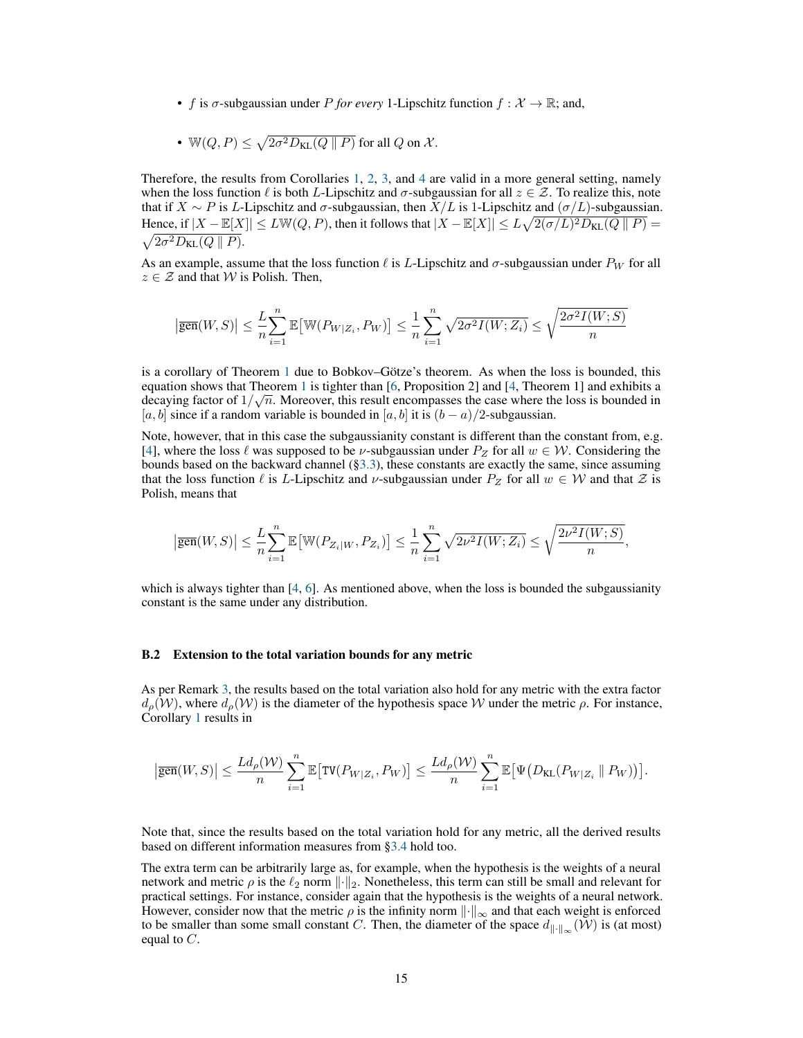- $f$ is $\sigma$-subgaussian under $P$ *for every* 1-Lipschitz function $f : \mathcal{X} \to \mathbb{R}$; and,
- $\mathbb{W}(Q, P) \leq \sqrt{2\sigma^2 D_{\mathrm{KL}}(Q \,\|\, P)}$ for all $Q$ on $\mathcal{X}$.

Therefore, the results from Corollaries 1, 2, 3, and 4 are valid in a more general setting, namely when the loss function $\ell$ is both $L$-Lipschitz and $\sigma$-subgaussian for all $z \in \mathcal{Z}$. To realize this, note that if $X \sim P$ is $L$-Lipschitz and $\sigma$-subgaussian, then $X/L$ is 1-Lipschitz and $(\sigma/L)$-subgaussian. Hence, if $|X - \mathbb{E}[X]| \leq L\mathbb{W}(Q, P)$, then it follows that $|X - \mathbb{E}[X]| \leq L\sqrt{2(\sigma/L)^2 D_{\mathrm{KL}}(Q \,\|\, P)} = \sqrt{2\sigma^2 D_{\mathrm{KL}}(Q \,\|\, P)}$.

As an example, assume that the loss function $\ell$ is $L$-Lipschitz and $\sigma$-subgaussian under $P_W$ for all $z \in \mathcal{Z}$ and that $\mathcal{W}$ is Polish. Then,

$$\left|\overline{\mathrm{gen}}(W, S)\right| \leq \frac{L}{n}\sum_{i=1}^{n} \mathbb{E}\big[\mathbb{W}(P_{W|Z_i}, P_W)\big] \leq \frac{1}{n}\sum_{i=1}^{n} \sqrt{2\sigma^2 I(W; Z_i)} \leq \sqrt{\frac{2\sigma^2 I(W; S)}{n}}$$

is a corollary of Theorem 1 due to Bobkov–Götze's theorem. As when the loss is bounded, this equation shows that Theorem 1 is tighter than [6, Proposition 2] and [4, Theorem 1] and exhibits a decaying factor of $1/\sqrt{n}$. Moreover, this result encompasses the case where the loss is bounded in $[a, b]$ since if a random variable is bounded in $[a, b]$ it is $(b-a)/2$-subgaussian.

Note, however, that in this case the subgaussianity constant is different than the constant from, e.g. [4], where the loss $\ell$ was supposed to be $\nu$-subgaussian under $P_Z$ for all $w \in \mathcal{W}$. Considering the bounds based on the backward channel (§3.3), these constants are exactly the same, since assuming that the loss function $\ell$ is $L$-Lipschitz and $\nu$-subgaussian under $P_Z$ for all $w \in \mathcal{W}$ and that $\mathcal{Z}$ is Polish, means that

$$\left|\overline{\mathrm{gen}}(W, S)\right| \leq \frac{L}{n}\sum_{i=1}^{n} \mathbb{E}\big[\mathbb{W}(P_{Z_i|W}, P_{Z_i})\big] \leq \frac{1}{n}\sum_{i=1}^{n} \sqrt{2\nu^2 I(W; Z_i)} \leq \sqrt{\frac{2\nu^2 I(W; S)}{n}},$$

which is always tighter than [4, 6]. As mentioned above, when the loss is bounded the subgaussianity constant is the same under any distribution.

### B.2 Extension to the total variation bounds for any metric

As per Remark 3, the results based on the total variation also hold for any metric with the extra factor $d_\rho(\mathcal{W})$, where $d_\rho(\mathcal{W})$ is the diameter of the hypothesis space $\mathcal{W}$ under the metric $\rho$. For instance, Corollary 1 results in

$$\left|\overline{\mathrm{gen}}(W, S)\right| \leq \frac{L d_\rho(\mathcal{W})}{n}\sum_{i=1}^{n} \mathbb{E}\big[\mathtt{TV}(P_{W|Z_i}, P_W)\big] \leq \frac{L d_\rho(\mathcal{W})}{n}\sum_{i=1}^{n} \mathbb{E}\big[\Psi\big(D_{\mathrm{KL}}(P_{W|Z_i} \,\|\, P_W)\big)\big].$$

Note that, since the results based on the total variation hold for any metric, all the derived results based on different information measures from §3.4 hold too.

The extra term can be arbitrarily large as, for example, when the hypothesis is the weights of a neural network and metric $\rho$ is the $\ell_2$ norm $\|\cdot\|_2$. Nonetheless, this term can still be small and relevant for practical settings. For instance, consider again that the hypothesis is the weights of a neural network. However, consider now that the metric $\rho$ is the infinity norm $\|\cdot\|_\infty$ and that each weight is enforced to be smaller than some small constant $C$. Then, the diameter of the space $d_{\|\cdot\|_\infty}(\mathcal{W})$ is (at most) equal to $C$.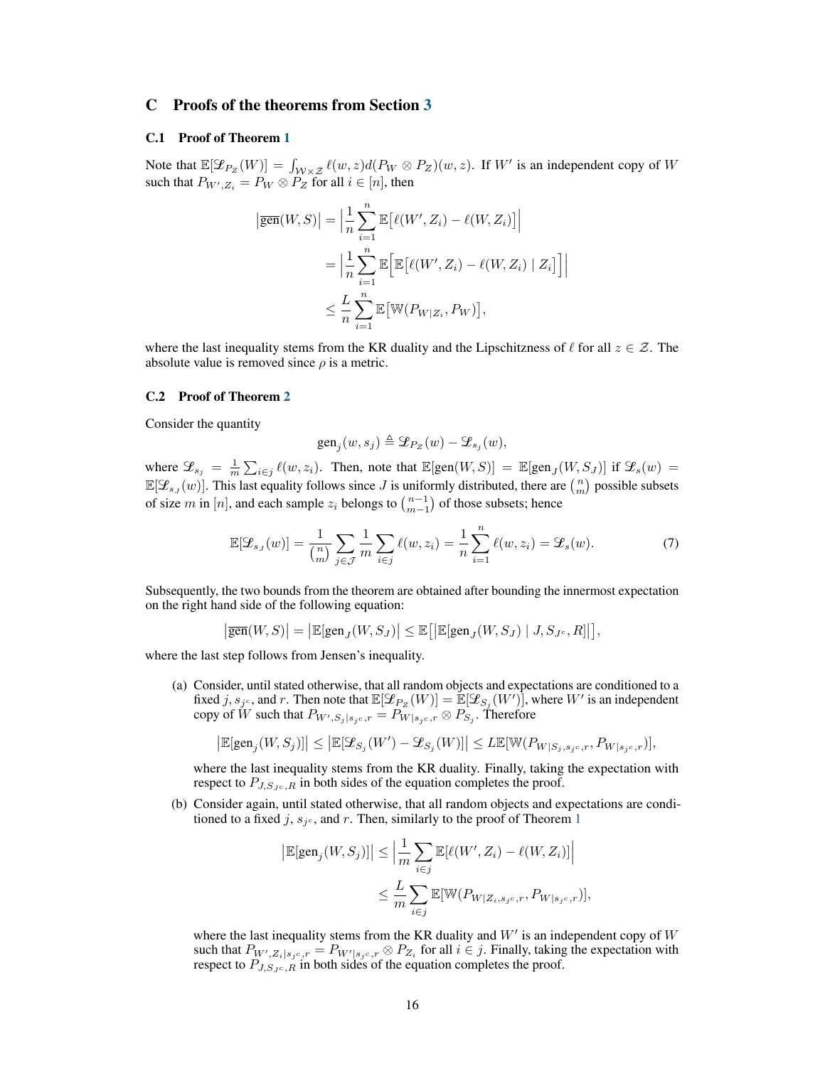## C Proofs of the theorems from Section 3

### C.1 Proof of Theorem 1

Note that $\mathbb{E}[\mathscr{L}_{P_Z}(W)] = \int_{\mathcal{W}\times\mathcal{Z}} \ell(w,z) d(P_W \otimes P_Z)(w,z)$. If $W'$ is an independent copy of $W$ such that $P_{W',Z_i} = P_W \otimes P_Z$ for all $i \in [n]$, then

$$
\begin{aligned}
\big|\overline{\text{gen}}(W,S)\big| &= \Big|\frac{1}{n}\sum_{i=1}^{n} \mathbb{E}\big[\ell(W',Z_i) - \ell(W,Z_i)\big]\Big| \\
&= \Big|\frac{1}{n}\sum_{i=1}^{n} \mathbb{E}\Big[\mathbb{E}\big[\ell(W',Z_i) - \ell(W,Z_i) \mid Z_i\big]\Big]\Big| \\
&\leq \frac{L}{n}\sum_{i=1}^{n} \mathbb{E}\big[\mathbb{W}(P_{W|Z_i}, P_W)\big],
\end{aligned}
$$

where the last inequality stems from the KR duality and the Lipschitzness of $\ell$ for all $z \in \mathcal{Z}$. The absolute value is removed since $\rho$ is a metric.

### C.2 Proof of Theorem 2

Consider the quantity

$$
\text{gen}_j(w, s_j) \triangleq \mathscr{L}_{P_Z}(w) - \mathscr{L}_{s_j}(w),
$$

where $\mathscr{L}_{s_j} = \frac{1}{m}\sum_{i\in j} \ell(w, z_i)$. Then, note that $\mathbb{E}[\text{gen}(W,S)] = \mathbb{E}[\text{gen}_J(W,S_J)]$ if $\mathscr{L}_s(w) = \mathbb{E}[\mathscr{L}_{s_J}(w)]$. This last equality follows since $J$ is uniformly distributed, there are $\binom{n}{m}$ possible subsets of size $m$ in $[n]$, and each sample $z_i$ belongs to $\binom{n-1}{m-1}$ of those subsets; hence

$$
\mathbb{E}[\mathscr{L}_{s_J}(w)] = \frac{1}{\binom{n}{m}} \sum_{j \in \mathcal{J}} \frac{1}{m} \sum_{i\in j} \ell(w, z_i) = \frac{1}{n}\sum_{i=1}^{n} \ell(w,z_i) = \mathscr{L}_s(w). \tag{7}
$$

Subsequently, the two bounds from the theorem are obtained after bounding the innermost expectation on the right hand side of the following equation:

$$
\big|\overline{\text{gen}}(W,S)\big| = \big|\mathbb{E}[\text{gen}_J(W,S_J)]\big| \leq \mathbb{E}\big[\big|\mathbb{E}[\text{gen}_J(W,S_J) \mid J, S_{J^c}, R]\big|\big],
$$

where the last step follows from Jensen's inequality.

(a) Consider, until stated otherwise, that all random objects and expectations are conditioned to a fixed $j$, $s_{j^c}$, and $r$. Then note that $\mathbb{E}[\mathscr{L}_{P_Z}(W)] = \mathbb{E}[\mathscr{L}_{S_j}(W')]$, where $W'$ is an independent copy of $W$ such that $P_{W',S_j|s_{j^c},r} = P_{W|s_{j^c},r} \otimes P_{S_j}$. Therefore

$$
\big|\mathbb{E}[\text{gen}_j(W,S_j)]\big| \leq \big|\mathbb{E}[\mathscr{L}_{S_j}(W') - \mathscr{L}_{S_j}(W)]\big| \leq L\mathbb{E}[\mathbb{W}(P_{W|S_j,s_{j^c},r}, P_{W|s_{j^c},r})],
$$

where the last inequality stems from the KR duality. Finally, taking the expectation with respect to $P_{J,S_{J^c},R}$ in both sides of the equation completes the proof.

(b) Consider again, until stated otherwise, that all random objects and expectations are conditioned to a fixed $j$, $s_{j^c}$, and $r$. Then, similarly to the proof of Theorem 1

$$
\begin{aligned}
\big|\mathbb{E}[\text{gen}_j(W,S_j)]\big| &\leq \Big|\frac{1}{m}\sum_{i\in j} \mathbb{E}[\ell(W',Z_i) - \ell(W,Z_i)]\Big| \\
&\leq \frac{L}{m}\sum_{i\in j} \mathbb{E}[\mathbb{W}(P_{W|Z_i,s_{j^c},r}, P_{W|s_{j^c},r})],
\end{aligned}
$$

where the last inequality stems from the KR duality and $W'$ is an independent copy of $W$ such that $P_{W',Z_i|s_{j^c},r} = P_{W'|s_{j^c},r} \otimes P_{Z_i}$ for all $i \in j$. Finally, taking the expectation with respect to $P_{J,S_{J^c},R}$ in both sides of the equation completes the proof.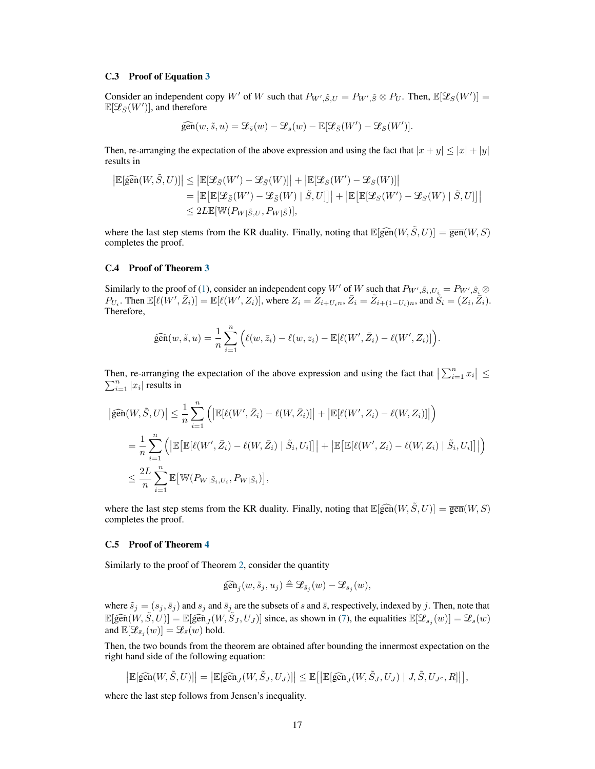### C.3 Proof of Equation 3

Consider an independent copy $W'$ of $W$ such that $P_{W',\tilde{S},U} = P_{W',\tilde{S}} \otimes P_U$. Then, $\mathbb{E}[\mathscr{L}_S(W')] = \mathbb{E}[\mathscr{L}_{\bar{S}}(W')]$, and therefore

$$\widehat{\text{gen}}(w, \tilde{s}, u) = \mathscr{L}_{\bar{s}}(w) - \mathscr{L}_s(w) - \mathbb{E}[\mathscr{L}_{\bar{S}}(W') - \mathscr{L}_S(W')].$$

Then, re-arranging the expectation of the above expression and using the fact that $|x + y| \leq |x| + |y|$ results in

$$\begin{aligned}
\left|\mathbb{E}[\widehat{\text{gen}}(W, \tilde{S}, U)]\right| &\leq \left|\mathbb{E}[\mathscr{L}_{\bar{S}}(W') - \mathscr{L}_{\bar{S}}(W)]\right| + \left|\mathbb{E}[\mathscr{L}_S(W') - \mathscr{L}_S(W)]\right| \\
&= \left|\mathbb{E}\big[\mathbb{E}[\mathscr{L}_{\bar{S}}(W') - \mathscr{L}_{\bar{S}}(W) \mid \tilde{S}, U]\big]\right| + \left|\mathbb{E}\big[\mathbb{E}[\mathscr{L}_S(W') - \mathscr{L}_S(W) \mid \tilde{S}, U]\big]\right| \\
&\leq 2L\mathbb{E}[\mathbb{W}(P_{W|\tilde{S},U}, P_{W|\tilde{S}})],
\end{aligned}$$

where the last step stems from the KR duality. Finally, noting that $\mathbb{E}[\widehat{\text{gen}}(W, \tilde{S}, U)] = \overline{\text{gen}}(W, S)$ completes the proof.

### C.4 Proof of Theorem 3

Similarly to the proof of (1), consider an independent copy $W'$ of $W$ such that $P_{W',\tilde{S}_i,U_i} = P_{W',\tilde{S}_i} \otimes P_{U_i}$. Then $\mathbb{E}[\ell(W', \bar{Z}_i)] = \mathbb{E}[\ell(W', Z_i)]$, where $Z_i = \tilde{Z}_{i+U_i n}$, $\bar{Z}_i = \tilde{Z}_{i+(1-U_i)n}$, and $\tilde{S}_i = (Z_i, \bar{Z}_i)$. Therefore,

$$\widehat{\text{gen}}(w, \tilde{s}, u) = \frac{1}{n}\sum_{i=1}^{n}\Big(\ell(w, \bar{z}_i) - \ell(w, z_i) - \mathbb{E}[\ell(W', \bar{Z}_i) - \ell(W', Z_i)]\Big).$$

Then, re-arranging the expectation of the above expression and using the fact that $\left|\sum_{i=1}^n x_i\right| \leq \sum_{i=1}^n |x_i|$ results in

$$\begin{aligned}
\left|\widehat{\text{gen}}(W, \tilde{S}, U)\right| &\leq \frac{1}{n}\sum_{i=1}^{n}\Big(\left|\mathbb{E}[\ell(W', \bar{Z}_i) - \ell(W, \bar{Z}_i)]\right| + \left|\mathbb{E}[\ell(W', Z_i) - \ell(W, Z_i)]\right|\Big) \\
&= \frac{1}{n}\sum_{i=1}^{n}\Big(\left|\mathbb{E}\big[\mathbb{E}[\ell(W', \bar{Z}_i) - \ell(W, \bar{Z}_i) \mid \tilde{S}_i, U_i]\big]\right| + \left|\mathbb{E}\big[\mathbb{E}[\ell(W', Z_i) - \ell(W, Z_i) \mid \tilde{S}_i, U_i]\big]\right|\Big) \\
&\leq \frac{2L}{n}\sum_{i=1}^{n}\mathbb{E}\big[\mathbb{W}(P_{W|\tilde{S}_i,U_i}, P_{W|\tilde{S}_i})\big],
\end{aligned}$$

where the last step stems from the KR duality. Finally, noting that $\mathbb{E}[\widehat{\text{gen}}(W, \tilde{S}, U)] = \overline{\text{gen}}(W, S)$ completes the proof.

### C.5 Proof of Theorem 4

Similarly to the proof of Theorem 2, consider the quantity

$$\widehat{\text{gen}}_j(w, \tilde{s}_j, u_j) \triangleq \mathscr{L}_{\bar{s}_j}(w) - \mathscr{L}_{s_j}(w),$$

where $\tilde{s}_j = (s_j, \bar{s}_j)$ and $s_j$ and $\bar{s}_j$ are the subsets of $s$ and $\bar{s}$, respectively, indexed by $j$. Then, note that $\mathbb{E}[\widehat{\text{gen}}(W, \tilde{S}, U)] = \mathbb{E}[\widehat{\text{gen}}_J(W, \tilde{S}_J, U_J)]$ since, as shown in (7), the equalities $\mathbb{E}[\mathscr{L}_{s_j}(w)] = \mathscr{L}_s(w)$ and $\mathbb{E}[\mathscr{L}_{\bar{s}_j}(w)] = \mathscr{L}_{\bar{s}}(w)$ hold.

Then, the two bounds from the theorem are obtained after bounding the innermost expectation on the right hand side of the following equation:

$$\left|\mathbb{E}[\widehat{\text{gen}}(W, \tilde{S}, U)]\right| = \left|\mathbb{E}[\widehat{\text{gen}}_J(W, \tilde{S}_J, U_J)]\right| \leq \mathbb{E}\big[\left|\mathbb{E}[\widehat{\text{gen}}_J(W, \tilde{S}_J, U_J) \mid J, \tilde{S}, U_{J^c}, R]\right|\big],$$

where the last step follows from Jensen's inequality.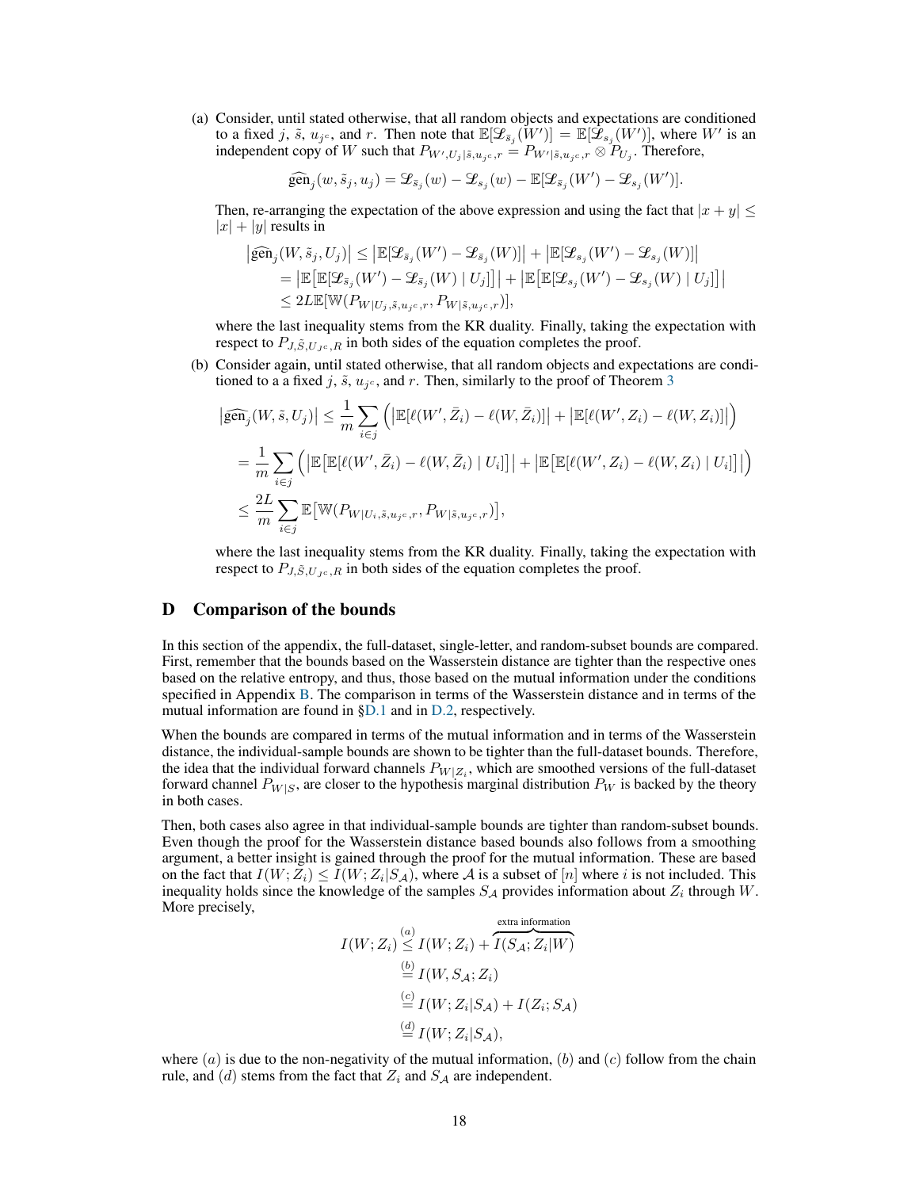(a) Consider, until stated otherwise, that all random objects and expectations are conditioned to a fixed $j$, $\tilde{s}$, $u_{j^c}$, and $r$. Then note that $\mathbb{E}[\mathscr{L}_{\bar{s}_j}(W')] = \mathbb{E}[\mathscr{L}_{s_j}(W')]$, where $W'$ is an independent copy of $W$ such that $P_{W',U_j|\tilde{s},u_{j^c},r} = P_{W'|\tilde{s},u_{j^c},r} \otimes P_{U_j}$. Therefore,

$$\widehat{\mathrm{gen}}_j(w, \tilde{s}_j, u_j) = \mathscr{L}_{\bar{s}_j}(w) - \mathscr{L}_{s_j}(w) - \mathbb{E}[\mathscr{L}_{\bar{s}_j}(W') - \mathscr{L}_{s_j}(W')].$$

Then, re-arranging the expectation of the above expression and using the fact that $|x+y| \leq |x| + |y|$ results in

$$\begin{aligned}
\left|\widehat{\mathrm{gen}}_j(W, \tilde{s}_j, U_j)\right| &\leq \left|\mathbb{E}[\mathscr{L}_{\bar{s}_j}(W') - \mathscr{L}_{\bar{s}_j}(W)]\right| + \left|\mathbb{E}[\mathscr{L}_{s_j}(W') - \mathscr{L}_{s_j}(W)]\right| \\
&= \left|\mathbb{E}\big[\mathbb{E}[\mathscr{L}_{\bar{s}_j}(W') - \mathscr{L}_{\bar{s}_j}(W) \mid U_j]\big]\right| + \left|\mathbb{E}\big[\mathbb{E}[\mathscr{L}_{s_j}(W') - \mathscr{L}_{s_j}(W) \mid U_j]\big]\right| \\
&\leq 2L\mathbb{E}[\mathbb{W}(P_{W|U_j,\tilde{s},u_{j^c},r}, P_{W|\tilde{s},u_{j^c},r})],
\end{aligned}$$

where the last inequality stems from the KR duality. Finally, taking the expectation with respect to $P_{J,\tilde{S},U_{j^c},R}$ in both sides of the equation completes the proof.

(b) Consider again, until stated otherwise, that all random objects and expectations are conditioned to a a fixed $j$, $\tilde{s}$, $u_{j^c}$, and $r$. Then, similarly to the proof of Theorem 3

$$\begin{aligned}
\left|\widehat{\mathrm{gen}}_j(W, \tilde{s}, U_j)\right| &\leq \frac{1}{m}\sum_{i \in j}\Big(\left|\mathbb{E}[\ell(W', \bar{Z}_i) - \ell(W, \bar{Z}_i)]\right| + \left|\mathbb{E}[\ell(W', Z_i) - \ell(W, Z_i)]\right|\Big) \\
&= \frac{1}{m}\sum_{i \in j}\Big(\left|\mathbb{E}\big[\mathbb{E}[\ell(W', \bar{Z}_i) - \ell(W, \bar{Z}_i) \mid U_i]\big]\right| + \left|\mathbb{E}\big[\mathbb{E}[\ell(W', Z_i) - \ell(W, Z_i) \mid U_i]\big]\right|\Big) \\
&\leq \frac{2L}{m}\sum_{i \in j}\mathbb{E}\big[\mathbb{W}(P_{W|U_i,\tilde{s},u_{j^c},r}, P_{W|\tilde{s},u_{j^c},r})\big],
\end{aligned}$$

where the last inequality stems from the KR duality. Finally, taking the expectation with respect to $P_{J,\tilde{S},U_{j^c},R}$ in both sides of the equation completes the proof.

# D Comparison of the bounds

In this section of the appendix, the full-dataset, single-letter, and random-subset bounds are compared. First, remember that the bounds based on the Wasserstein distance are tighter than the respective ones based on the relative entropy, and thus, those based on the mutual information under the conditions specified in Appendix B. The comparison in terms of the Wasserstein distance and in terms of the mutual information are found in §D.1 and in D.2, respectively.

When the bounds are compared in terms of the mutual information and in terms of the Wasserstein distance, the individual-sample bounds are shown to be tighter than the full-dataset bounds. Therefore, the idea that the individual forward channels $P_{W|Z_i}$, which are smoothed versions of the full-dataset forward channel $P_{W|S}$, are closer to the hypothesis marginal distribution $P_W$ is backed by the theory in both cases.

Then, both cases also agree in that individual-sample bounds are tighter than random-subset bounds. Even though the proof for the Wasserstein distance based bounds also follows from a smoothing argument, a better insight is gained through the proof for the mutual information. These are based on the fact that $I(W; Z_i) \leq I(W; Z_i | S_{\mathcal{A}})$, where $\mathcal{A}$ is a subset of $[n]$ where $i$ is not included. This inequality holds since the knowledge of the samples $S_{\mathcal{A}}$ provides information about $Z_i$ through $W$. More precisely,

$$\begin{aligned}
I(W; Z_i) &\overset{(a)}{\leq} I(W; Z_i) + \overbrace{I(S_{\mathcal{A}}; Z_i | W)}^{\text{extra information}} \\
&\overset{(b)}{=} I(W, S_{\mathcal{A}}; Z_i) \\
&\overset{(c)}{=} I(W; Z_i | S_{\mathcal{A}}) + I(Z_i; S_{\mathcal{A}}) \\
&\overset{(d)}{=} I(W; Z_i | S_{\mathcal{A}}),
\end{aligned}$$

where $(a)$ is due to the non-negativity of the mutual information, $(b)$ and $(c)$ follow from the chain rule, and $(d)$ stems from the fact that $Z_i$ and $S_{\mathcal{A}}$ are independent.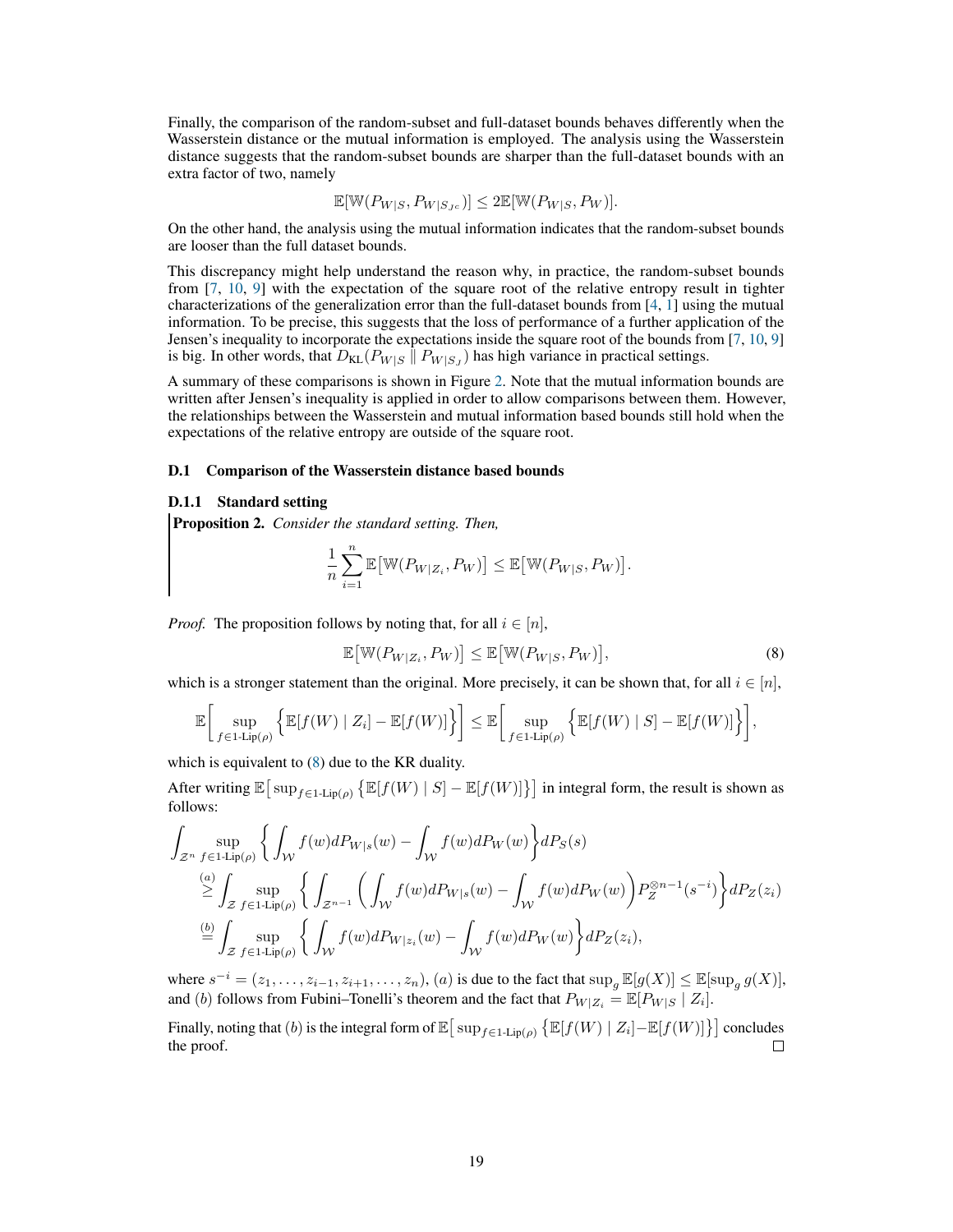Finally, the comparison of the random-subset and full-dataset bounds behaves differently when the Wasserstein distance or the mutual information is employed. The analysis using the Wasserstein distance suggests that the random-subset bounds are sharper than the full-dataset bounds with an extra factor of two, namely

$$\mathbb{E}[\mathbb{W}(P_{W|S}, P_{W|S_{J^c}})] \leq 2\mathbb{E}[\mathbb{W}(P_{W|S}, P_W)].$$

On the other hand, the analysis using the mutual information indicates that the random-subset bounds are looser than the full dataset bounds.

This discrepancy might help understand the reason why, in practice, the random-subset bounds from [7, 10, 9] with the expectation of the square root of the relative entropy result in tighter characterizations of the generalization error than the full-dataset bounds from [4, 1] using the mutual information. To be precise, this suggests that the loss of performance of a further application of the Jensen's inequality to incorporate the expectations inside the square root of the bounds from [7, 10, 9] is big. In other words, that $D_{\mathrm{KL}}(P_{W|S} \parallel P_{W|S_J})$ has high variance in practical settings.

A summary of these comparisons is shown in Figure 2. Note that the mutual information bounds are written after Jensen's inequality is applied in order to allow comparisons between them. However, the relationships between the Wasserstein and mutual information based bounds still hold when the expectations of the relative entropy are outside of the square root.

### D.1 Comparison of the Wasserstein distance based bounds

#### D.1.1 Standard setting

**Proposition 2.** *Consider the standard setting. Then,*

$$\frac{1}{n}\sum_{i=1}^{n} \mathbb{E}\big[\mathbb{W}(P_{W|Z_i}, P_W)\big] \leq \mathbb{E}\big[\mathbb{W}(P_{W|S}, P_W)\big].$$

*Proof.* The proposition follows by noting that, for all $i \in [n]$,

$$\mathbb{E}\big[\mathbb{W}(P_{W|Z_i}, P_W)\big] \leq \mathbb{E}\big[\mathbb{W}(P_{W|S}, P_W)\big], \tag{8}$$

which is a stronger statement than the original. More precisely, it can be shown that, for all $i \in [n]$,

$$\mathbb{E}\bigg[\sup_{f \in 1\text{-Lip}(\rho)} \Big\{\mathbb{E}[f(W) \mid Z_i] - \mathbb{E}[f(W)]\Big\}\bigg] \leq \mathbb{E}\bigg[\sup_{f \in 1\text{-Lip}(\rho)} \Big\{\mathbb{E}[f(W) \mid S] - \mathbb{E}[f(W)]\Big\}\bigg],$$

which is equivalent to (8) due to the KR duality.

After writing $\mathbb{E}\big[\sup_{f \in 1\text{-Lip}(\rho)} \{\mathbb{E}[f(W) \mid S] - \mathbb{E}[f(W)]\}\big]$ in integral form, the result is shown as follows:

$$\begin{aligned}
&\int_{\mathcal{Z}^n} \sup_{f \in 1\text{-Lip}(\rho)} \bigg\{ \int_{\mathcal{W}} f(w) dP_{W|s}(w) - \int_{\mathcal{W}} f(w) dP_W(w) \bigg\} dP_S(s) \\
&\quad \overset{(a)}{\geq} \int_{\mathcal{Z}} \sup_{f \in 1\text{-Lip}(\rho)} \bigg\{ \int_{\mathcal{Z}^{n-1}} \bigg( \int_{\mathcal{W}} f(w) dP_{W|s}(w) - \int_{\mathcal{W}} f(w) dP_W(w) \bigg) P_Z^{\otimes n-1}(s^{-i}) \bigg\} dP_Z(z_i) \\
&\quad \overset{(b)}{=} \int_{\mathcal{Z}} \sup_{f \in 1\text{-Lip}(\rho)} \bigg\{ \int_{\mathcal{W}} f(w) dP_{W|z_i}(w) - \int_{\mathcal{W}} f(w) dP_W(w) \bigg\} dP_Z(z_i),
\end{aligned}$$

where $s^{-i} = (z_1, \ldots, z_{i-1}, z_{i+1}, \ldots, z_n)$, $(a)$ is due to the fact that $\sup_g \mathbb{E}[g(X)] \leq \mathbb{E}[\sup_g g(X)]$, and $(b)$ follows from Fubini–Tonelli's theorem and the fact that $P_{W|Z_i} = \mathbb{E}[P_{W|S} \mid Z_i]$.

Finally, noting that $(b)$ is the integral form of $\mathbb{E}\big[\sup_{f \in 1\text{-Lip}(\rho)} \{\mathbb{E}[f(W) \mid Z_i] - \mathbb{E}[f(W)]\}\big]$ concludes the proof. □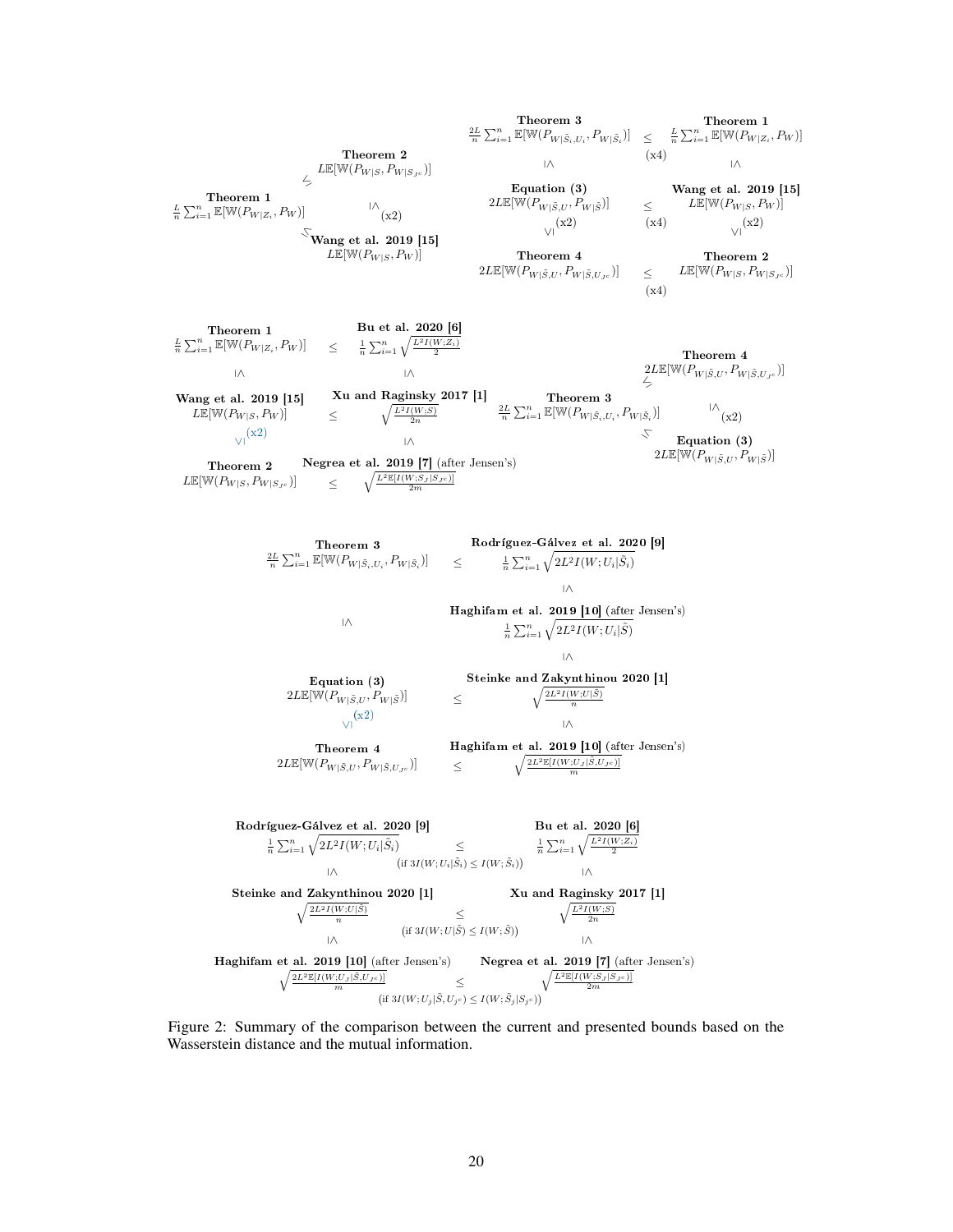**Theorem 1** $\frac{L}{n}\sum_{i=1}^n \mathbb{E}[\mathbb{W}(P_{W|Z_i}, P_W)]$ $\leq$ **Theorem 2** $L\mathbb{E}[\mathbb{W}(P_{W|S}, P_{W|S_{J^c}})]$ and $\leq$ **Wang et al. 2019 [15]** $L\mathbb{E}[\mathbb{W}(P_{W|S}, P_W)]$; **Theorem 2** $\leq$ (x2) **Wang et al. 2019 [15]**.

**Theorem 3** $\frac{2L}{n}\sum_{i=1}^n \mathbb{E}[\mathbb{W}(P_{W|\tilde{S}_i,U_i}, P_{W|\tilde{S}_i})]$ $\leq$ (x4) **Theorem 1** $\frac{L}{n}\sum_{i=1}^n \mathbb{E}[\mathbb{W}(P_{W|Z_i}, P_W)]$

$\leq$ / $\leq$

**Equation (3)** $2L\mathbb{E}[\mathbb{W}(P_{W|\tilde{S},U}, P_{W|\tilde{S}})]$ $\leq$ (x4) **Wang et al. 2019 [15]** $L\mathbb{E}[\mathbb{W}(P_{W|S}, P_W)]$

$\geq$ (x2) / $\geq$ (x2)

**Theorem 4** $2L\mathbb{E}[\mathbb{W}(P_{W|\tilde{S},U}, P_{W|\tilde{S},U_{J^c}})]$ $\leq$ (x4) **Theorem 2** $L\mathbb{E}[\mathbb{W}(P_{W|S}, P_{W|S_{J^c}})]$

---

**Theorem 1** $\frac{L}{n}\sum_{i=1}^n \mathbb{E}[\mathbb{W}(P_{W|Z_i}, P_W)]$ $\leq$ **Bu et al. 2020 [6]** $\frac{1}{n}\sum_{i=1}^n \sqrt{\frac{L^2 I(W;Z_i)}{2}}$

$\leq$ / $\leq$

**Wang et al. 2019 [15]** $L\mathbb{E}[\mathbb{W}(P_{W|S}, P_W)]$ $\leq$ **Xu and Raginsky 2017 [1]** $\sqrt{\frac{L^2 I(W;S)}{2n}}$

$\geq$ (x2) / $\leq$

**Theorem 2** $L\mathbb{E}[\mathbb{W}(P_{W|S}, P_{W|S_{J^c}})]$ $\leq$ **Negrea et al. 2019 [7]** (after Jensen's) $\sqrt{\frac{L^2 \mathbb{E}[I(W;S_J|S_{J^c})]}{2m}}$

**Theorem 3** $\frac{2L}{n}\sum_{i=1}^n \mathbb{E}[\mathbb{W}(P_{W|\tilde{S}_i,U_i}, P_{W|\tilde{S}_i})]$ $\leq$ **Theorem 4** $2L\mathbb{E}[\mathbb{W}(P_{W|\tilde{S},U}, P_{W|\tilde{S},U_{J^c}})]$ and $\leq$ **Equation (3)** $2L\mathbb{E}[\mathbb{W}(P_{W|\tilde{S},U}, P_{W|\tilde{S}})]$; **Theorem 4** $\leq$ (x2) **Equation (3)**.

---

**Theorem 3** $\frac{2L}{n}\sum_{i=1}^n \mathbb{E}[\mathbb{W}(P_{W|\tilde{S}_i,U_i}, P_{W|\tilde{S}_i})]$ $\leq$ **Rodríguez-Gálvez et al. 2020 [9]** $\frac{1}{n}\sum_{i=1}^n \sqrt{2L^2 I(W;U_i|\tilde{S}_i)}$

$\leq$

**Haghifam et al. 2019 [10]** (after Jensen's) $\frac{1}{n}\sum_{i=1}^n \sqrt{2L^2 I(W;U_i|\tilde{S})}$

$\leq$ / $\leq$

**Equation (3)** $2L\mathbb{E}[\mathbb{W}(P_{W|\tilde{S},U}, P_{W|\tilde{S}})]$ $\leq$ **Steinke and Zakynthinou 2020 [1]** $\sqrt{\frac{2L^2 I(W;U|\tilde{S})}{n}}$

$\geq$ (x2) / $\leq$

**Theorem 4** $2L\mathbb{E}[\mathbb{W}(P_{W|\tilde{S},U}, P_{W|\tilde{S},U_{J^c}})]$ $\leq$ **Haghifam et al. 2019 [10]** (after Jensen's) $\sqrt{\frac{2L^2 \mathbb{E}[I(W;U_J|\tilde{S},U_{J^c})]}{m}}$

---

**Rodríguez-Gálvez et al. 2020 [9]** $\frac{1}{n}\sum_{i=1}^n \sqrt{2L^2 I(W;U_i|\tilde{S}_i)}$ $\leq$ (if $3I(W;U_i|\tilde{S}_i) \leq I(W;\tilde{S}_i)$) **Bu et al. 2020 [6]** $\frac{1}{n}\sum_{i=1}^n \sqrt{\frac{L^2 I(W;Z_i)}{2}}$

$\leq$ / $\leq$

**Steinke and Zakynthinou 2020 [1]** $\sqrt{\frac{2L^2 I(W;U|\tilde{S})}{n}}$ $\leq$ (if $3I(W;U|\tilde{S}) \leq I(W;\tilde{S})$) **Xu and Raginsky 2017 [1]** $\sqrt{\frac{L^2 I(W;S)}{2n}}$

$\leq$ / $\leq$

**Haghifam et al. 2019 [10]** (after Jensen's) $\sqrt{\frac{2L^2 \mathbb{E}[I(W;U_J|\tilde{S},U_{J^c})]}{m}}$ $\leq$ (if $3I(W;U_j|\tilde{S},U_{j^c}) \leq I(W;\tilde{S}_j|S_{j^c})$) **Negrea et al. 2019 [7]** (after Jensen's) $\sqrt{\frac{L^2 \mathbb{E}[I(W;S_J|S_{J^c})]}{2m}}$

Figure 2: Summary of the comparison between the current and presented bounds based on the Wasserstein distance and the mutual information.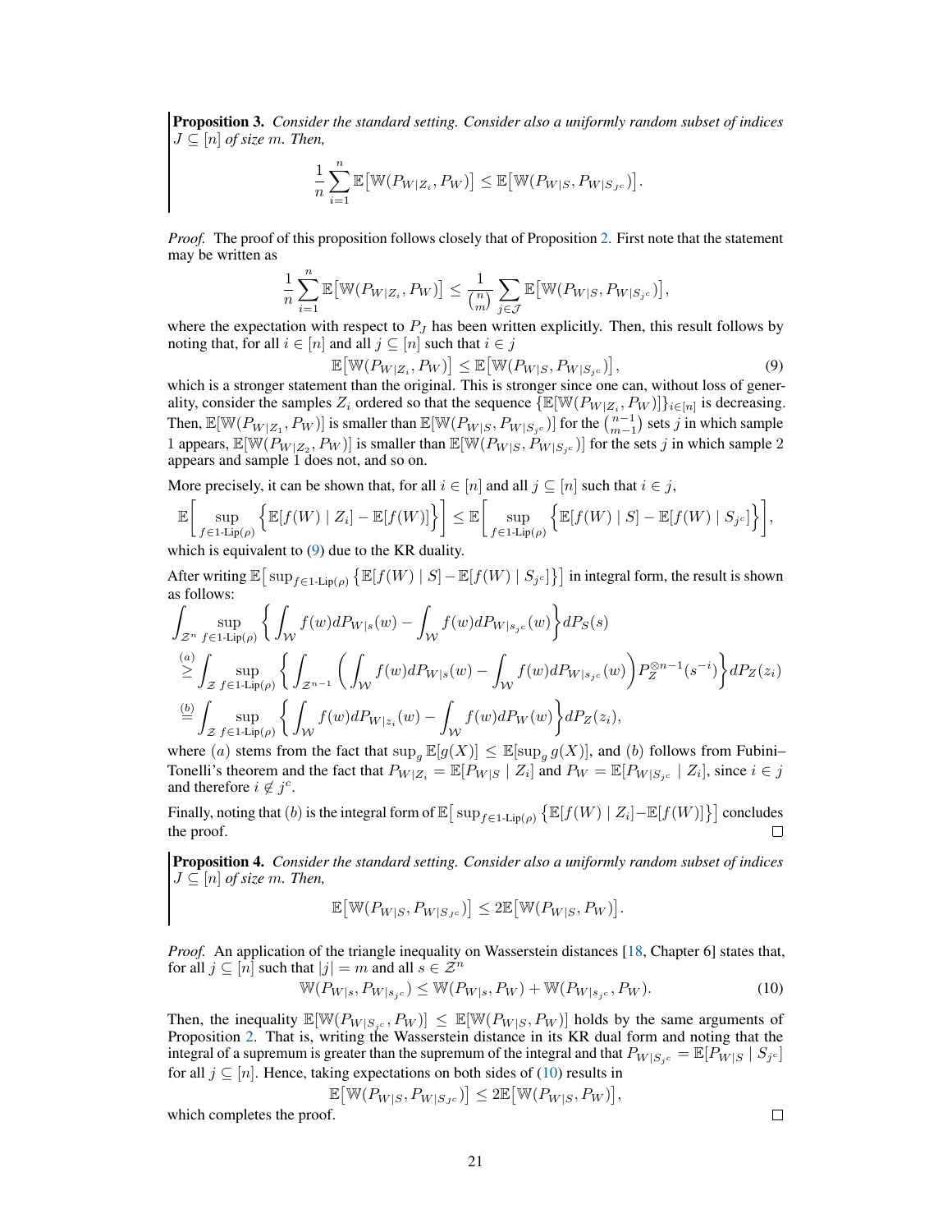**Proposition 3.** *Consider the standard setting. Consider also a uniformly random subset of indices $J \subseteq [n]$ of size $m$. Then,*

$$\frac{1}{n}\sum_{i=1}^{n} \mathbb{E}\big[\mathbb{W}(P_{W|Z_i}, P_W)\big] \leq \mathbb{E}\big[\mathbb{W}(P_{W|S}, P_{W|S_{J^c}})\big].$$

*Proof.* The proof of this proposition follows closely that of Proposition 2. First note that the statement may be written as

$$\frac{1}{n}\sum_{i=1}^{n} \mathbb{E}\big[\mathbb{W}(P_{W|Z_i}, P_W)\big] \leq \frac{1}{\binom{n}{m}}\sum_{j \in \mathcal{J}} \mathbb{E}\big[\mathbb{W}(P_{W|S}, P_{W|S_{j^c}})\big],$$

where the expectation with respect to $P_J$ has been written explicitly. Then, this result follows by noting that, for all $i \in [n]$ and all $j \subseteq [n]$ such that $i \in j$

$$\mathbb{E}\big[\mathbb{W}(P_{W|Z_i}, P_W)\big] \leq \mathbb{E}\big[\mathbb{W}(P_{W|S}, P_{W|S_{j^c}})\big], \tag{9}$$

which is a stronger statement than the original. This is stronger since one can, without loss of generality, consider the samples $Z_i$ ordered so that the sequence $\{\mathbb{E}[\mathbb{W}(P_{W|Z_i}, P_W)]\}_{i\in[n]}$ is decreasing. Then, $\mathbb{E}[\mathbb{W}(P_{W|Z_1}, P_W)]$ is smaller than $\mathbb{E}[\mathbb{W}(P_{W|S}, P_{W|S_{j^c}})]$ for the $\binom{n-1}{m-1}$ sets $j$ in which sample 1 appears, $\mathbb{E}[\mathbb{W}(P_{W|Z_2}, P_W)]$ is smaller than $\mathbb{E}[\mathbb{W}(P_{W|S}, P_{W|S_{j^c}})]$ for the sets $j$ in which sample 2 appears and sample 1 does not, and so on.

More precisely, it can be shown that, for all $i \in [n]$ and all $j \subseteq [n]$ such that $i \in j$,

$$\mathbb{E}\bigg[\sup_{f \in 1\text{-Lip}(\rho)} \Big\{\mathbb{E}[f(W) \mid Z_i] - \mathbb{E}[f(W)]\Big\}\bigg] \leq \mathbb{E}\bigg[\sup_{f \in 1\text{-Lip}(\rho)} \Big\{\mathbb{E}[f(W) \mid S] - \mathbb{E}[f(W) \mid S_{j^c}]\Big\}\bigg],$$

which is equivalent to (9) due to the KR duality.

After writing $\mathbb{E}\big[\sup_{f\in 1\text{-Lip}(\rho)} \big\{\mathbb{E}[f(W) \mid S] - \mathbb{E}[f(W) \mid S_{j^c}]\big\}\big]$ in integral form, the result is shown as follows:

$$\begin{aligned}
&\int_{\mathcal{Z}^n} \sup_{f \in 1\text{-Lip}(\rho)} \bigg\{ \int_{\mathcal{W}} f(w) dP_{W|s}(w) - \int_{\mathcal{W}} f(w) dP_{W|s_{j^c}}(w) \bigg\} dP_S(s) \\
&\overset{(a)}{\geq} \int_{\mathcal{Z}} \sup_{f \in 1\text{-Lip}(\rho)} \bigg\{ \int_{\mathcal{Z}^{n-1}} \bigg( \int_{\mathcal{W}} f(w) dP_{W|s}(w) - \int_{\mathcal{W}} f(w) dP_{W|s_{j^c}}(w) \bigg) P_Z^{\otimes n-1}(s^{-i}) \bigg\} dP_Z(z_i) \\
&\overset{(b)}{=} \int_{\mathcal{Z}} \sup_{f \in 1\text{-Lip}(\rho)} \bigg\{ \int_{\mathcal{W}} f(w) dP_{W|z_i}(w) - \int_{\mathcal{W}} f(w) dP_W(w) \bigg\} dP_Z(z_i),
\end{aligned}$$

where $(a)$ stems from the fact that $\sup_g \mathbb{E}[g(X)] \leq \mathbb{E}[\sup_g g(X)]$, and $(b)$ follows from Fubini–Tonelli's theorem and the fact that $P_{W|Z_i} = \mathbb{E}[P_{W|S} \mid Z_i]$ and $P_W = \mathbb{E}[P_{W|S_{j^c}} \mid Z_i]$, since $i \in j$ and therefore $i \notin j^c$.

Finally, noting that $(b)$ is the integral form of $\mathbb{E}\big[\sup_{f\in 1\text{-Lip}(\rho)} \big\{\mathbb{E}[f(W) \mid Z_i] - \mathbb{E}[f(W)]\big\}\big]$ concludes the proof. $\square$

**Proposition 4.** *Consider the standard setting. Consider also a uniformly random subset of indices $J \subseteq [n]$ of size $m$. Then,*

$$\mathbb{E}\big[\mathbb{W}(P_{W|S}, P_{W|S_{J^c}})\big] \leq 2\mathbb{E}\big[\mathbb{W}(P_{W|S}, P_W)\big].$$

*Proof.* An application of the triangle inequality on Wasserstein distances [18, Chapter 6] states that, for all $j \subseteq [n]$ such that $|j| = m$ and all $s \in \mathcal{Z}^n$

$$\mathbb{W}(P_{W|s}, P_{W|s_{j^c}}) \leq \mathbb{W}(P_{W|s}, P_W) + \mathbb{W}(P_{W|s_{j^c}}, P_W). \tag{10}$$

Then, the inequality $\mathbb{E}[\mathbb{W}(P_{W|S_{j^c}}, P_W)] \leq \mathbb{E}[\mathbb{W}(P_{W|S}, P_W)]$ holds by the same arguments of Proposition 2. That is, writing the Wasserstein distance in its KR dual form and noting that the integral of a supremum is greater than the supremum of the integral and that $P_{W|S_{j^c}} = \mathbb{E}[P_{W|S} \mid S_{j^c}]$ for all $j \subseteq [n]$. Hence, taking expectations on both sides of (10) results in

$$\mathbb{E}\big[\mathbb{W}(P_{W|S}, P_{W|S_{J^c}})\big] \leq 2\mathbb{E}\big[\mathbb{W}(P_{W|S}, P_W)\big],$$

which completes the proof. $\square$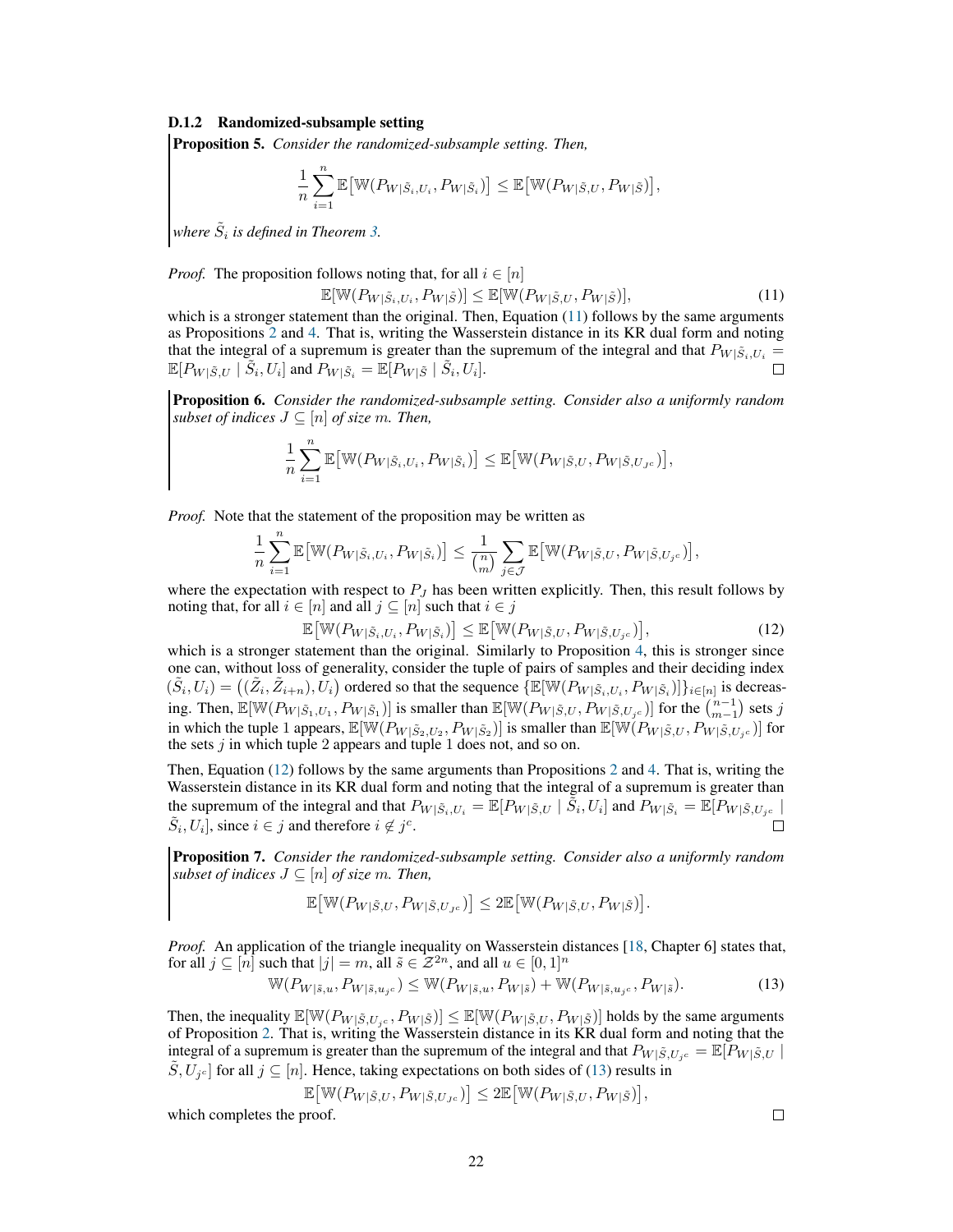#### D.1.2 Randomized-subsample setting

**Proposition 5.** *Consider the randomized-subsample setting. Then,*

$$\frac{1}{n}\sum_{i=1}^{n}\mathbb{E}\big[\mathbb{W}(P_{W|\tilde{S}_i,U_i}, P_{W|\tilde{S}_i})\big] \leq \mathbb{E}\big[\mathbb{W}(P_{W|\tilde{S},U}, P_{W|\tilde{S}})\big],$$

*where $\tilde{S}_i$ is defined in Theorem 3.*

*Proof.* The proposition follows noting that, for all $i \in [n]$

$$\mathbb{E}[\mathbb{W}(P_{W|\tilde{S}_i,U_i}, P_{W|\tilde{S}})] \leq \mathbb{E}[\mathbb{W}(P_{W|\tilde{S},U}, P_{W|\tilde{S}})], \tag{11}$$

which is a stronger statement than the original. Then, Equation (11) follows by the same arguments as Propositions 2 and 4. That is, writing the Wasserstein distance in its KR dual form and noting that the integral of a supremum is greater than the supremum of the integral and that $P_{W|\tilde{S}_i,U_i} = \mathbb{E}[P_{W|\tilde{S},U} \mid \tilde{S}_i, U_i]$ and $P_{W|\tilde{S}_i} = \mathbb{E}[P_{W|\tilde{S}} \mid \tilde{S}_i, U_i]$. □

**Proposition 6.** *Consider the randomized-subsample setting. Consider also a uniformly random subset of indices $J \subseteq [n]$ of size $m$. Then,*

$$\frac{1}{n}\sum_{i=1}^{n}\mathbb{E}\big[\mathbb{W}(P_{W|\tilde{S}_i,U_i}, P_{W|\tilde{S}_i})\big] \leq \mathbb{E}\big[\mathbb{W}(P_{W|\tilde{S},U}, P_{W|\tilde{S},U_{J^c}})\big],$$

*Proof.* Note that the statement of the proposition may be written as

$$\frac{1}{n}\sum_{i=1}^{n}\mathbb{E}\big[\mathbb{W}(P_{W|\tilde{S}_i,U_i}, P_{W|\tilde{S}_i})\big] \leq \frac{1}{\binom{n}{m}}\sum_{j\in\mathcal{J}}\mathbb{E}\big[\mathbb{W}(P_{W|\tilde{S},U}, P_{W|\tilde{S},U_{j^c}})\big],$$

where the expectation with respect to $P_J$ has been written explicitly. Then, this result follows by noting that, for all $i \in [n]$ and all $j \subseteq [n]$ such that $i \in j$

$$\mathbb{E}\big[\mathbb{W}(P_{W|\tilde{S}_i,U_i}, P_{W|\tilde{S}_i})\big] \leq \mathbb{E}\big[\mathbb{W}(P_{W|\tilde{S},U}, P_{W|\tilde{S},U_{j^c}})\big], \tag{12}$$

which is a stronger statement than the original. Similarly to Proposition 4, this is stronger since one can, without loss of generality, consider the tuple of pairs of samples and their deciding index $(\tilde{S}_i, U_i) = \big((\tilde{Z}_i, \tilde{Z}_{i+n}), U_i\big)$ ordered so that the sequence $\{\mathbb{E}[\mathbb{W}(P_{W|\tilde{S}_i,U_i}, P_{W|\tilde{S}_i})]\}_{i\in[n]}$ is decreasing. Then, $\mathbb{E}[\mathbb{W}(P_{W|\tilde{S}_1,U_1}, P_{W|\tilde{S}_1})]$ is smaller than $\mathbb{E}[\mathbb{W}(P_{W|\tilde{S},U}, P_{W|\tilde{S},U_{j^c}})]$ for the $\binom{n-1}{m-1}$ sets $j$ in which the tuple 1 appears, $\mathbb{E}[\mathbb{W}(P_{W|\tilde{S}_2,U_2}, P_{W|\tilde{S}_2})]$ is smaller than $\mathbb{E}[\mathbb{W}(P_{W|\tilde{S},U}, P_{W|\tilde{S},U_{j^c}})]$ for the sets $j$ in which tuple 2 appears and tuple 1 does not, and so on.

Then, Equation (12) follows by the same arguments than Propositions 2 and 4. That is, writing the Wasserstein distance in its KR dual form and noting that the integral of a supremum is greater than the supremum of the integral and that $P_{W|\tilde{S}_i,U_i} = \mathbb{E}[P_{W|\tilde{S},U} \mid \tilde{S}_i, U_i]$ and $P_{W|\tilde{S}_i} = \mathbb{E}[P_{W|\tilde{S},U_{j^c}} \mid \tilde{S}_i, U_i]$, since $i \in j$ and therefore $i \notin j^c$. □

**Proposition 7.** *Consider the randomized-subsample setting. Consider also a uniformly random subset of indices $J \subseteq [n]$ of size $m$. Then,*

$$\mathbb{E}\big[\mathbb{W}(P_{W|\tilde{S},U}, P_{W|\tilde{S},U_{J^c}})\big] \leq 2\mathbb{E}\big[\mathbb{W}(P_{W|\tilde{S},U}, P_{W|\tilde{S}})\big].$$

*Proof.* An application of the triangle inequality on Wasserstein distances [18, Chapter 6] states that, for all $j \subseteq [n]$ such that $|j| = m$, all $\tilde{s} \in \mathcal{Z}^{2n}$, and all $u \in [0,1]^n$

$$\mathbb{W}(P_{W|\tilde{s},u}, P_{W|\tilde{s},u_{j^c}}) \leq \mathbb{W}(P_{W|\tilde{s},u}, P_{W|\tilde{s}}) + \mathbb{W}(P_{W|\tilde{s},u_{j^c}}, P_{W|\tilde{s}}). \tag{13}$$

Then, the inequality $\mathbb{E}[\mathbb{W}(P_{W|\tilde{S},U_{j^c}}, P_{W|\tilde{S}})] \leq \mathbb{E}[\mathbb{W}(P_{W|\tilde{S},U}, P_{W|\tilde{S}})]$ holds by the same arguments of Proposition 2. That is, writing the Wasserstein distance in its KR dual form and noting that the integral of a supremum is greater than the supremum of the integral and that $P_{W|\tilde{S},U_{j^c}} = \mathbb{E}[P_{W|\tilde{S},U} \mid \tilde{S}, U_{j^c}]$ for all $j \subseteq [n]$. Hence, taking expectations on both sides of (13) results in

$$\mathbb{E}\big[\mathbb{W}(P_{W|\tilde{S},U}, P_{W|\tilde{S},U_{J^c}})\big] \leq 2\mathbb{E}\big[\mathbb{W}(P_{W|\tilde{S},U}, P_{W|\tilde{S}})\big],$$

which completes the proof. □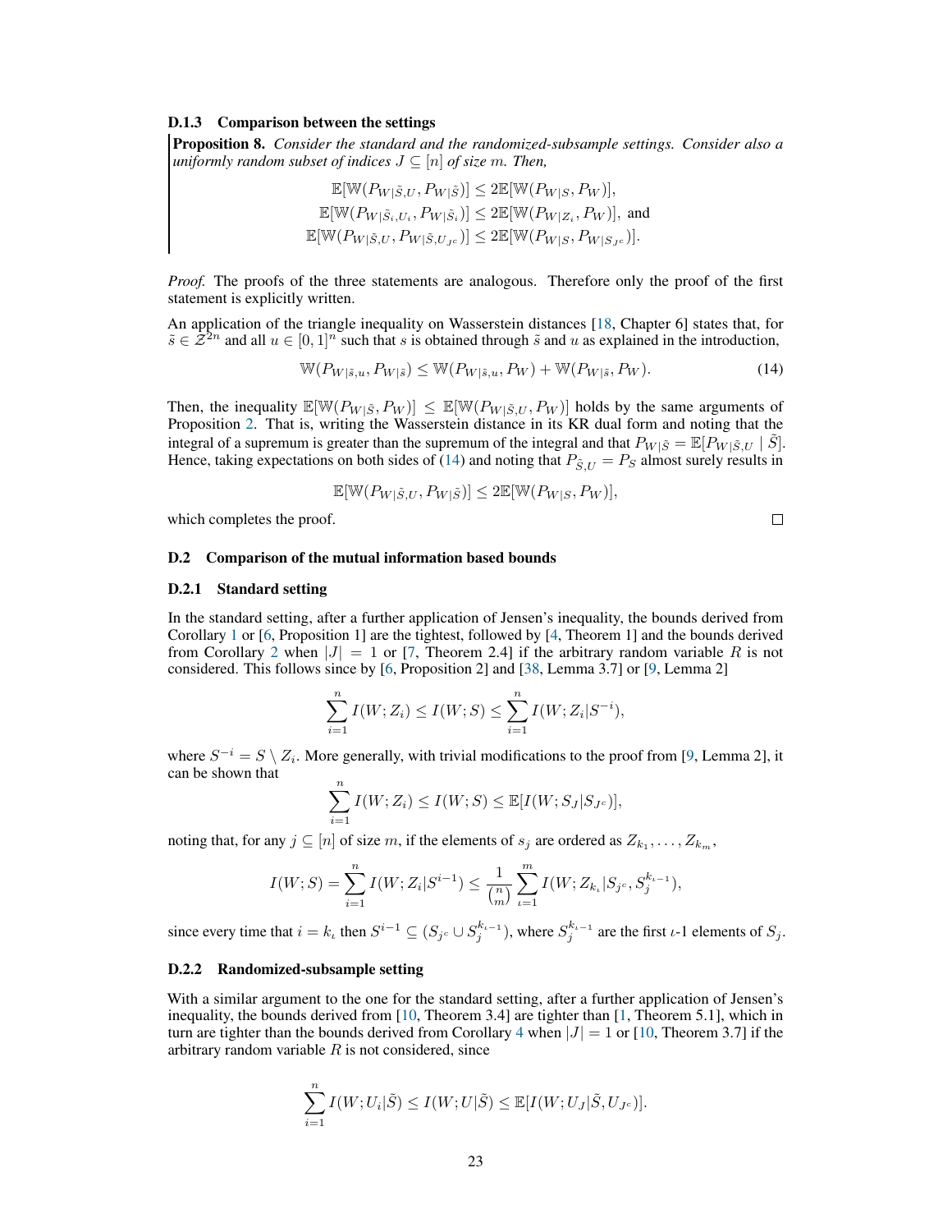#### D.1.3 Comparison between the settings

**Proposition 8.** *Consider the standard and the randomized-subsample settings. Consider also a uniformly random subset of indices $J \subseteq [n]$ of size $m$. Then,*

$$\mathbb{E}[\mathbb{W}(P_{W|\tilde{S},U}, P_{W|\tilde{S}})] \leq 2\mathbb{E}[\mathbb{W}(P_{W|S}, P_W)],$$
$$\mathbb{E}[\mathbb{W}(P_{W|\tilde{S}_i,U_i}, P_{W|\tilde{S}_i})] \leq 2\mathbb{E}[\mathbb{W}(P_{W|Z_i}, P_W)], \text{ and}$$
$$\mathbb{E}[\mathbb{W}(P_{W|\tilde{S},U}, P_{W|\tilde{S},U_{J^c}})] \leq 2\mathbb{E}[\mathbb{W}(P_{W|S}, P_{W|S_{J^c}})].$$

*Proof.* The proofs of the three statements are analogous. Therefore only the proof of the first statement is explicitly written.

An application of the triangle inequality on Wasserstein distances [18, Chapter 6] states that, for $\tilde{s} \in \mathcal{Z}^{2n}$ and all $u \in [0,1]^n$ such that $s$ is obtained through $\tilde{s}$ and $u$ as explained in the introduction,

$$\mathbb{W}(P_{W|\tilde{s},u}, P_{W|\tilde{s}}) \leq \mathbb{W}(P_{W|\tilde{s},u}, P_W) + \mathbb{W}(P_{W|\tilde{s}}, P_W). \tag{14}$$

Then, the inequality $\mathbb{E}[\mathbb{W}(P_{W|\tilde{S}}, P_W)] \leq \mathbb{E}[\mathbb{W}(P_{W|\tilde{S},U}, P_W)]$ holds by the same arguments of Proposition 2. That is, writing the Wasserstein distance in its KR dual form and noting that the integral of a supremum is greater than the supremum of the integral and that $P_{W|\tilde{S}} = \mathbb{E}[P_{W|\tilde{S},U} \mid \tilde{S}]$. Hence, taking expectations on both sides of (14) and noting that $P_{\tilde{S},U} = P_S$ almost surely results in

$$\mathbb{E}[\mathbb{W}(P_{W|\tilde{S},U}, P_{W|\tilde{S}})] \leq 2\mathbb{E}[\mathbb{W}(P_{W|S}, P_W)],$$

which completes the proof. □

### D.2 Comparison of the mutual information based bounds

#### D.2.1 Standard setting

In the standard setting, after a further application of Jensen's inequality, the bounds derived from Corollary 1 or [6, Proposition 1] are the tightest, followed by [4, Theorem 1] and the bounds derived from Corollary 2 when $|J| = 1$ or [7, Theorem 2.4] if the arbitrary random variable $R$ is not considered. This follows since by [6, Proposition 2] and [38, Lemma 3.7] or [9, Lemma 2]

$$\sum_{i=1}^{n} I(W; Z_i) \leq I(W; S) \leq \sum_{i=1}^{n} I(W; Z_i | S^{-i}),$$

where $S^{-i} = S \setminus Z_i$. More generally, with trivial modifications to the proof from [9, Lemma 2], it can be shown that

$$\sum_{i=1}^{n} I(W; Z_i) \leq I(W; S) \leq \mathbb{E}[I(W; S_J | S_{J^c})],$$

noting that, for any $j \subseteq [n]$ of size $m$, if the elements of $s_j$ are ordered as $Z_{k_1}, \ldots, Z_{k_m}$,

$$I(W; S) = \sum_{i=1}^{n} I(W; Z_i | S^{i-1}) \leq \frac{1}{\binom{n}{m}} \sum_{\iota=1}^{m} I(W; Z_{k_\iota} | S_{j^c}, S_j^{k_{\iota-1}}),$$

since every time that $i = k_\iota$ then $S^{i-1} \subseteq (S_{j^c} \cup S_j^{k_{\iota-1}})$, where $S_j^{k_{\iota-1}}$ are the first $\iota$-1 elements of $S_j$.

#### D.2.2 Randomized-subsample setting

With a similar argument to the one for the standard setting, after a further application of Jensen's inequality, the bounds derived from [10, Theorem 3.4] are tighter than [1, Theorem 5.1], which in turn are tighter than the bounds derived from Corollary 4 when $|J| = 1$ or [10, Theorem 3.7] if the arbitrary random variable $R$ is not considered, since

$$\sum_{i=1}^{n} I(W; U_i | \tilde{S}) \leq I(W; U | \tilde{S}) \leq \mathbb{E}[I(W; U_J | \tilde{S}, U_{J^c})].$$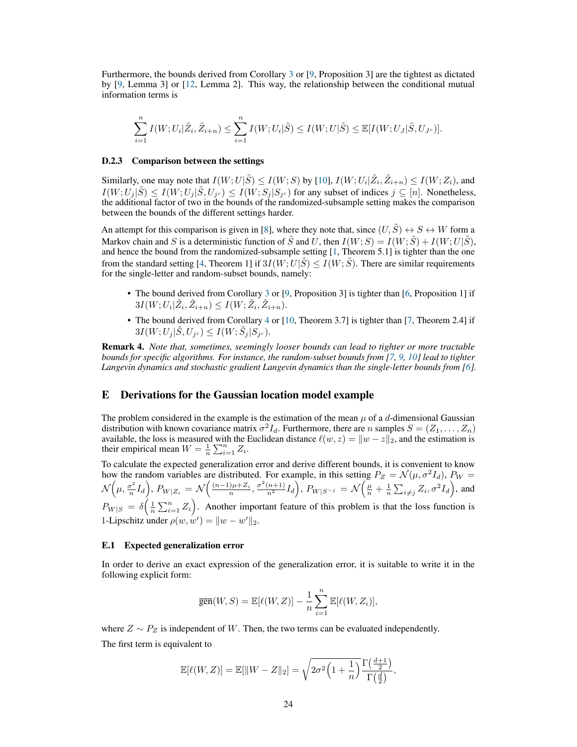Furthermore, the bounds derived from Corollary 3 or [9, Proposition 3] are the tightest as dictated by [9, Lemma 3] or [12, Lemma 2]. This way, the relationship between the conditional mutual information terms is

$$\sum_{i=1}^{n} I(W; U_i | \tilde{Z}_i, \tilde{Z}_{i+n}) \leq \sum_{i=1}^{n} I(W; U_i | \tilde{S}) \leq I(W; U | \tilde{S}) \leq \mathbb{E}[I(W; U_J | \tilde{S}, U_{J^c})].$$

#### D.2.3 Comparison between the settings

Similarly, one may note that $I(W; U|\tilde{S}) \leq I(W; S)$ by [10], $I(W; U_i | \tilde{Z}_i, \tilde{Z}_{i+n}) \leq I(W; Z_i)$, and $I(W; U_j | \tilde{S}) \leq I(W; U_j | \tilde{S}, U_{j^c}) \leq I(W; S_j | S_{j^c})$ for any subset of indices $j \subseteq [n]$. Nonetheless, the additional factor of two in the bounds of the randomized-subsample setting makes the comparison between the bounds of the different settings harder.

An attempt for this comparison is given in [8], where they note that, since $(U, \tilde{S}) \leftrightarrow S \leftrightarrow W$ form a Markov chain and $S$ is a deterministic function of $\tilde{S}$ and $U$, then $I(W; S) = I(W; \tilde{S}) + I(W; U|\tilde{S})$, and hence the bound from the randomized-subsample setting [1, Theorem 5.1] is tighter than the one from the standard setting [4, Theorem 1] if $3I(W; U|\tilde{S}) \leq I(W; \tilde{S})$. There are similar requirements for the single-letter and random-subset bounds, namely:

- The bound derived from Corollary 3 or [9, Proposition 3] is tighter than [6, Proposition 1] if $3I(W; U_i | \tilde{Z}_i, \tilde{Z}_{i+n}) \leq I(W; \tilde{Z}_i, \tilde{Z}_{i+n})$.
- The bound derived from Corollary 4 or [10, Theorem 3.7] is tighter than [7, Theorem 2.4] if $3I(W; U_j | \tilde{S}, U_{j^c}) \leq I(W; \tilde{S}_j | S_{j^c})$.

**Remark 4.** *Note that, sometimes, seemingly looser bounds can lead to tighter or more tractable bounds for specific algorithms. For instance, the random-subset bounds from [7, 9, 10] lead to tighter Langevin dynamics and stochastic gradient Langevin dynamics than the single-letter bounds from [6].*

## E Derivations for the Gaussian location model example

The problem considered in the example is the estimation of the mean $\mu$ of a $d$-dimensional Gaussian distribution with known covariance matrix $\sigma^2 I_d$. Furthermore, there are $n$ samples $S = (Z_1, \ldots, Z_n)$ available, the loss is measured with the Euclidean distance $\ell(w, z) = \|w - z\|_2$, and the estimation is their empirical mean $W = \frac{1}{n}\sum_{i=1}^{n} Z_i$.

To calculate the expected generalization error and derive different bounds, it is convenient to know how the random variables are distributed. For example, in this setting $P_Z = \mathcal{N}(\mu, \sigma^2 I_d)$, $P_W = \mathcal{N}\Big(\mu, \frac{\sigma^2}{n} I_d\Big)$, $P_{W|Z_i} = \mathcal{N}\Big(\frac{(n-1)\mu + Z_i}{n}, \frac{\sigma^2(n+1)}{n^2} I_d\Big)$, $P_{W|S^{-j}} = \mathcal{N}\Big(\frac{\mu}{n} + \frac{1}{n}\sum_{i \neq j} Z_i, \sigma^2 I_d\Big)$, and $P_{W|S} = \delta\Big(\frac{1}{n}\sum_{i=1}^{n} Z_i\Big)$. Another important feature of this problem is that the loss function is 1-Lipschitz under $\rho(w, w') = \|w - w'\|_2$.

### E.1 Expected generalization error

In order to derive an exact expression of the generalization error, it is suitable to write it in the following explicit form:

$$\overline{\text{gen}}(W, S) = \mathbb{E}[\ell(W, Z)] - \frac{1}{n}\sum_{i=1}^{n} \mathbb{E}[\ell(W, Z_i)],$$

where $Z \sim P_Z$ is independent of $W$. Then, the two terms can be evaluated independently.

The first term is equivalent to

$$\mathbb{E}[\ell(W, Z)] = \mathbb{E}[\|W - Z\|_2] = \sqrt{2\sigma^2\Big(1 + \frac{1}{n}\Big)} \frac{\Gamma\big(\frac{d+1}{2}\big)}{\Gamma\big(\frac{d}{2}\big)},$$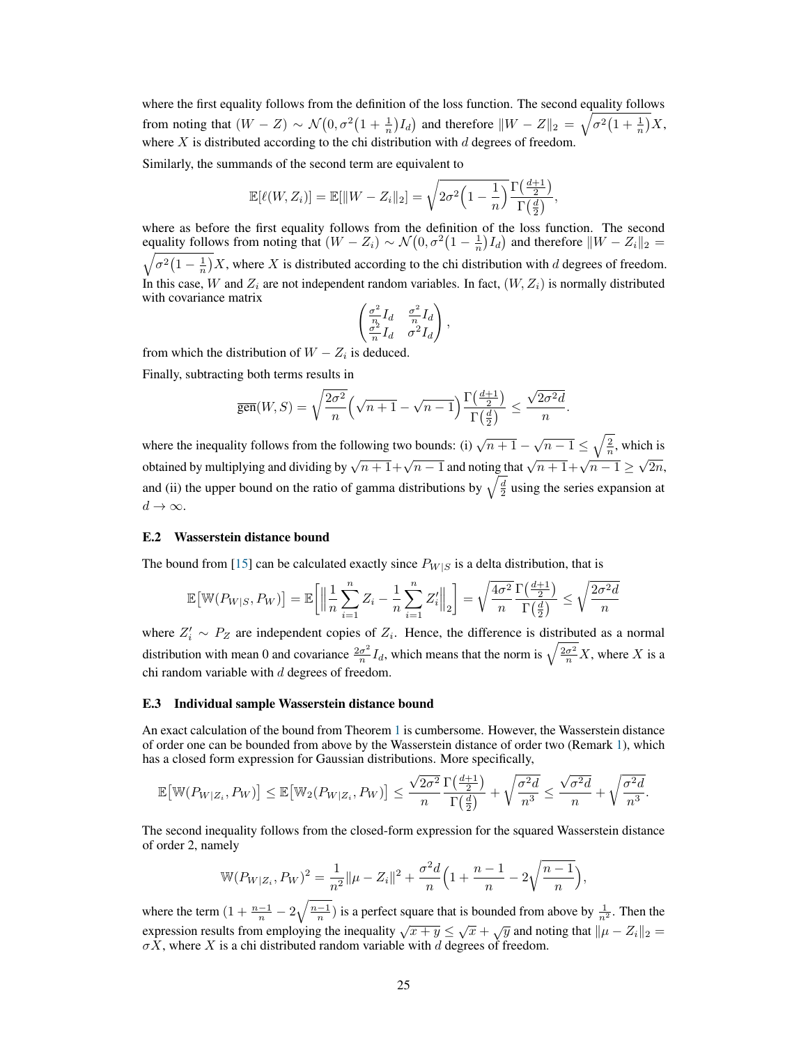where the first equality follows from the definition of the loss function. The second equality follows from noting that $(W - Z) \sim \mathcal{N}\big(0, \sigma^2\big(1 + \frac{1}{n}\big)I_d\big)$ and therefore $\|W - Z\|_2 = \sqrt{\sigma^2\big(1 + \frac{1}{n}\big)}X$, where $X$ is distributed according to the chi distribution with $d$ degrees of freedom.

Similarly, the summands of the second term are equivalent to

$$\mathbb{E}[\ell(W, Z_i)] = \mathbb{E}[\|W - Z_i\|_2] = \sqrt{2\sigma^2\Big(1 - \frac{1}{n}\Big)}\frac{\Gamma\big(\frac{d+1}{2}\big)}{\Gamma\big(\frac{d}{2}\big)},$$

where as before the first equality follows from the definition of the loss function. The second equality follows from noting that $(W - Z_i) \sim \mathcal{N}\big(0, \sigma^2\big(1 - \frac{1}{n}\big)I_d\big)$ and therefore $\|W - Z_i\|_2 = \sqrt{\sigma^2\big(1 - \frac{1}{n}\big)}X$, where $X$ is distributed according to the chi distribution with $d$ degrees of freedom. In this case, $W$ and $Z_i$ are not independent random variables. In fact, $(W, Z_i)$ is normally distributed with covariance matrix

$$\begin{pmatrix} \frac{\sigma^2}{n}I_d & \frac{\sigma^2}{n}I_d \\ \frac{\sigma^2}{n}I_d & \sigma^2 I_d \end{pmatrix},$$

from which the distribution of $W - Z_i$ is deduced.

Finally, subtracting both terms results in

$$\overline{\text{gen}}(W, S) = \sqrt{\frac{2\sigma^2}{n}}\Big(\sqrt{n+1} - \sqrt{n-1}\Big)\frac{\Gamma\big(\frac{d+1}{2}\big)}{\Gamma\big(\frac{d}{2}\big)} \leq \frac{\sqrt{2\sigma^2 d}}{n}.$$

where the inequality follows from the following two bounds: (i) $\sqrt{n+1} - \sqrt{n-1} \leq \sqrt{\frac{2}{n}}$, which is obtained by multiplying and dividing by $\sqrt{n+1} + \sqrt{n-1}$ and noting that $\sqrt{n+1} + \sqrt{n-1} \geq \sqrt{2n}$, and (ii) the upper bound on the ratio of gamma distributions by $\sqrt{\frac{d}{2}}$ using the series expansion at $d \to \infty$.

### E.2 Wasserstein distance bound

The bound from [15] can be calculated exactly since $P_{W|S}$ is a delta distribution, that is

$$\mathbb{E}\big[\mathbb{W}(P_{W|S}, P_W)\big] = \mathbb{E}\bigg[\Big\|\frac{1}{n}\sum_{i=1}^n Z_i - \frac{1}{n}\sum_{i=1}^n Z_i'\Big\|_2\bigg] = \sqrt{\frac{4\sigma^2}{n}}\frac{\Gamma\big(\frac{d+1}{2}\big)}{\Gamma\big(\frac{d}{2}\big)} \leq \sqrt{\frac{2\sigma^2 d}{n}}$$

where $Z_i' \sim P_Z$ are independent copies of $Z_i$. Hence, the difference is distributed as a normal distribution with mean 0 and covariance $\frac{2\sigma^2}{n}I_d$, which means that the norm is $\sqrt{\frac{2\sigma^2}{n}}X$, where $X$ is a chi random variable with $d$ degrees of freedom.

### E.3 Individual sample Wasserstein distance bound

An exact calculation of the bound from Theorem 1 is cumbersome. However, the Wasserstein distance of order one can be bounded from above by the Wasserstein distance of order two (Remark 1), which has a closed form expression for Gaussian distributions. More specifically,

$$\mathbb{E}\big[\mathbb{W}(P_{W|Z_i}, P_W)\big] \leq \mathbb{E}\big[\mathbb{W}_2(P_{W|Z_i}, P_W)\big] \leq \frac{\sqrt{2\sigma^2}}{n}\frac{\Gamma\big(\frac{d+1}{2}\big)}{\Gamma\big(\frac{d}{2}\big)} + \sqrt{\frac{\sigma^2 d}{n^3}} \leq \frac{\sqrt{\sigma^2 d}}{n} + \sqrt{\frac{\sigma^2 d}{n^3}}.$$

The second inequality follows from the closed-form expression for the squared Wasserstein distance of order 2, namely

$$\mathbb{W}(P_{W|Z_i}, P_W)^2 = \frac{1}{n^2}\|\mu - Z_i\|^2 + \frac{\sigma^2 d}{n}\Big(1 + \frac{n-1}{n} - 2\sqrt{\frac{n-1}{n}}\Big),$$

where the term $(1 + \frac{n-1}{n} - 2\sqrt{\frac{n-1}{n}})$ is a perfect square that is bounded from above by $\frac{1}{n^2}$. Then the expression results from employing the inequality $\sqrt{x+y} \leq \sqrt{x} + \sqrt{y}$ and noting that $\|\mu - Z_i\|_2 = \sigma X$, where $X$ is a chi distributed random variable with $d$ degrees of freedom.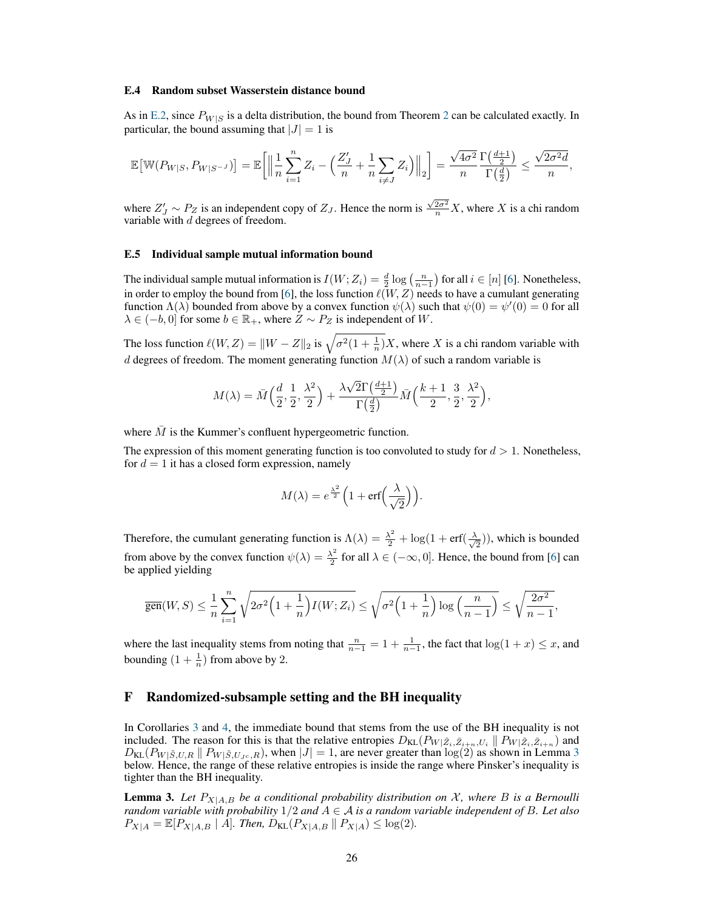### E.4 Random subset Wasserstein distance bound

As in E.2, since $P_{W|S}$ is a delta distribution, the bound from Theorem 2 can be calculated exactly. In particular, the bound assuming that $|J| = 1$ is

$$\mathbb{E}\big[\mathbb{W}(P_{W|S}, P_{W|S^{-J}})\big] = \mathbb{E}\Big[\Big\| \frac{1}{n}\sum_{i=1}^{n} Z_i - \Big(\frac{Z'_J}{n} + \frac{1}{n}\sum_{i \neq J} Z_i\Big)\Big\|_2\Big] = \frac{\sqrt{4\sigma^2}}{n}\frac{\Gamma\big(\frac{d+1}{2}\big)}{\Gamma\big(\frac{d}{2}\big)} \leq \frac{\sqrt{2\sigma^2 d}}{n},$$

where $Z'_J \sim P_Z$ is an independent copy of $Z_J$. Hence the norm is $\frac{\sqrt{2\sigma^2}}{n}X$, where $X$ is a chi random variable with $d$ degrees of freedom.

### E.5 Individual sample mutual information bound

The individual sample mutual information is $I(W;Z_i) = \frac{d}{2}\log\big(\frac{n}{n-1}\big)$ for all $i \in [n]$ [6]. Nonetheless, in order to employ the bound from [6], the loss function $\ell(W,Z)$ needs to have a cumulant generating function $\Lambda(\lambda)$ bounded from above by a convex function $\psi(\lambda)$ such that $\psi(0) = \psi'(0) = 0$ for all $\lambda \in (-b, 0]$ for some $b \in \mathbb{R}_+$, where $Z \sim P_Z$ is independent of $W$.

The loss function $\ell(W,Z) = \|W - Z\|_2$ is $\sqrt{\sigma^2(1+\frac{1}{n})}X$, where $X$ is a chi random variable with $d$ degrees of freedom. The moment generating function $M(\lambda)$ of such a random variable is

$$M(\lambda) = \bar{M}\Big(\frac{d}{2}, \frac{1}{2}, \frac{\lambda^2}{2}\Big) + \frac{\lambda\sqrt{2}\Gamma\big(\frac{d+1}{2}\big)}{\Gamma\big(\frac{d}{2}\big)}\bar{M}\Big(\frac{k+1}{2}, \frac{3}{2}, \frac{\lambda^2}{2}\Big),$$

where $\bar{M}$ is the Kummer's confluent hypergeometric function.

The expression of this moment generating function is too convoluted to study for $d > 1$. Nonetheless, for $d = 1$ it has a closed form expression, namely

$$M(\lambda) = e^{\frac{\lambda^2}{2}}\Big(1 + \operatorname{erf}\Big(\frac{\lambda}{\sqrt{2}}\Big)\Big).$$

Therefore, the cumulant generating function is $\Lambda(\lambda) = \frac{\lambda^2}{2} + \log(1 + \operatorname{erf}(\frac{\lambda}{\sqrt{2}}))$, which is bounded from above by the convex function $\psi(\lambda) = \frac{\lambda^2}{2}$ for all $\lambda \in (-\infty, 0]$. Hence, the bound from [6] can be applied yielding

$$\overline{\operatorname{gen}}(W,S) \leq \frac{1}{n}\sum_{i=1}^{n}\sqrt{2\sigma^2\Big(1+\frac{1}{n}\Big)I(W;Z_i)} \leq \sqrt{\sigma^2\Big(1+\frac{1}{n}\Big)\log\Big(\frac{n}{n-1}\Big)} \leq \sqrt{\frac{2\sigma^2}{n-1}},$$

where the last inequality stems from noting that $\frac{n}{n-1} = 1 + \frac{1}{n-1}$, the fact that $\log(1+x) \leq x$, and bounding $(1 + \frac{1}{n})$ from above by 2.

## F Randomized-subsample setting and the BH inequality

In Corollaries 3 and 4, the immediate bound that stems from the use of the BH inequality is not included. The reason for this is that the relative entropies $D_{\mathrm{KL}}(P_{W|\tilde{Z}_i,\tilde{Z}_{i+n},U_i} \,\|\, P_{W|\tilde{Z}_i,\tilde{Z}_{i+n}})$ and $D_{\mathrm{KL}}(P_{W|\tilde{S},U,R} \,\|\, P_{W|\tilde{S},U_{J^c},R})$, when $|J| = 1$, are never greater than $\log(2)$ as shown in Lemma 3 below. Hence, the range of these relative entropies is inside the range where Pinsker's inequality is tighter than the BH inequality.

**Lemma 3.** *Let $P_{X|A,B}$ be a conditional probability distribution on $\mathcal{X}$, where $B$ is a Bernoulli random variable with probability $1/2$ and $A \in \mathcal{A}$ is a random variable independent of $B$. Let also $P_{X|A} = \mathbb{E}[P_{X|A,B} \mid A]$. Then, $D_{\mathrm{KL}}(P_{X|A,B} \,\|\, P_{X|A}) \leq \log(2)$.*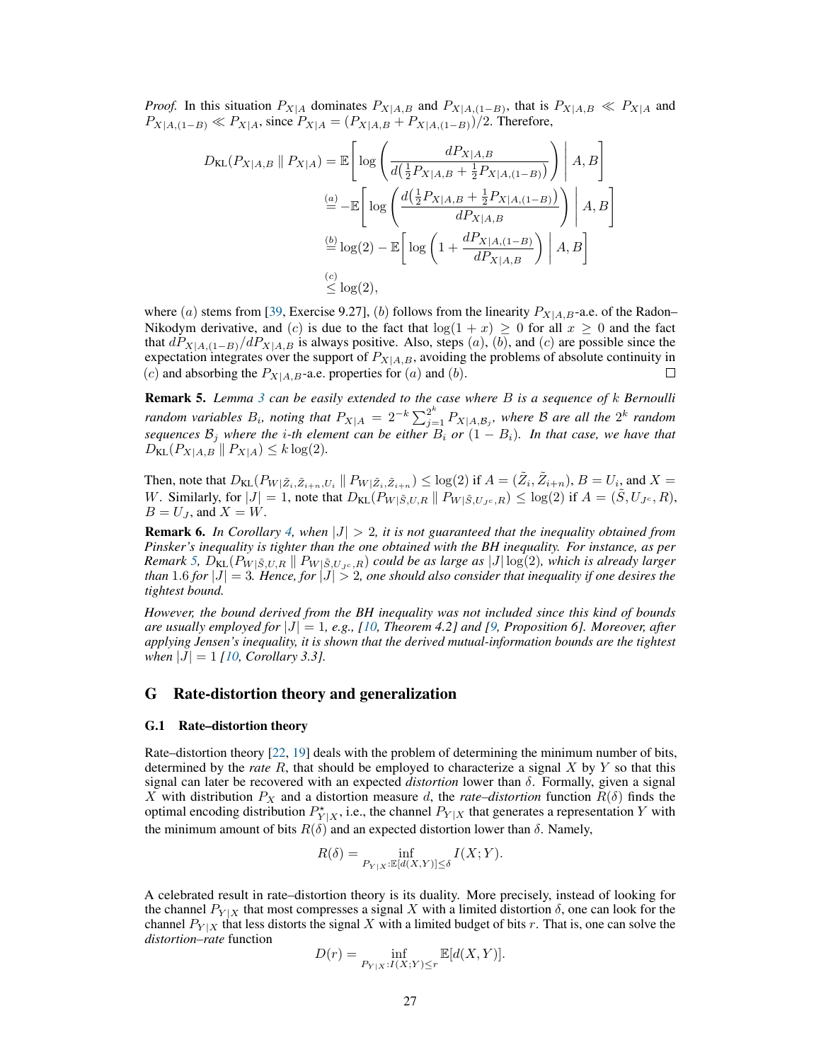*Proof.* In this situation $P_{X|A}$ dominates $P_{X|A,B}$ and $P_{X|A,(1-B)}$, that is $P_{X|A,B} \ll P_{X|A}$ and $P_{X|A,(1-B)} \ll P_{X|A}$, since $P_{X|A} = (P_{X|A,B} + P_{X|A,(1-B)})/2$. Therefore,

$$
\begin{aligned}
D_{\mathrm{KL}}(P_{X|A,B} \,\|\, P_{X|A}) &= \mathbb{E}\left[ \log \left( \frac{dP_{X|A,B}}{d\big(\frac{1}{2}P_{X|A,B} + \frac{1}{2}P_{X|A,(1-B)}\big)} \right) \,\middle|\, A, B \right] \\
&\stackrel{(a)}{=} -\mathbb{E}\left[ \log \left( \frac{d\big(\frac{1}{2}P_{X|A,B} + \frac{1}{2}P_{X|A,(1-B)}\big)}{dP_{X|A,B}} \right) \,\middle|\, A, B \right] \\
&\stackrel{(b)}{=} \log(2) - \mathbb{E}\left[ \log \left( 1 + \frac{dP_{X|A,(1-B)}}{dP_{X|A,B}} \right) \,\middle|\, A, B \right] \\
&\stackrel{(c)}{\leq} \log(2),
\end{aligned}
$$

where $(a)$ stems from [39, Exercise 9.27], $(b)$ follows from the linearity $P_{X|A,B}$-a.e. of the Radon–Nikodym derivative, and $(c)$ is due to the fact that $\log(1 + x) \geq 0$ for all $x \geq 0$ and the fact that $dP_{X|A,(1-B)}/dP_{X|A,B}$ is always positive. Also, steps $(a)$, $(b)$, and $(c)$ are possible since the expectation integrates over the support of $P_{X|A,B}$, avoiding the problems of absolute continuity in $(c)$ and absorbing the $P_{X|A,B}$-a.e. properties for $(a)$ and $(b)$. □

**Remark 5.** *Lemma 3 can be easily extended to the case where $B$ is a sequence of $k$ Bernoulli random variables $B_i$, noting that $P_{X|A} = 2^{-k} \sum_{j=1}^{2^k} P_{X|A,\mathcal{B}_j}$, where $\mathcal{B}$ are all the $2^k$ random sequences $\mathcal{B}_j$ where the $i$-th element can be either $B_i$ or $(1 - B_i)$. In that case, we have that $D_{\mathrm{KL}}(P_{X|A,B} \,\|\, P_{X|A}) \leq k \log(2)$.*

Then, note that $D_{\mathrm{KL}}(P_{W|\tilde{Z}_i,\tilde{Z}_{i+n},U_i} \,\|\, P_{W|\tilde{Z}_i,\tilde{Z}_{i+n}}) \leq \log(2)$ if $A = (\tilde{Z}_i, \tilde{Z}_{i+n})$, $B = U_i$, and $X = W$. Similarly, for $|J| = 1$, note that $D_{\mathrm{KL}}(P_{W|\tilde{S},U,R} \,\|\, P_{W|\tilde{S},U_{J^c},R}) \leq \log(2)$ if $A = (\tilde{S}, U_{J^c}, R)$, $B = U_J$, and $X = W$.

**Remark 6.** *In Corollary 4, when $|J| > 2$, it is not guaranteed that the inequality obtained from Pinsker's inequality is tighter than the one obtained with the BH inequality. For instance, as per Remark 5, $D_{\mathrm{KL}}(P_{W|\tilde{S},U,R} \,\|\, P_{W|\tilde{S},U_{J^c},R})$ could be as large as $|J|\log(2)$, which is already larger than 1.6 for $|J| = 3$. Hence, for $|J| > 2$, one should also consider that inequality if one desires the tightest bound.*

*However, the bound derived from the BH inequality was not included since this kind of bounds are usually employed for $|J| = 1$, e.g., [10, Theorem 4.2] and [9, Proposition 6]. Moreover, after applying Jensen's inequality, it is shown that the derived mutual-information bounds are the tightest when $|J| = 1$ [10, Corollary 3.3].*

## G Rate-distortion theory and generalization

### G.1 Rate–distortion theory

Rate–distortion theory [22, 19] deals with the problem of determining the minimum number of bits, determined by the *rate* $R$, that should be employed to characterize a signal $X$ by $Y$ so that this signal can later be recovered with an expected *distortion* lower than $\delta$. Formally, given a signal $X$ with distribution $P_X$ and a distortion measure $d$, the *rate–distortion* function $R(\delta)$ finds the optimal encoding distribution $P^{\star}_{Y|X}$, i.e., the channel $P_{Y|X}$ that generates a representation $Y$ with the minimum amount of bits $R(\delta)$ and an expected distortion lower than $\delta$. Namely,

$$
R(\delta) = \inf_{P_{Y|X} : \mathbb{E}[d(X,Y)] \leq \delta} I(X; Y).
$$

A celebrated result in rate–distortion theory is its duality. More precisely, instead of looking for the channel $P_{Y|X}$ that most compresses a signal $X$ with a limited distortion $\delta$, one can look for the channel $P_{Y|X}$ that less distorts the signal $X$ with a limited budget of bits $r$. That is, one can solve the *distortion–rate* function

$$
D(r) = \inf_{P_{Y|X} : I(X;Y) \leq r} \mathbb{E}[d(X, Y)].
$$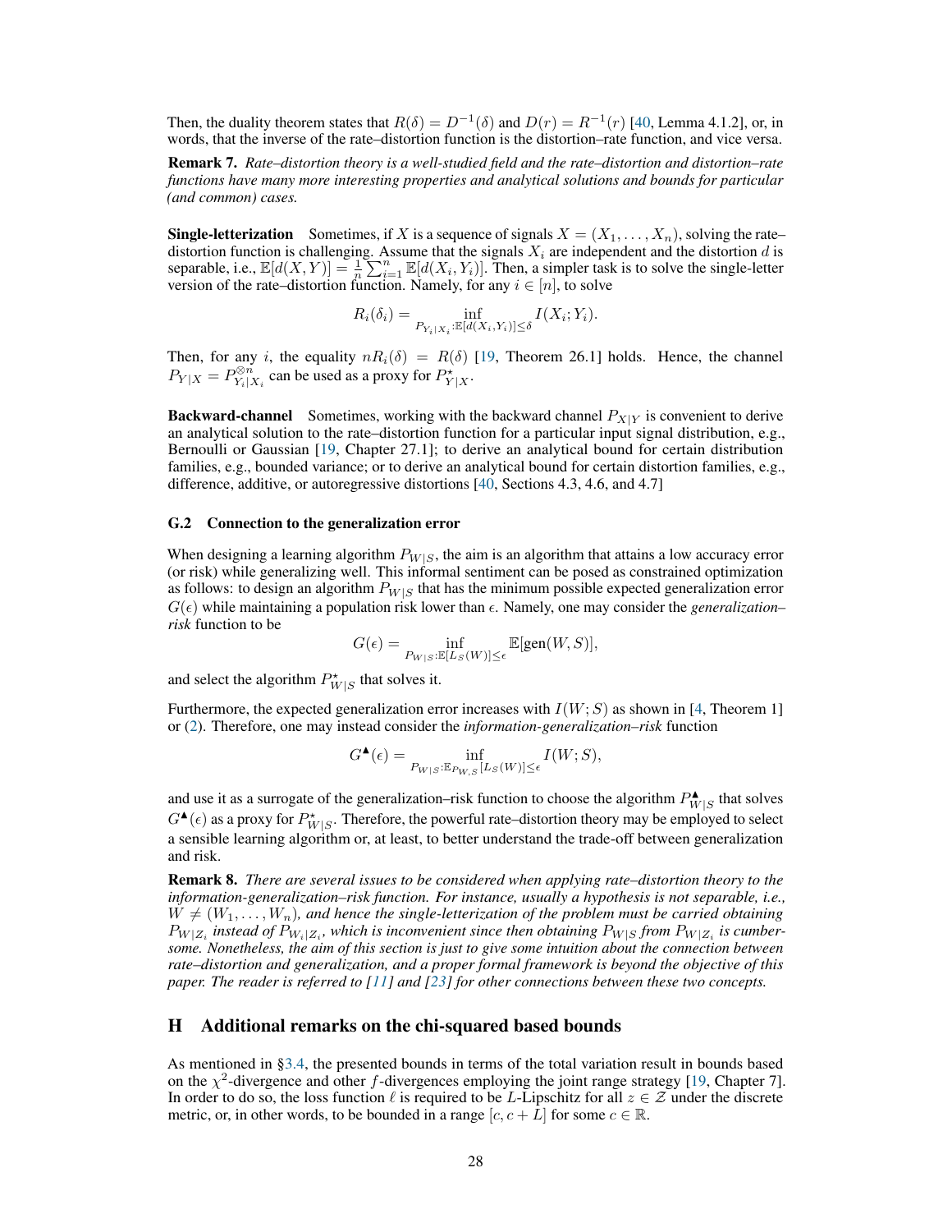Then, the duality theorem states that $R(\delta) = D^{-1}(\delta)$ and $D(r) = R^{-1}(r)$ [40, Lemma 4.1.2], or, in words, that the inverse of the rate–distortion function is the distortion–rate function, and vice versa.

**Remark 7.** *Rate–distortion theory is a well-studied field and the rate–distortion and distortion–rate functions have many more interesting properties and analytical solutions and bounds for particular (and common) cases.*

**Single-letterization** Sometimes, if $X$ is a sequence of signals $X = (X_1, \ldots, X_n)$, solving the rate–distortion function is challenging. Assume that the signals $X_i$ are independent and the distortion $d$ is separable, i.e., $\mathbb{E}[d(X,Y)] = \frac{1}{n}\sum_{i=1}^n \mathbb{E}[d(X_i, Y_i)]$. Then, a simpler task is to solve the single-letter version of the rate–distortion function. Namely, for any $i \in [n]$, to solve

$$R_i(\delta_i) = \inf_{P_{Y_i|X_i}:\mathbb{E}[d(X_i,Y_i)]\leq\delta} I(X_i;Y_i).$$

Then, for any $i$, the equality $nR_i(\delta) = R(\delta)$ [19, Theorem 26.1] holds. Hence, the channel $P_{Y|X} = P_{Y_i|X_i}^{\otimes n}$ can be used as a proxy for $P_{Y|X}^{\star}$.

**Backward-channel** Sometimes, working with the backward channel $P_{X|Y}$ is convenient to derive an analytical solution to the rate–distortion function for a particular input signal distribution, e.g., Bernoulli or Gaussian [19, Chapter 27.1]; to derive an analytical bound for certain distribution families, e.g., bounded variance; or to derive an analytical bound for certain distortion families, e.g., difference, additive, or autoregressive distortions [40, Sections 4.3, 4.6, and 4.7]

### G.2 Connection to the generalization error

When designing a learning algorithm $P_{W|S}$, the aim is an algorithm that attains a low accuracy error (or risk) while generalizing well. This informal sentiment can be posed as constrained optimization as follows: to design an algorithm $P_{W|S}$ that has the minimum possible expected generalization error $G(\epsilon)$ while maintaining a population risk lower than $\epsilon$. Namely, one may consider the *generalization–risk* function to be

$$G(\epsilon) = \inf_{P_{W|S}:\mathbb{E}[L_S(W)]\leq\epsilon} \mathbb{E}[\mathrm{gen}(W,S)],$$

and select the algorithm $P_{W|S}^{\star}$ that solves it.

Furthermore, the expected generalization error increases with $I(W;S)$ as shown in [4, Theorem 1] or (2). Therefore, one may instead consider the *information-generalization–risk* function

$$G^{\blacktriangle}(\epsilon) = \inf_{P_{W|S}:\mathbb{E}_{P_{W,S}}[L_S(W)]\leq\epsilon} I(W;S),$$

and use it as a surrogate of the generalization–risk function to choose the algorithm $P_{W|S}^{\blacktriangle}$ that solves $G^{\blacktriangle}(\epsilon)$ as a proxy for $P_{W|S}^{\star}$. Therefore, the powerful rate–distortion theory may be employed to select a sensible learning algorithm or, at least, to better understand the trade-off between generalization and risk.

**Remark 8.** *There are several issues to be considered when applying rate–distortion theory to the information-generalization–risk function. For instance, usually a hypothesis is not separable, i.e., $W \neq (W_1, \ldots, W_n)$, and hence the single-letterization of the problem must be carried obtaining $P_{W|Z_i}$ instead of $P_{W_i|Z_i}$, which is inconvenient since then obtaining $P_{W|S}$ from $P_{W|Z_i}$ is cumbersome. Nonetheless, the aim of this section is just to give some intuition about the connection between rate–distortion and generalization, and a proper formal framework is beyond the objective of this paper. The reader is referred to [11] and [23] for other connections between these two concepts.*

## H Additional remarks on the chi-squared based bounds

As mentioned in §3.4, the presented bounds in terms of the total variation result in bounds based on the $\chi^2$-divergence and other $f$-divergences employing the joint range strategy [19, Chapter 7]. In order to do so, the loss function $\ell$ is required to be $L$-Lipschitz for all $z \in \mathcal{Z}$ under the discrete metric, or, in other words, to be bounded in a range $[c, c+L]$ for some $c \in \mathbb{R}$.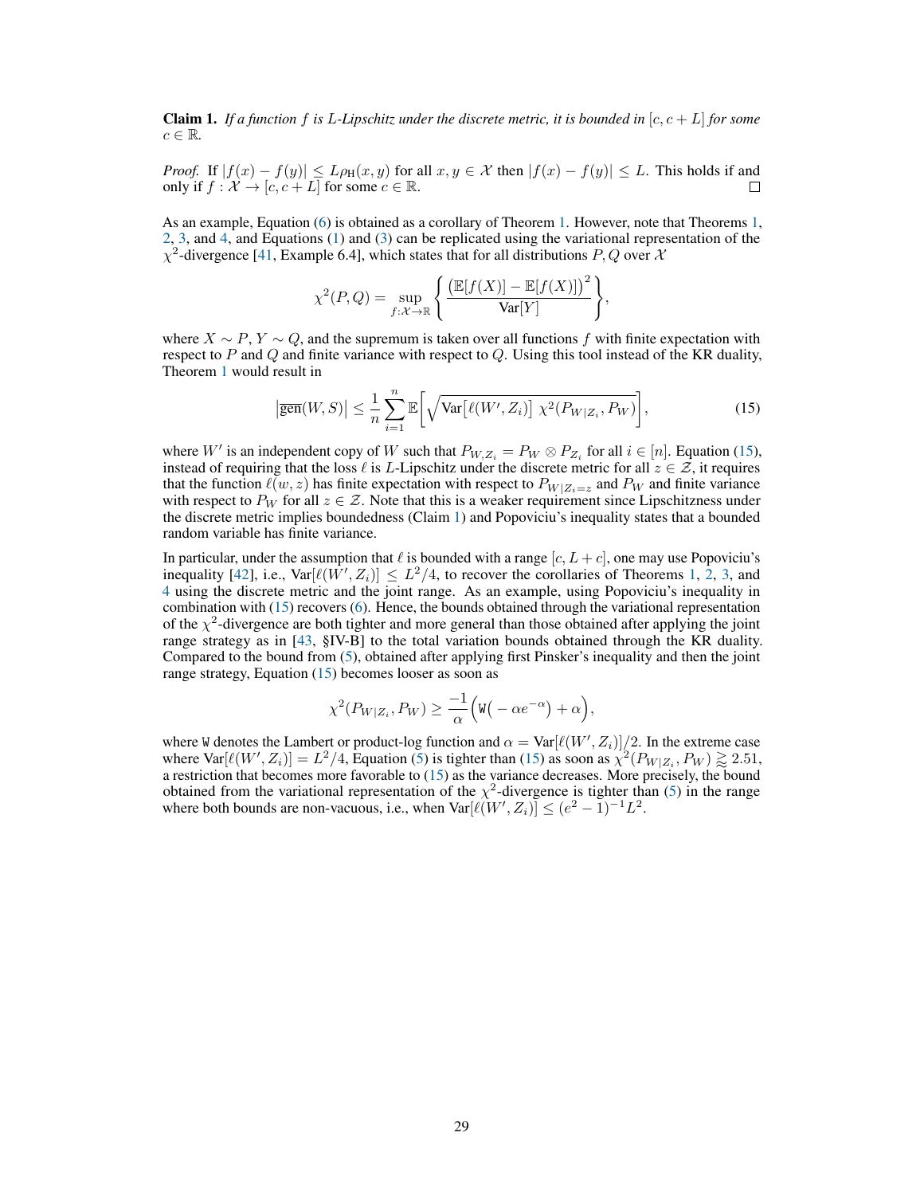**Claim 1.** *If a function $f$ is $L$-Lipschitz under the discrete metric, it is bounded in $[c, c+L]$ for some $c \in \mathbb{R}$.*

*Proof.* If $|f(x) - f(y)| \leq L\rho_{\mathrm{H}}(x, y)$ for all $x, y \in \mathcal{X}$ then $|f(x) - f(y)| \leq L$. This holds if and only if $f : \mathcal{X} \to [c, c+L]$ for some $c \in \mathbb{R}$. □

As an example, Equation (6) is obtained as a corollary of Theorem 1. However, note that Theorems 1, 2, 3, and 4, and Equations (1) and (3) can be replicated using the variational representation of the $\chi^2$-divergence [41, Example 6.4], which states that for all distributions $P, Q$ over $\mathcal{X}$

$$\chi^2(P, Q) = \sup_{f:\mathcal{X}\to\mathbb{R}} \left\{ \frac{\big(\mathbb{E}[f(X)] - \mathbb{E}[f(X)]\big)^2}{\mathrm{Var}[Y]} \right\},$$

where $X \sim P$, $Y \sim Q$, and the supremum is taken over all functions $f$ with finite expectation with respect to $P$ and $Q$ and finite variance with respect to $Q$. Using this tool instead of the KR duality, Theorem 1 would result in

$$\big|\overline{\mathrm{gen}}(W, S)\big| \leq \frac{1}{n}\sum_{i=1}^{n} \mathbb{E}\bigg[\sqrt{\mathrm{Var}\big[\ell(W', Z_i)\big]\ \chi^2(P_{W|Z_i}, P_W)}\bigg], \tag{15}$$

where $W'$ is an independent copy of $W$ such that $P_{W,Z_i} = P_W \otimes P_{Z_i}$ for all $i \in [n]$. Equation (15), instead of requiring that the loss $\ell$ is $L$-Lipschitz under the discrete metric for all $z \in \mathcal{Z}$, it requires that the function $\ell(w, z)$ has finite expectation with respect to $P_{W|Z_i=z}$ and $P_W$ and finite variance with respect to $P_W$ for all $z \in \mathcal{Z}$. Note that this is a weaker requirement since Lipschitzness under the discrete metric implies boundedness (Claim 1) and Popoviciu's inequality states that a bounded random variable has finite variance.

In particular, under the assumption that $\ell$ is bounded with a range $[c, L+c]$, one may use Popoviciu's inequality [42], i.e., $\mathrm{Var}[\ell(W', Z_i)] \leq L^2/4$, to recover the corollaries of Theorems 1, 2, 3, and 4 using the discrete metric and the joint range. As an example, using Popoviciu's inequality in combination with (15) recovers (6). Hence, the bounds obtained through the variational representation of the $\chi^2$-divergence are both tighter and more general than those obtained after applying the joint range strategy as in [43, §IV-B] to the total variation bounds obtained through the KR duality. Compared to the bound from (5), obtained after applying first Pinsker's inequality and then the joint range strategy, Equation (15) becomes looser as soon as

$$\chi^2(P_{W|Z_i}, P_W) \geq \frac{-1}{\alpha}\Big(\mathtt{W}\big(-\alpha e^{-\alpha}\big) + \alpha\Big),$$

where $\mathtt{W}$ denotes the Lambert or product-log function and $\alpha = \mathrm{Var}[\ell(W', Z_i)]/2$. In the extreme case where $\mathrm{Var}[\ell(W', Z_i)] = L^2/4$, Equation (5) is tighter than (15) as soon as $\chi^2(P_{W|Z_i}, P_W) \gtrapprox 2.51$, a restriction that becomes more favorable to (15) as the variance decreases. More precisely, the bound obtained from the variational representation of the $\chi^2$-divergence is tighter than (5) in the range where both bounds are non-vacuous, i.e., when $\mathrm{Var}[\ell(W', Z_i)] \leq (e^2 - 1)^{-1}L^2$.